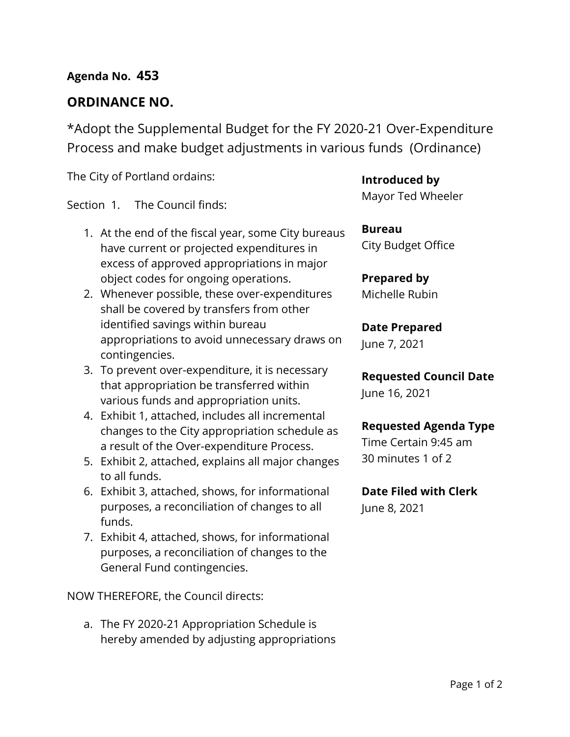**Agenda No. 453**

## ORDINANCE NO.

*Adopt the Supplemental Budget for the FY 2020-21 Over-Expenditure Process and make budget adjustments in various funds (Ordinance)

The City of Portland ordains:

Section 1. The Council finds:

1. At the end of the fiscal year, some City bureaus have current or projected expenditures in excess of approved appropriations in major object codes for ongoing operations.
2. Whenever possible, these over-expenditures shall be covered by transfers from other identified savings within bureau appropriations to avoid unnecessary draws on contingencies.
3. To prevent over-expenditure, it is necessary that appropriation be transferred within various funds and appropriation units.
4. Exhibit 1, attached, includes all incremental changes to the City appropriation schedule as a result of the Over-expenditure Process.
5. Exhibit 2, attached, explains all major changes to all funds.
6. Exhibit 3, attached, shows, for informational purposes, a reconciliation of changes to all funds.
7. Exhibit 4, attached, shows, for informational purposes, a reconciliation of changes to the General Fund contingencies.

NOW THEREFORE, the Council directs:

a. The FY 2020-21 Appropriation Schedule is hereby amended by adjusting appropriations

**Introduced by**
Mayor Ted Wheeler

**Bureau**
City Budget Office

**Prepared by**
Michelle Rubin

**Date Prepared**
June 7, 2021

**Requested Council Date**
June 16, 2021

**Requested Agenda Type**
Time Certain 9:45 am
30 minutes 1 of 2

**Date Filed with Clerk**
June 8, 2021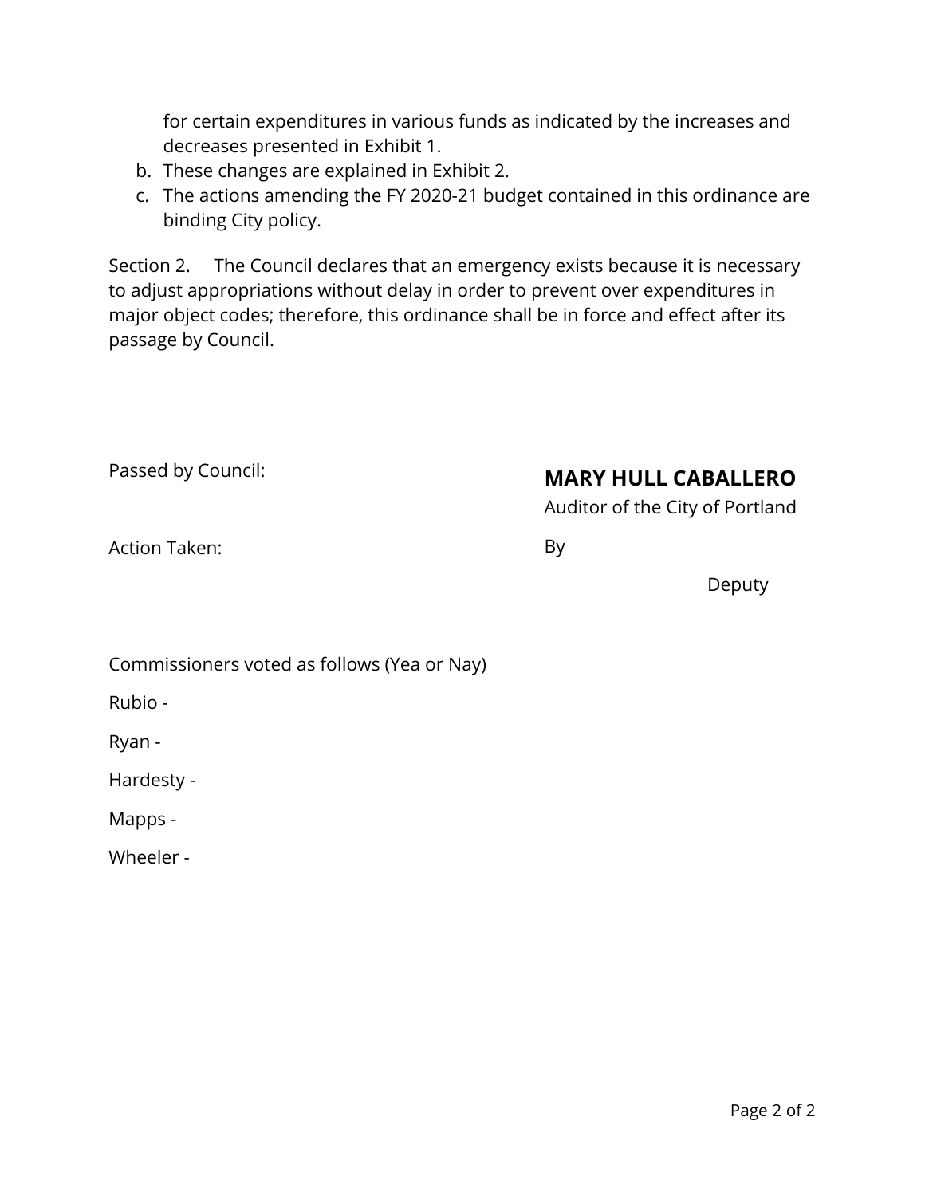for certain expenditures in various funds as indicated by the increases and decreases presented in Exhibit 1.

b. These changes are explained in Exhibit 2.
c. The actions amending the FY 2020-21 budget contained in this ordinance are binding City policy.

Section 2. The Council declares that an emergency exists because it is necessary to adjust appropriations without delay in order to prevent over expenditures in major object codes; therefore, this ordinance shall be in force and effect after its passage by Council.

Passed by Council:

Action Taken:

**MARY HULL CABALLERO**
Auditor of the City of Portland

By

Deputy

Commissioners voted as follows (Yea or Nay)

Rubio -

Ryan -

Hardesty -

Mapps -

Wheeler -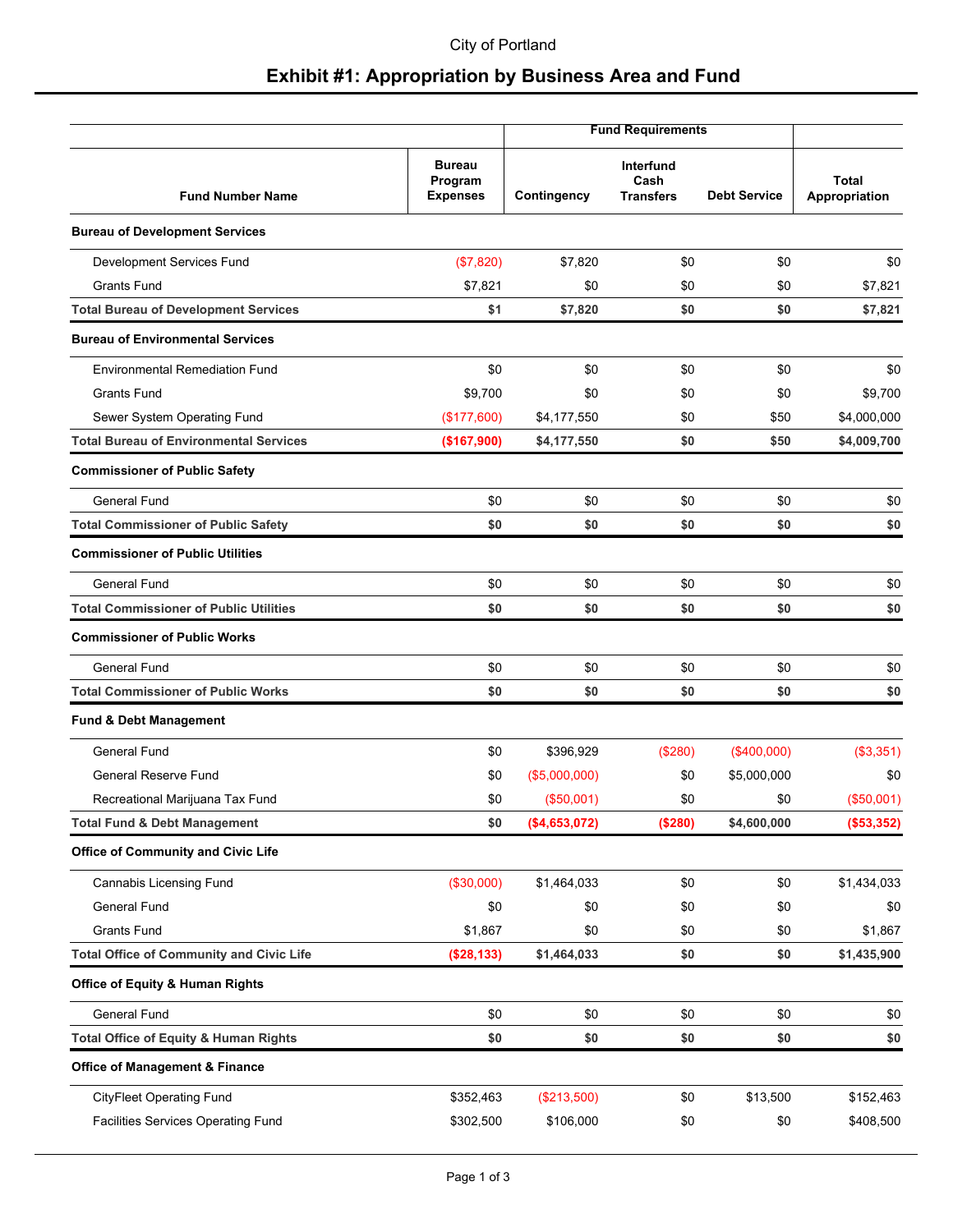City of Portland

# Exhibit #1: Appropriation by Business Area and Fund

| Fund Number Name | Bureau Program Expenses | Fund Requirements Contingency | Interfund Cash Transfers | Debt Service | Total Appropriation |
|---|---|---|---|---|---|
| **Bureau of Development Services** | | | | | |
| Development Services Fund | ($7,820) | $7,820 | $0 | $0 | $0 |
| Grants Fund | $7,821 | $0 | $0 | $0 | $7,821 |
| **Total Bureau of Development Services** | **$1** | **$7,820** | **$0** | **$0** | **$7,821** |
| **Bureau of Environmental Services** | | | | | |
| Environmental Remediation Fund | $0 | $0 | $0 | $0 | $0 |
| Grants Fund | $9,700 | $0 | $0 | $0 | $9,700 |
| Sewer System Operating Fund | ($177,600) | $4,177,550 | $0 | $50 | $4,000,000 |
| **Total Bureau of Environmental Services** | **($167,900)** | **$4,177,550** | **$0** | **$50** | **$4,009,700** |
| **Commissioner of Public Safety** | | | | | |
| General Fund | $0 | $0 | $0 | $0 | $0 |
| **Total Commissioner of Public Safety** | **$0** | **$0** | **$0** | **$0** | **$0** |
| **Commissioner of Public Utilities** | | | | | |
| General Fund | $0 | $0 | $0 | $0 | $0 |
| **Total Commissioner of Public Utilities** | **$0** | **$0** | **$0** | **$0** | **$0** |
| **Commissioner of Public Works** | | | | | |
| General Fund | $0 | $0 | $0 | $0 | $0 |
| **Total Commissioner of Public Works** | **$0** | **$0** | **$0** | **$0** | **$0** |
| **Fund & Debt Management** | | | | | |
| General Fund | $0 | $396,929 | ($280) | ($400,000) | ($3,351) |
| General Reserve Fund | $0 | ($5,000,000) | $0 | $5,000,000 | $0 |
| Recreational Marijuana Tax Fund | $0 | ($50,001) | $0 | $0 | ($50,001) |
| **Total Fund & Debt Management** | **$0** | **($4,653,072)** | **($280)** | **$4,600,000** | **($53,352)** |
| **Office of Community and Civic Life** | | | | | |
| Cannabis Licensing Fund | ($30,000) | $1,464,033 | $0 | $0 | $1,434,033 |
| General Fund | $0 | $0 | $0 | $0 | $0 |
| Grants Fund | $1,867 | $0 | $0 | $0 | $1,867 |
| **Total Office of Community and Civic Life** | **($28,133)** | **$1,464,033** | **$0** | **$0** | **$1,435,900** |
| **Office of Equity & Human Rights** | | | | | |
| General Fund | $0 | $0 | $0 | $0 | $0 |
| **Total Office of Equity & Human Rights** | **$0** | **$0** | **$0** | **$0** | **$0** |
| **Office of Management & Finance** | | | | | |
| CityFleet Operating Fund | $352,463 | ($213,500) | $0 | $13,500 | $152,463 |
| Facilities Services Operating Fund | $302,500 | $106,000 | $0 | $0 | $408,500 |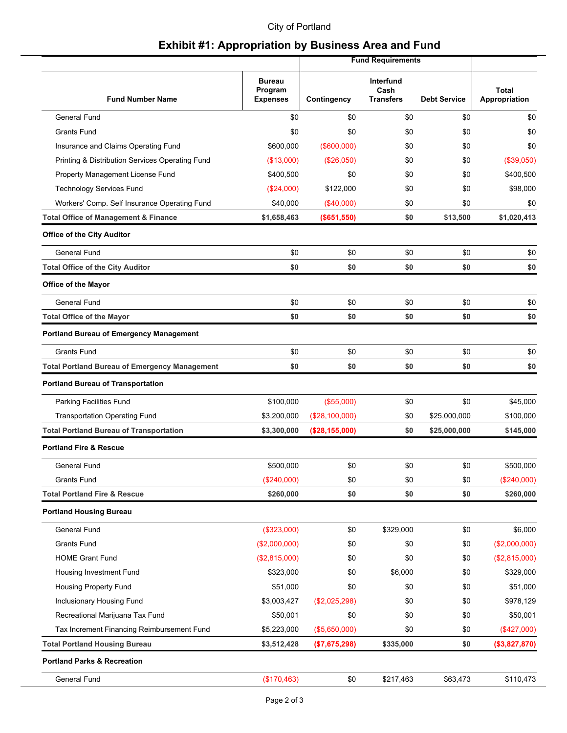City of Portland

# Exhibit #1: Appropriation by Business Area and Fund

| Fund Number Name | Bureau Program Expenses | Fund Requirements Contingency | Interfund Cash Transfers | Debt Service | Total Appropriation |
|---|---|---|---|---|---|
| General Fund | $0 | $0 | $0 | $0 | $0 |
| Grants Fund | $0 | $0 | $0 | $0 | $0 |
| Insurance and Claims Operating Fund | $600,000 | ($600,000) | $0 | $0 | $0 |
| Printing & Distribution Services Operating Fund | ($13,000) | ($26,050) | $0 | $0 | ($39,050) |
| Property Management License Fund | $400,500 | $0 | $0 | $0 | $400,500 |
| Technology Services Fund | ($24,000) | $122,000 | $0 | $0 | $98,000 |
| Workers' Comp. Self Insurance Operating Fund | $40,000 | ($40,000) | $0 | $0 | $0 |
| **Total Office of Management & Finance** | **$1,658,463** | **($651,550)** | **$0** | **$13,500** | **$1,020,413** |
| **Office of the City Auditor** | | | | | |
| General Fund | $0 | $0 | $0 | $0 | $0 |
| **Total Office of the City Auditor** | **$0** | **$0** | **$0** | **$0** | **$0** |
| **Office of the Mayor** | | | | | |
| General Fund | $0 | $0 | $0 | $0 | $0 |
| **Total Office of the Mayor** | **$0** | **$0** | **$0** | **$0** | **$0** |
| **Portland Bureau of Emergency Management** | | | | | |
| Grants Fund | $0 | $0 | $0 | $0 | $0 |
| **Total Portland Bureau of Emergency Management** | **$0** | **$0** | **$0** | **$0** | **$0** |
| **Portland Bureau of Transportation** | | | | | |
| Parking Facilities Fund | $100,000 | ($55,000) | $0 | $0 | $45,000 |
| Transportation Operating Fund | $3,200,000 | ($28,100,000) | $0 | $25,000,000 | $100,000 |
| **Total Portland Bureau of Transportation** | **$3,300,000** | **($28,155,000)** | **$0** | **$25,000,000** | **$145,000** |
| **Portland Fire & Rescue** | | | | | |
| General Fund | $500,000 | $0 | $0 | $0 | $500,000 |
| Grants Fund | ($240,000) | $0 | $0 | $0 | ($240,000) |
| **Total Portland Fire & Rescue** | **$260,000** | **$0** | **$0** | **$0** | **$260,000** |
| **Portland Housing Bureau** | | | | | |
| General Fund | ($323,000) | $0 | $329,000 | $0 | $6,000 |
| Grants Fund | ($2,000,000) | $0 | $0 | $0 | ($2,000,000) |
| HOME Grant Fund | ($2,815,000) | $0 | $0 | $0 | ($2,815,000) |
| Housing Investment Fund | $323,000 | $0 | $6,000 | $0 | $329,000 |
| Housing Property Fund | $51,000 | $0 | $0 | $0 | $51,000 |
| Inclusionary Housing Fund | $3,003,427 | ($2,025,298) | $0 | $0 | $978,129 |
| Recreational Marijuana Tax Fund | $50,001 | $0 | $0 | $0 | $50,001 |
| Tax Increment Financing Reimbursement Fund | $5,223,000 | ($5,650,000) | $0 | $0 | ($427,000) |
| **Total Portland Housing Bureau** | **$3,512,428** | **($7,675,298)** | **$335,000** | **$0** | **($3,827,870)** |
| **Portland Parks & Recreation** | | | | | |
| General Fund | ($170,463) | $0 | $217,463 | $63,473 | $110,473 |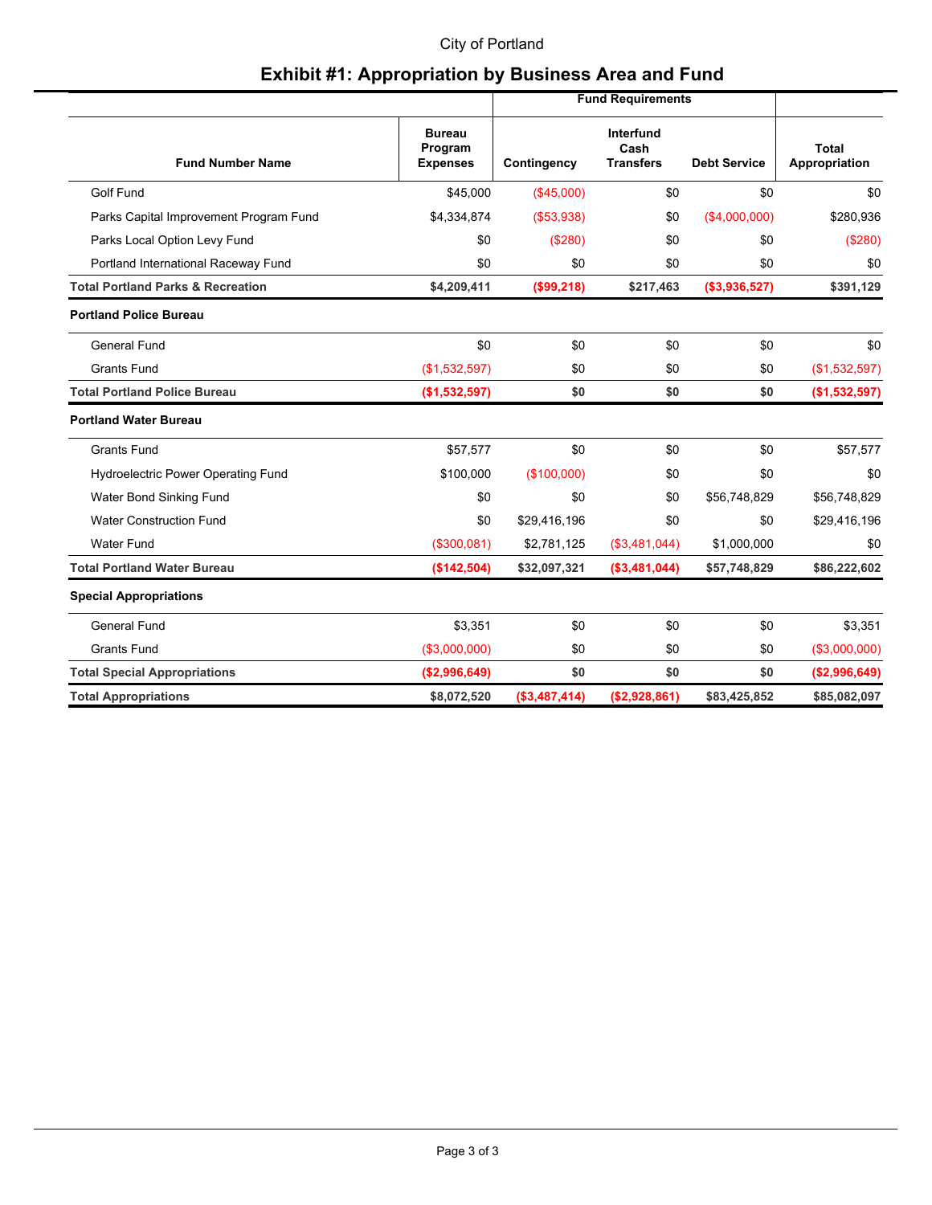City of Portland

# Exhibit #1: Appropriation by Business Area and Fund

| Fund Number Name | Bureau Program Expenses | Fund Requirements | | | Total Appropriation |
|---|---|---|---|---|---|
| | | Contingency | Interfund Cash Transfers | Debt Service | |
| Golf Fund | $45,000 | ($45,000) | $0 | $0 | $0 |
| Parks Capital Improvement Program Fund | $4,334,874 | ($53,938) | $0 | ($4,000,000) | $280,936 |
| Parks Local Option Levy Fund | $0 | ($280) | $0 | $0 | ($280) |
| Portland International Raceway Fund | $0 | $0 | $0 | $0 | $0 |
| **Total Portland Parks & Recreation** | **$4,209,411** | **($99,218)** | **$217,463** | **($3,936,527)** | **$391,129** |
| **Portland Police Bureau** | | | | | |
| General Fund | $0 | $0 | $0 | $0 | $0 |
| Grants Fund | ($1,532,597) | $0 | $0 | $0 | ($1,532,597) |
| **Total Portland Police Bureau** | **($1,532,597)** | **$0** | **$0** | **$0** | **($1,532,597)** |
| **Portland Water Bureau** | | | | | |
| Grants Fund | $57,577 | $0 | $0 | $0 | $57,577 |
| Hydroelectric Power Operating Fund | $100,000 | ($100,000) | $0 | $0 | $0 |
| Water Bond Sinking Fund | $0 | $0 | $0 | $56,748,829 | $56,748,829 |
| Water Construction Fund | $0 | $29,416,196 | $0 | $0 | $29,416,196 |
| Water Fund | ($300,081) | $2,781,125 | ($3,481,044) | $1,000,000 | $0 |
| **Total Portland Water Bureau** | **($142,504)** | **$32,097,321** | **($3,481,044)** | **$57,748,829** | **$86,222,602** |
| **Special Appropriations** | | | | | |
| General Fund | $3,351 | $0 | $0 | $0 | $3,351 |
| Grants Fund | ($3,000,000) | $0 | $0 | $0 | ($3,000,000) |
| **Total Special Appropriations** | **($2,996,649)** | **$0** | **$0** | **$0** | **($2,996,649)** |
| **Total Appropriations** | **$8,072,520** | **($3,487,414)** | **($2,928,861)** | **$83,425,852** | **$85,082,097** |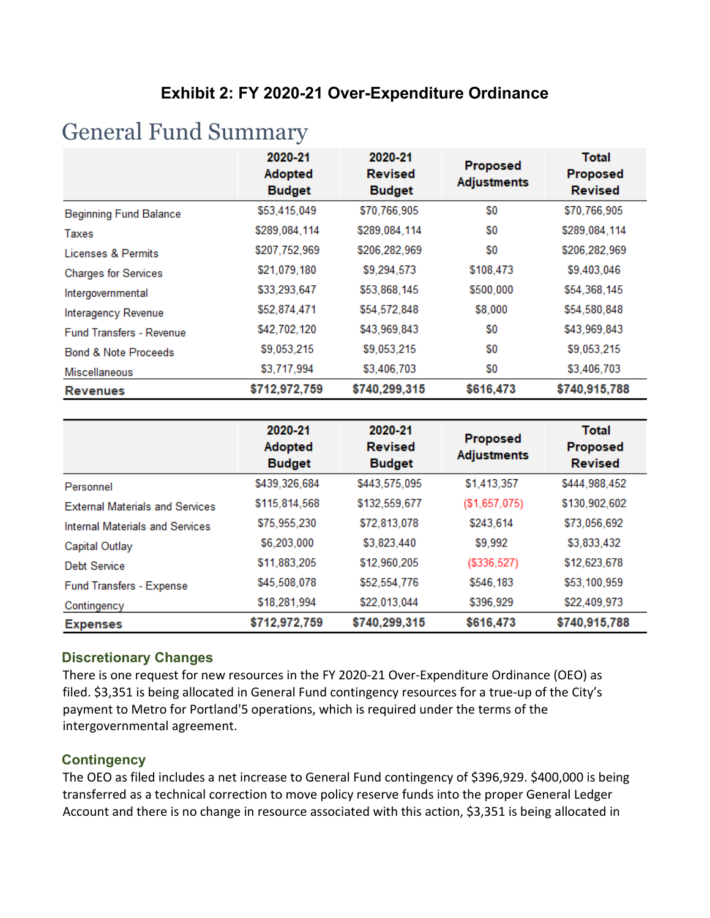### Exhibit 2: FY 2020-21 Over-Expenditure Ordinance

# General Fund Summary

| | 2020-21 Adopted Budget | 2020-21 Revised Budget | Proposed Adjustments | Total Proposed Revised |
|---|---|---|---|---|
| Beginning Fund Balance | $53,415,049 | $70,766,905 | $0 | $70,766,905 |
| Taxes | $289,084,114 | $289,084,114 | $0 | $289,084,114 |
| Licenses & Permits | $207,752,969 | $206,282,969 | $0 | $206,282,969 |
| Charges for Services | $21,079,180 | $9,294,573 | $108,473 | $9,403,046 |
| Intergovernmental | $33,293,647 | $53,868,145 | $500,000 | $54,368,145 |
| Interagency Revenue | $52,874,471 | $54,572,848 | $8,000 | $54,580,848 |
| Fund Transfers - Revenue | $42,702,120 | $43,969,843 | $0 | $43,969,843 |
| Bond & Note Proceeds | $9,053,215 | $9,053,215 | $0 | $9,053,215 |
| Miscellaneous | $3,717,994 | $3,406,703 | $0 | $3,406,703 |
| **Revenues** | **$712,972,759** | **$740,299,315** | **$616,473** | **$740,915,788** |

| | 2020-21 Adopted Budget | 2020-21 Revised Budget | Proposed Adjustments | Total Proposed Revised |
|---|---|---|---|---|
| Personnel | $439,326,684 | $443,575,095 | $1,413,357 | $444,988,452 |
| External Materials and Services | $115,814,568 | $132,559,677 | ($1,657,075) | $130,902,602 |
| Internal Materials and Services | $75,955,230 | $72,813,078 | $243,614 | $73,056,692 |
| Capital Outlay | $6,203,000 | $3,823,440 | $9,992 | $3,833,432 |
| Debt Service | $11,883,205 | $12,960,205 | ($336,527) | $12,623,678 |
| Fund Transfers - Expense | $45,508,078 | $52,554,776 | $546,183 | $53,100,959 |
| Contingency | $18,281,994 | $22,013,044 | $396,929 | $22,409,973 |
| **Expenses** | **$712,972,759** | **$740,299,315** | **$616,473** | **$740,915,788** |

### Discretionary Changes

There is one request for new resources in the FY 2020-21 Over-Expenditure Ordinance (OEO) as filed. $3,351 is being allocated in General Fund contingency resources for a true-up of the City's payment to Metro for Portland'5 operations, which is required under the terms of the intergovernmental agreement.

### Contingency

The OEO as filed includes a net increase to General Fund contingency of $396,929. $400,000 is being transferred as a technical correction to move policy reserve funds into the proper General Ledger Account and there is no change in resource associated with this action, $3,351 is being allocated in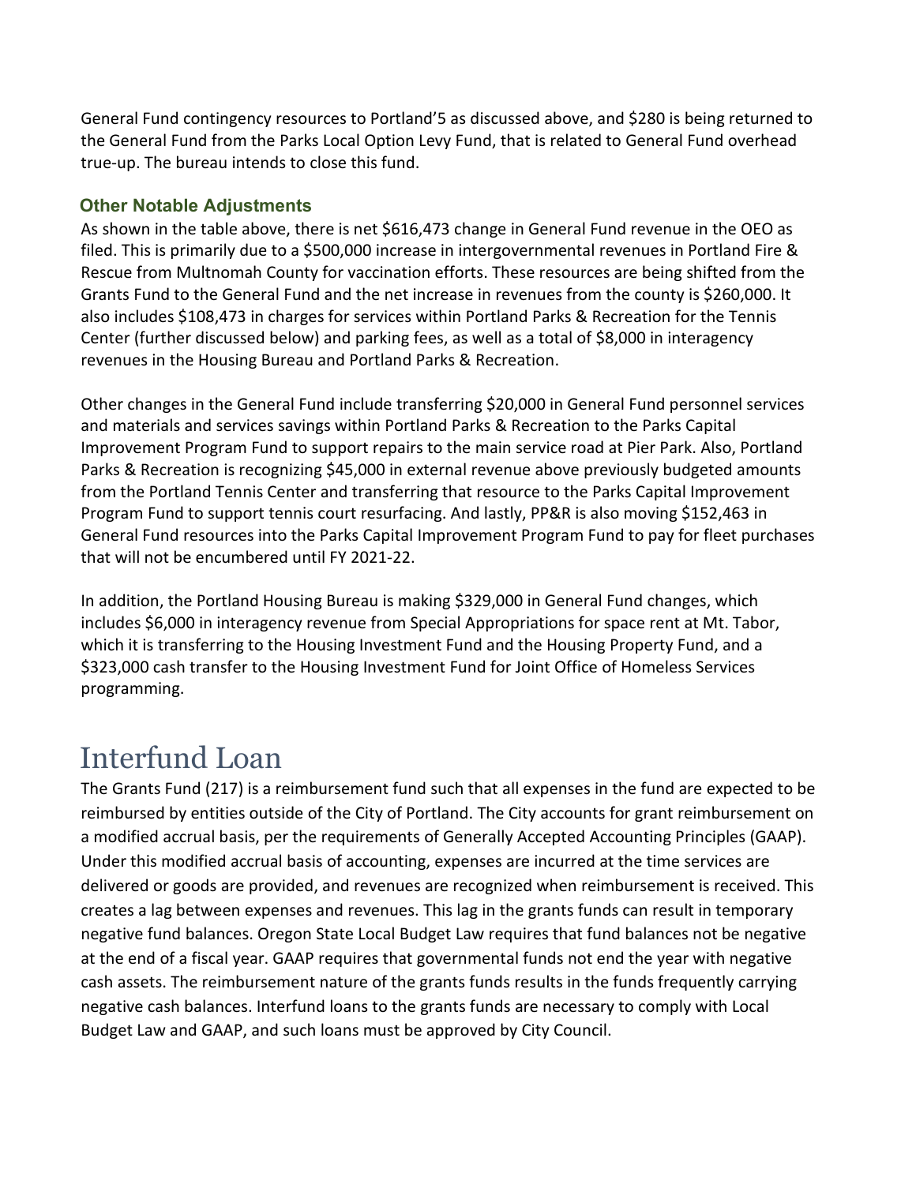General Fund contingency resources to Portland'5 as discussed above, and $280 is being returned to the General Fund from the Parks Local Option Levy Fund, that is related to General Fund overhead true-up. The bureau intends to close this fund.

### Other Notable Adjustments

As shown in the table above, there is net $616,473 change in General Fund revenue in the OEO as filed. This is primarily due to a $500,000 increase in intergovernmental revenues in Portland Fire & Rescue from Multnomah County for vaccination efforts. These resources are being shifted from the Grants Fund to the General Fund and the net increase in revenues from the county is $260,000. It also includes $108,473 in charges for services within Portland Parks & Recreation for the Tennis Center (further discussed below) and parking fees, as well as a total of $8,000 in interagency revenues in the Housing Bureau and Portland Parks & Recreation.

Other changes in the General Fund include transferring $20,000 in General Fund personnel services and materials and services savings within Portland Parks & Recreation to the Parks Capital Improvement Program Fund to support repairs to the main service road at Pier Park. Also, Portland Parks & Recreation is recognizing $45,000 in external revenue above previously budgeted amounts from the Portland Tennis Center and transferring that resource to the Parks Capital Improvement Program Fund to support tennis court resurfacing. And lastly, PP&R is also moving $152,463 in General Fund resources into the Parks Capital Improvement Program Fund to pay for fleet purchases that will not be encumbered until FY 2021-22.

In addition, the Portland Housing Bureau is making $329,000 in General Fund changes, which includes $6,000 in interagency revenue from Special Appropriations for space rent at Mt. Tabor, which it is transferring to the Housing Investment Fund and the Housing Property Fund, and a $323,000 cash transfer to the Housing Investment Fund for Joint Office of Homeless Services programming.

## Interfund Loan

The Grants Fund (217) is a reimbursement fund such that all expenses in the fund are expected to be reimbursed by entities outside of the City of Portland. The City accounts for grant reimbursement on a modified accrual basis, per the requirements of Generally Accepted Accounting Principles (GAAP). Under this modified accrual basis of accounting, expenses are incurred at the time services are delivered or goods are provided, and revenues are recognized when reimbursement is received. This creates a lag between expenses and revenues. This lag in the grants funds can result in temporary negative fund balances. Oregon State Local Budget Law requires that fund balances not be negative at the end of a fiscal year. GAAP requires that governmental funds not end the year with negative cash assets. The reimbursement nature of the grants funds results in the funds frequently carrying negative cash balances. Interfund loans to the grants funds are necessary to comply with Local Budget Law and GAAP, and such loans must be approved by City Council.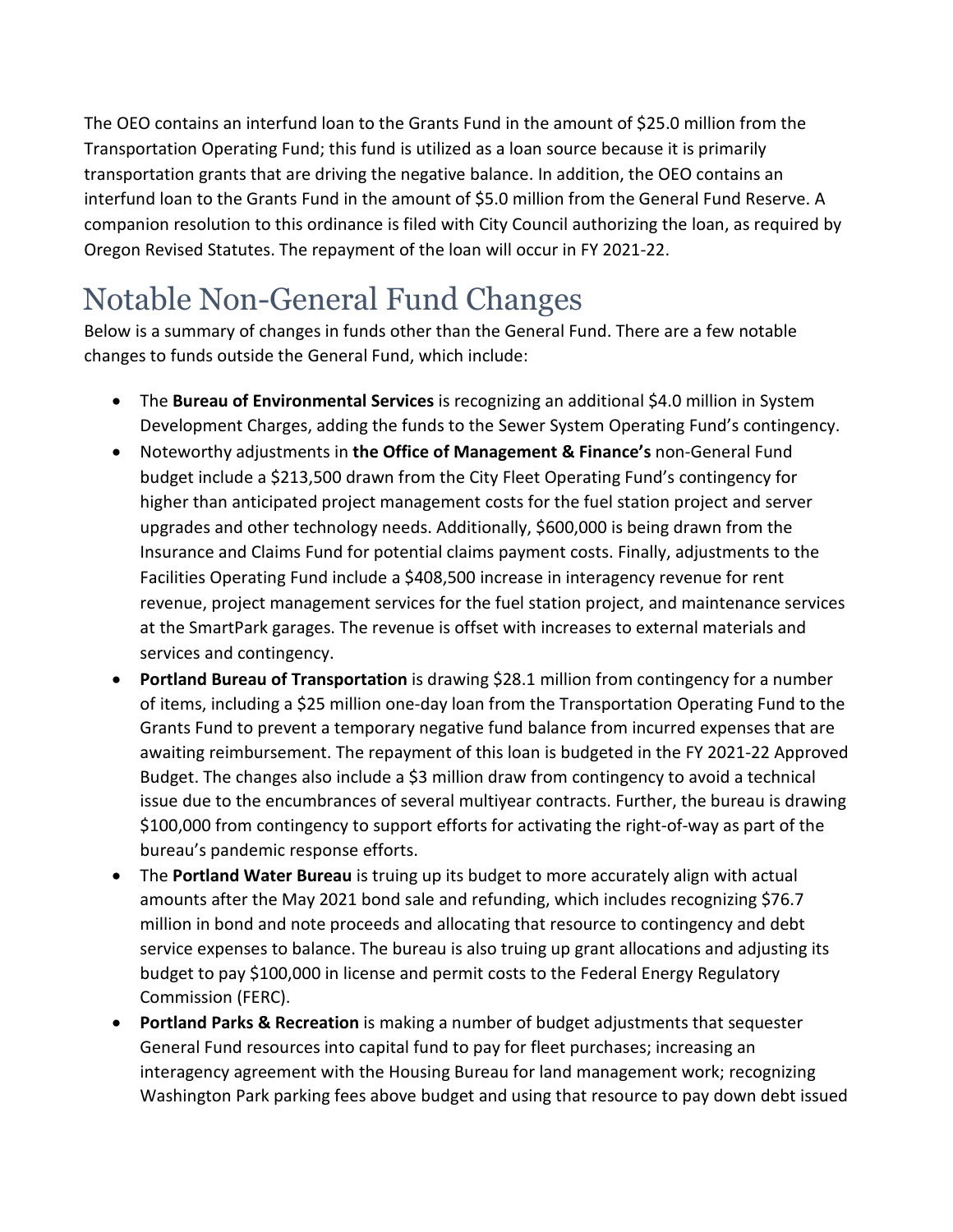The OEO contains an interfund loan to the Grants Fund in the amount of $25.0 million from the Transportation Operating Fund; this fund is utilized as a loan source because it is primarily transportation grants that are driving the negative balance. In addition, the OEO contains an interfund loan to the Grants Fund in the amount of $5.0 million from the General Fund Reserve. A companion resolution to this ordinance is filed with City Council authorizing the loan, as required by Oregon Revised Statutes. The repayment of the loan will occur in FY 2021-22.

# Notable Non-General Fund Changes

Below is a summary of changes in funds other than the General Fund. There are a few notable changes to funds outside the General Fund, which include:

- The **Bureau of Environmental Services** is recognizing an additional $4.0 million in System Development Charges, adding the funds to the Sewer System Operating Fund's contingency.
- Noteworthy adjustments in **the Office of Management & Finance's** non-General Fund budget include a $213,500 drawn from the City Fleet Operating Fund's contingency for higher than anticipated project management costs for the fuel station project and server upgrades and other technology needs. Additionally, $600,000 is being drawn from the Insurance and Claims Fund for potential claims payment costs. Finally, adjustments to the Facilities Operating Fund include a $408,500 increase in interagency revenue for rent revenue, project management services for the fuel station project, and maintenance services at the SmartPark garages. The revenue is offset with increases to external materials and services and contingency.
- **Portland Bureau of Transportation** is drawing $28.1 million from contingency for a number of items, including a $25 million one-day loan from the Transportation Operating Fund to the Grants Fund to prevent a temporary negative fund balance from incurred expenses that are awaiting reimbursement. The repayment of this loan is budgeted in the FY 2021-22 Approved Budget. The changes also include a $3 million draw from contingency to avoid a technical issue due to the encumbrances of several multiyear contracts. Further, the bureau is drawing $100,000 from contingency to support efforts for activating the right-of-way as part of the bureau's pandemic response efforts.
- The **Portland Water Bureau** is truing up its budget to more accurately align with actual amounts after the May 2021 bond sale and refunding, which includes recognizing $76.7 million in bond and note proceeds and allocating that resource to contingency and debt service expenses to balance. The bureau is also truing up grant allocations and adjusting its budget to pay $100,000 in license and permit costs to the Federal Energy Regulatory Commission (FERC).
- **Portland Parks & Recreation** is making a number of budget adjustments that sequester General Fund resources into capital fund to pay for fleet purchases; increasing an interagency agreement with the Housing Bureau for land management work; recognizing Washington Park parking fees above budget and using that resource to pay down debt issued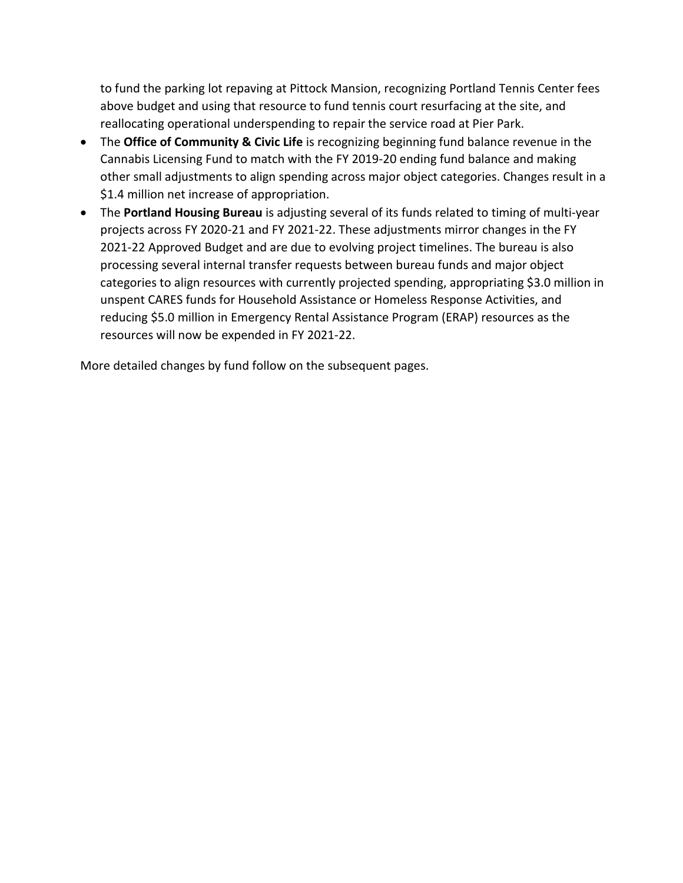to fund the parking lot repaving at Pittock Mansion, recognizing Portland Tennis Center fees above budget and using that resource to fund tennis court resurfacing at the site, and reallocating operational underspending to repair the service road at Pier Park.

- The **Office of Community & Civic Life** is recognizing beginning fund balance revenue in the Cannabis Licensing Fund to match with the FY 2019-20 ending fund balance and making other small adjustments to align spending across major object categories. Changes result in a $1.4 million net increase of appropriation.
- The **Portland Housing Bureau** is adjusting several of its funds related to timing of multi-year projects across FY 2020-21 and FY 2021-22. These adjustments mirror changes in the FY 2021-22 Approved Budget and are due to evolving project timelines. The bureau is also processing several internal transfer requests between bureau funds and major object categories to align resources with currently projected spending, appropriating $3.0 million in unspent CARES funds for Household Assistance or Homeless Response Activities, and reducing $5.0 million in Emergency Rental Assistance Program (ERAP) resources as the resources will now be expended in FY 2021-22.

More detailed changes by fund follow on the subsequent pages.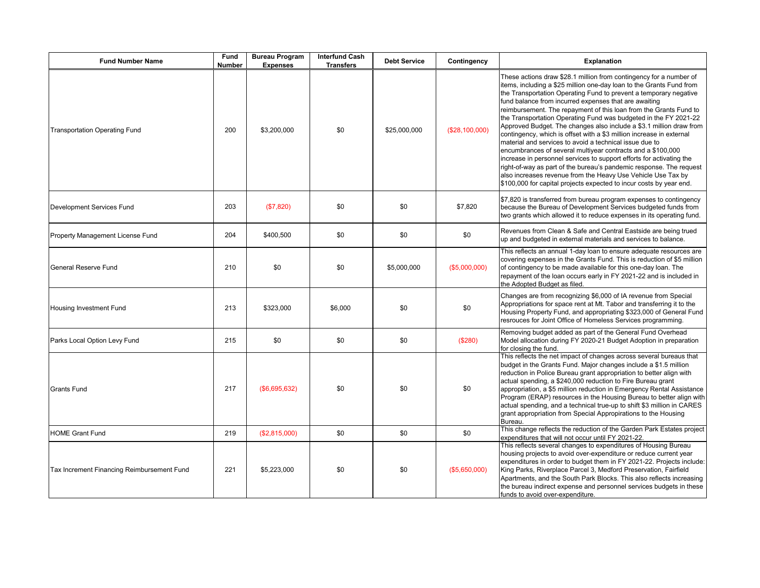| Fund Number Name | Fund Number | Bureau Program Expenses | Interfund Cash Transfers | Debt Service | Contingency | Explanation |
|---|---|---|---|---|---|---|
| Transportation Operating Fund | 200 | $3,200,000 | $0 | $25,000,000 | ($28,100,000) | These actions draw $28.1 million from contingency for a number of items, including a $25 million one-day loan to the Grants Fund from the Transportation Operating Fund to prevent a temporary negative fund balance from incurred expenses that are awaiting reimbursement. The repayment of this loan from the Grants Fund to the Transportation Operating Fund was budgeted in the FY 2021-22 Approved Budget. The changes also include a $3.1 million draw from contingency, which is offset with a $3 million increase in external material and services to avoid a technical issue due to encumbrances of several multiyear contracts and a $100,000 increase in personnel services to support efforts for activating the right-of-way as part of the bureau's pandemic response. The request also increases revenue from the Heavy Use Vehicle Use Tax by $100,000 for capital projects expected to incur costs by year end. |
| Development Services Fund | 203 | ($7,820) | $0 | $0 | $7,820 | $7,820 is transferred from bureau program expenses to contingency because the Bureau of Development Services budgeted funds from two grants which allowed it to reduce expenses in its operating fund. |
| Property Management License Fund | 204 | $400,500 | $0 | $0 | $0 | Revenues from Clean & Safe and Central Eastside are being trued up and budgeted in external materials and services to balance. |
| General Reserve Fund | 210 | $0 | $0 | $5,000,000 | ($5,000,000) | This reflects an annual 1-day loan to ensure adequate resources are covering expenses in the Grants Fund. This is reduction of $5 million of contingency to be made available for this one-day loan. The repayment of the loan occurs early in FY 2021-22 and is included in the Adopted Budget as filed. |
| Housing Investment Fund | 213 | $323,000 | $6,000 | $0 | $0 | Changes are from recognizing $6,000 of IA revenue from Special Appropriations for space rent at Mt. Tabor and transferring it to the Housing Property Fund, and appropriating $323,000 of General Fund resrouces for Joint Office of Homeless Services programming. |
| Parks Local Option Levy Fund | 215 | $0 | $0 | $0 | ($280) | Removing budget added as part of the General Fund Overhead Model allocation during FY 2020-21 Budget Adoption in preparation for closing the fund. |
| Grants Fund | 217 | ($6,695,632) | $0 | $0 | $0 | This reflects the net impact of changes across several bureaus that budget in the Grants Fund. Major changes include a $1.5 million reduction in Police Bureau grant appropriation to better align with actual spending, a $240,000 reduction to Fire Bureau grant appropriation, a $5 million reduction in Emergency Rental Assistance Program (ERAP) resources in the Housing Bureau to better align with actual spending, and a technical true-up to shift $3 million in CARES grant appropriation from Special Appropriations to the Housing Bureau. |
| HOME Grant Fund | 219 | ($2,815,000) | $0 | $0 | $0 | This change reflects the reduction of the Garden Park Estates project expenditures that will not occur until FY 2021-22. |
| Tax Increment Financing Reimbursement Fund | 221 | $5,223,000 | $0 | $0 | ($5,650,000) | This reflects several changes to expenditures of Housing Bureau housing projects to avoid over-expenditure or reduce current year expenditures in order to budget them in FY 2021-22. Projects include: King Parks, Riverplace Parcel 3, Medford Preservation, Fairfield Apartments, and the South Park Blocks. This also reflects increasing the bureau indirect expense and personnel services budgets in these funds to avoid over-expenditure. |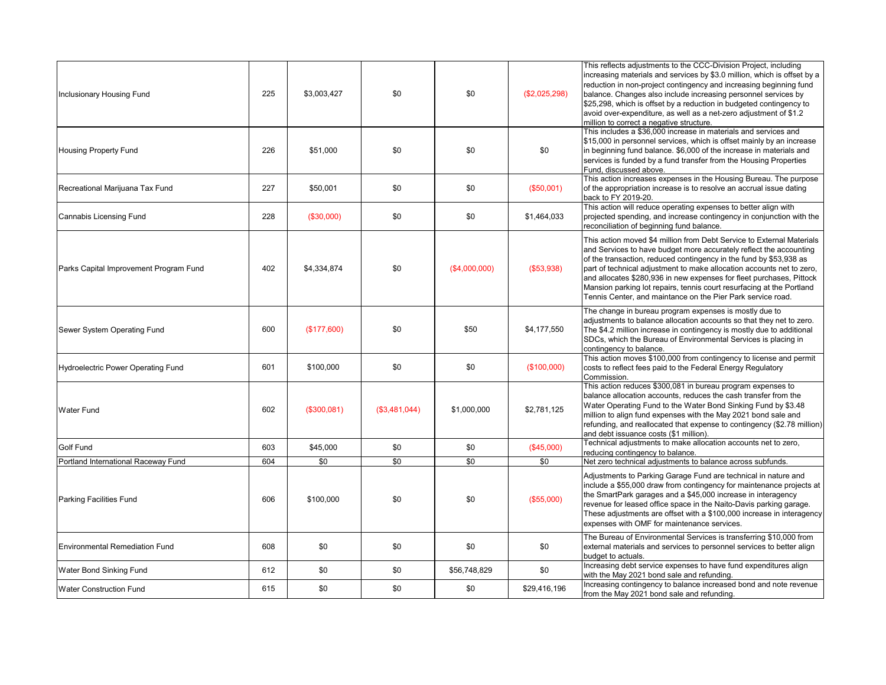| | | | | | | |
|---|---|---|---|---|---|---|
| Inclusionary Housing Fund | 225 | $3,003,427 | $0 | $0 | ($2,025,298) | This reflects adjustments to the CCC-Division Project, including increasing materials and services by $3.0 million, which is offset by a reduction in non-project contingency and increasing beginning fund balance. Changes also include increasing personnel services by $25,298, which is offset by a reduction in budgeted contingency to avoid over-expenditure, as well as a net-zero adjustment of $1.2 million to correct a negative structure. |
| Housing Property Fund | 226 | $51,000 | $0 | $0 | $0 | This includes a $36,000 increase in materials and services and $15,000 in personnel services, which is offset mainly by an increase in beginning fund balance. $6,000 of the increase in materials and services is funded by a fund transfer from the Housing Properties Fund, discussed above. |
| Recreational Marijuana Tax Fund | 227 | $50,001 | $0 | $0 | ($50,001) | This action increases expenses in the Housing Bureau. The purpose of the appropriation increase is to resolve an accrual issue dating back to FY 2019-20. |
| Cannabis Licensing Fund | 228 | ($30,000) | $0 | $0 | $1,464,033 | This action will reduce operating expenses to better align with projected spending, and increase contingency in conjunction with the reconciliation of beginning fund balance. |
| Parks Capital Improvement Program Fund | 402 | $4,334,874 | $0 | ($4,000,000) | ($53,938) | This action moved $4 million from Debt Service to External Materials and Services to have budget more accurately reflect the accounting of the transaction, reduced contingency in the fund by $53,938 as part of technical adjustment to make allocation accounts net to zero, and allocates $280,936 in new expenses for fleet purchases, Pittock Mansion parking lot repairs, tennis court resurfacing at the Portland Tennis Center, and maintance on the Pier Park service road. |
| Sewer System Operating Fund | 600 | ($177,600) | $0 | $50 | $4,177,550 | The change in bureau program expenses is mostly due to adjustments to balance allocation accounts so that they net to zero. The $4.2 million increase in contingency is mostly due to additional SDCs, which the Bureau of Environmental Services is placing in contingency to balance. |
| Hydroelectric Power Operating Fund | 601 | $100,000 | $0 | $0 | ($100,000) | This action moves $100,000 from contingency to license and permit costs to reflect fees paid to the Federal Energy Regulatory Commission. |
| Water Fund | 602 | ($300,081) | ($3,481,044) | $1,000,000 | $2,781,125 | This action reduces $300,081 in bureau program expenses to balance allocation accounts, reduces the cash transfer from the Water Operating Fund to the Water Bond Sinking Fund by $3.48 million to align fund expenses with the May 2021 bond sale and refunding, and reallocated that expense to contingency ($2.78 million) and debt issuance costs ($1 million). |
| Golf Fund | 603 | $45,000 | $0 | $0 | ($45,000) | Technical adjustments to make allocation accounts net to zero, reducing contingency to balance. |
| Portland International Raceway Fund | 604 | $0 | $0 | $0 | $0 | Net zero technical adjustments to balance across subfunds. |
| Parking Facilities Fund | 606 | $100,000 | $0 | $0 | ($55,000) | Adjustments to Parking Garage Fund are technical in nature and include a $55,000 draw from contingency for maintenance projects at the SmartPark garages and a $45,000 increase in interagency revenue for leased office space in the Naito-Davis parking garage. These adjustments are offset with a $100,000 increase in interagency expenses with OMF for maintenance services. |
| Environmental Remediation Fund | 608 | $0 | $0 | $0 | $0 | The Bureau of Environmental Services is transferring $10,000 from external materials and services to personnel services to better align budget to actuals. |
| Water Bond Sinking Fund | 612 | $0 | $0 | $56,748,829 | $0 | Increasing debt service expenses to have fund expenditures align with the May 2021 bond sale and refunding. |
| Water Construction Fund | 615 | $0 | $0 | $0 | $29,416,196 | Increasing contingency to balance increased bond and note revenue from the May 2021 bond sale and refunding. |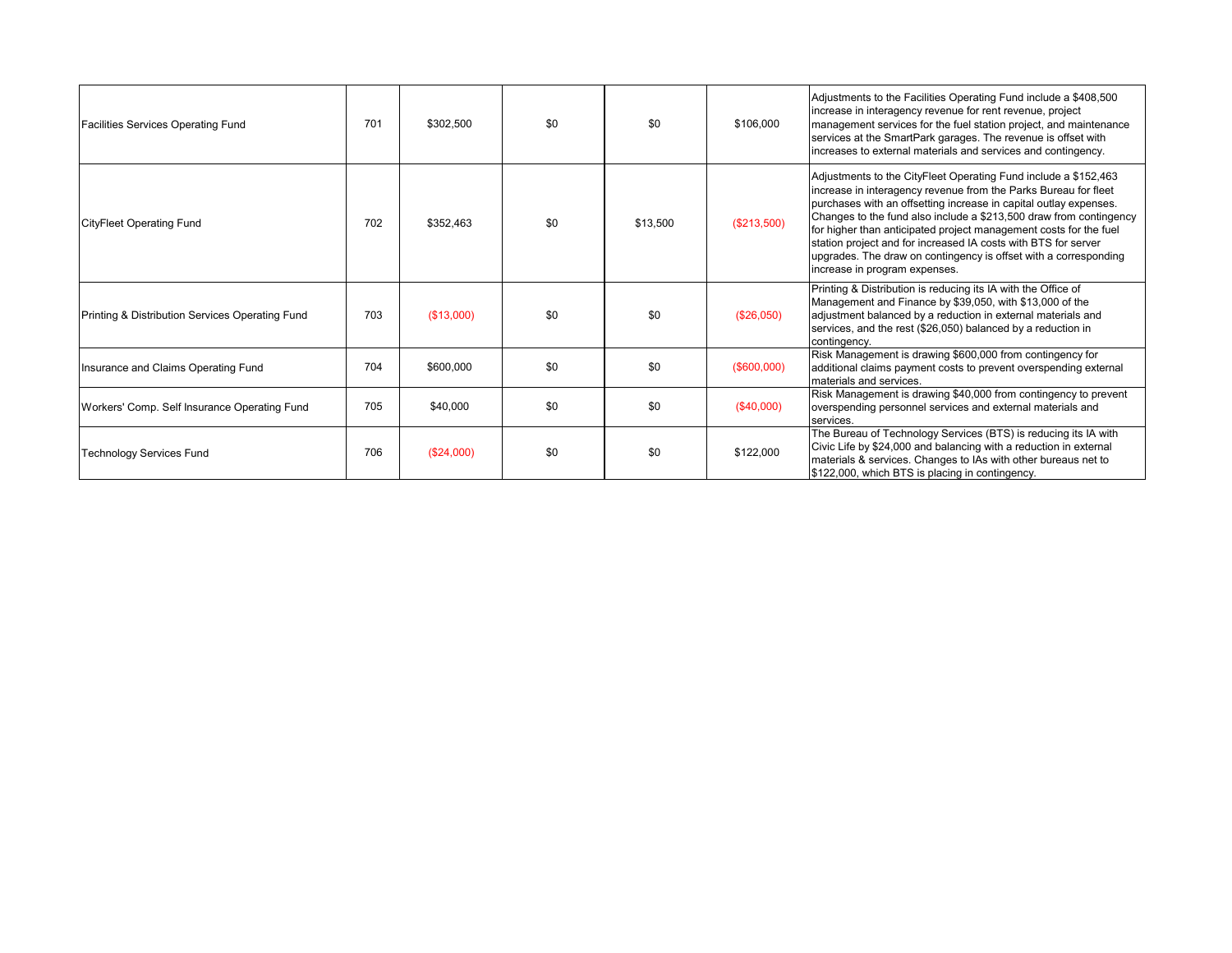| | | | | | | |
|---|---|---|---|---|---|---|
| Facilities Services Operating Fund | 701 | $302,500 | $0 | $0 | $106,000 | Adjustments to the Facilities Operating Fund include a $408,500 increase in interagency revenue for rent revenue, project management services for the fuel station project, and maintenance services at the SmartPark garages. The revenue is offset with increases to external materials and services and contingency. |
| CityFleet Operating Fund | 702 | $352,463 | $0 | $13,500 | ($213,500) | Adjustments to the CityFleet Operating Fund include a $152,463 increase in interagency revenue from the Parks Bureau for fleet purchases with an offsetting increase in capital outlay expenses. Changes to the fund also include a $213,500 draw from contingency for higher than anticipated project management costs for the fuel station project and for increased IA costs with BTS for server upgrades. The draw on contingency is offset with a corresponding increase in program expenses. |
| Printing & Distribution Services Operating Fund | 703 | ($13,000) | $0 | $0 | ($26,050) | Printing & Distribution is reducing its IA with the Office of Management and Finance by $39,050, with $13,000 of the adjustment balanced by a reduction in external materials and services, and the rest ($26,050) balanced by a reduction in contingency. |
| Insurance and Claims Operating Fund | 704 | $600,000 | $0 | $0 | ($600,000) | Risk Management is drawing $600,000 from contingency for additional claims payment costs to prevent overspending external materials and services. |
| Workers' Comp. Self Insurance Operating Fund | 705 | $40,000 | $0 | $0 | ($40,000) | Risk Management is drawing $40,000 from contingency to prevent overspending personnel services and external materials and services. |
| Technology Services Fund | 706 | ($24,000) | $0 | $0 | $122,000 | The Bureau of Technology Services (BTS) is reducing its IA with Civic Life by $24,000 and balancing with a reduction in external materials & services. Changes to IAs with other bureaus net to $122,000, which BTS is placing in contingency. |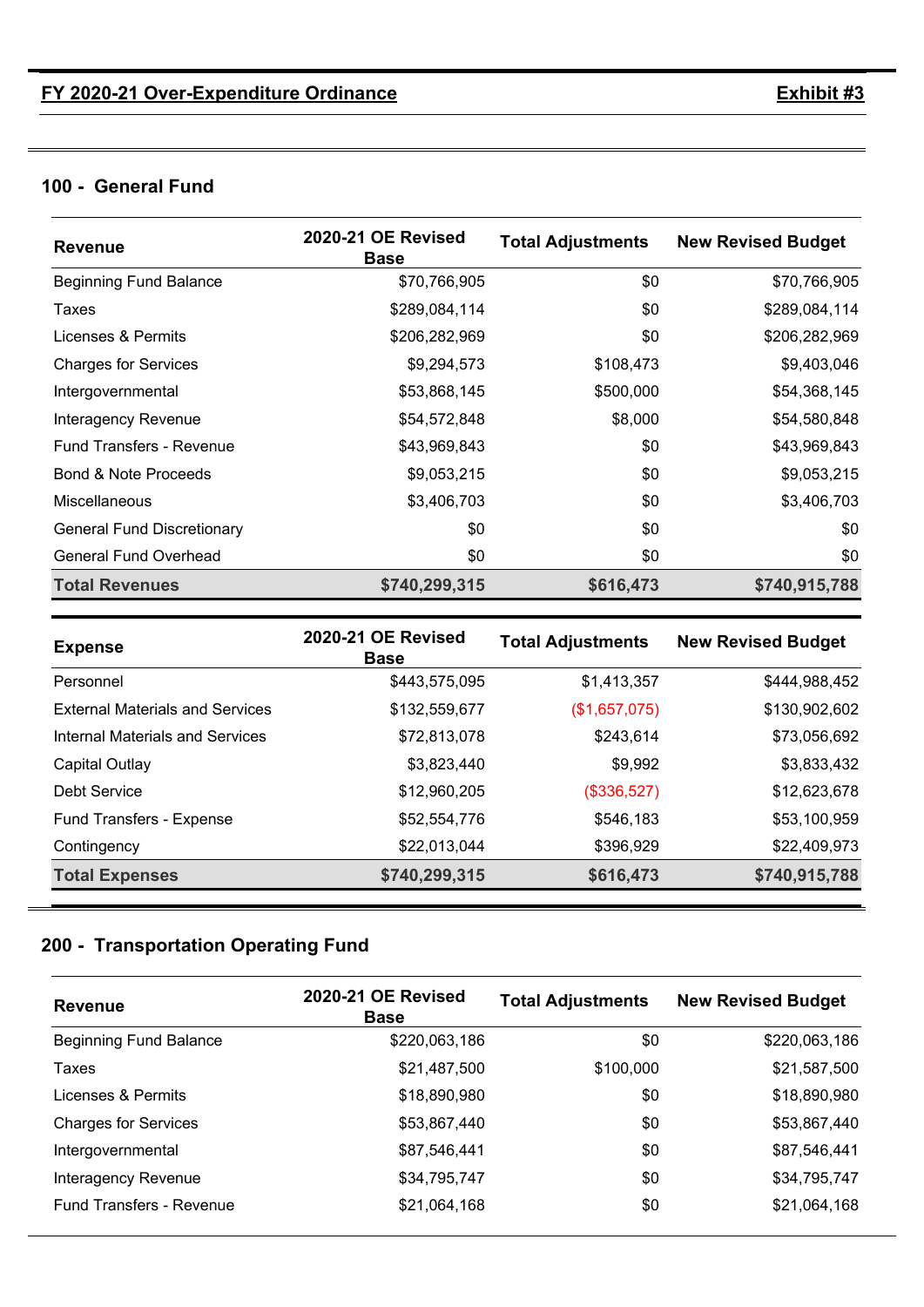**FY 2020-21 Over-Expenditure Ordinance** **Exhibit #3**

## 100 - General Fund

| Revenue | 2020-21 OE Revised Base | Total Adjustments | New Revised Budget |
|---|---|---|---|
| Beginning Fund Balance | $70,766,905 | $0 | $70,766,905 |
| Taxes | $289,084,114 | $0 | $289,084,114 |
| Licenses & Permits | $206,282,969 | $0 | $206,282,969 |
| Charges for Services | $9,294,573 | $108,473 | $9,403,046 |
| Intergovernmental | $53,868,145 | $500,000 | $54,368,145 |
| Interagency Revenue | $54,572,848 | $8,000 | $54,580,848 |
| Fund Transfers - Revenue | $43,969,843 | $0 | $43,969,843 |
| Bond & Note Proceeds | $9,053,215 | $0 | $9,053,215 |
| Miscellaneous | $3,406,703 | $0 | $3,406,703 |
| General Fund Discretionary | $0 | $0 | $0 |
| General Fund Overhead | $0 | $0 | $0 |
| **Total Revenues** | **$740,299,315** | **$616,473** | **$740,915,788** |

| Expense | 2020-21 OE Revised Base | Total Adjustments | New Revised Budget |
|---|---|---|---|
| Personnel | $443,575,095 | $1,413,357 | $444,988,452 |
| External Materials and Services | $132,559,677 | ($1,657,075) | $130,902,602 |
| Internal Materials and Services | $72,813,078 | $243,614 | $73,056,692 |
| Capital Outlay | $3,823,440 | $9,992 | $3,833,432 |
| Debt Service | $12,960,205 | ($336,527) | $12,623,678 |
| Fund Transfers - Expense | $52,554,776 | $546,183 | $53,100,959 |
| Contingency | $22,013,044 | $396,929 | $22,409,973 |
| **Total Expenses** | **$740,299,315** | **$616,473** | **$740,915,788** |

## 200 - Transportation Operating Fund

| Revenue | 2020-21 OE Revised Base | Total Adjustments | New Revised Budget |
|---|---|---|---|
| Beginning Fund Balance | $220,063,186 | $0 | $220,063,186 |
| Taxes | $21,487,500 | $100,000 | $21,587,500 |
| Licenses & Permits | $18,890,980 | $0 | $18,890,980 |
| Charges for Services | $53,867,440 | $0 | $53,867,440 |
| Intergovernmental | $87,546,441 | $0 | $87,546,441 |
| Interagency Revenue | $34,795,747 | $0 | $34,795,747 |
| Fund Transfers - Revenue | $21,064,168 | $0 | $21,064,168 |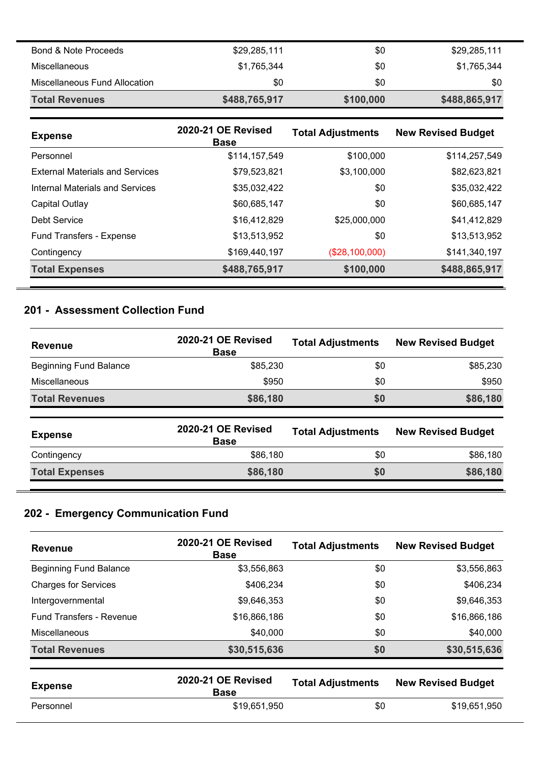| | | | |
|---|---|---|---|
| Bond & Note Proceeds | $29,285,111 | $0 | $29,285,111 |
| Miscellaneous | $1,765,344 | $0 | $1,765,344 |
| Miscellaneous Fund Allocation | $0 | $0 | $0 |
| **Total Revenues** | **$488,765,917** | **$100,000** | **$488,865,917** |

| Expense | 2020-21 OE Revised Base | Total Adjustments | New Revised Budget |
|---|---|---|---|
| Personnel | $114,157,549 | $100,000 | $114,257,549 |
| External Materials and Services | $79,523,821 | $3,100,000 | $82,623,821 |
| Internal Materials and Services | $35,032,422 | $0 | $35,032,422 |
| Capital Outlay | $60,685,147 | $0 | $60,685,147 |
| Debt Service | $16,412,829 | $25,000,000 | $41,412,829 |
| Fund Transfers - Expense | $13,513,952 | $0 | $13,513,952 |
| Contingency | $169,440,197 | ($28,100,000) | $141,340,197 |
| **Total Expenses** | **$488,765,917** | **$100,000** | **$488,865,917** |

## 201 - Assessment Collection Fund

| Revenue | 2020-21 OE Revised Base | Total Adjustments | New Revised Budget |
|---|---|---|---|
| Beginning Fund Balance | $85,230 | $0 | $85,230 |
| Miscellaneous | $950 | $0 | $950 |
| **Total Revenues** | **$86,180** | **$0** | **$86,180** |

| Expense | 2020-21 OE Revised Base | Total Adjustments | New Revised Budget |
|---|---|---|---|
| Contingency | $86,180 | $0 | $86,180 |
| **Total Expenses** | **$86,180** | **$0** | **$86,180** |

## 202 - Emergency Communication Fund

| Revenue | 2020-21 OE Revised Base | Total Adjustments | New Revised Budget |
|---|---|---|---|
| Beginning Fund Balance | $3,556,863 | $0 | $3,556,863 |
| Charges for Services | $406,234 | $0 | $406,234 |
| Intergovernmental | $9,646,353 | $0 | $9,646,353 |
| Fund Transfers - Revenue | $16,866,186 | $0 | $16,866,186 |
| Miscellaneous | $40,000 | $0 | $40,000 |
| **Total Revenues** | **$30,515,636** | **$0** | **$30,515,636** |

| Expense | 2020-21 OE Revised Base | Total Adjustments | New Revised Budget |
|---|---|---|---|
| Personnel | $19,651,950 | $0 | $19,651,950 |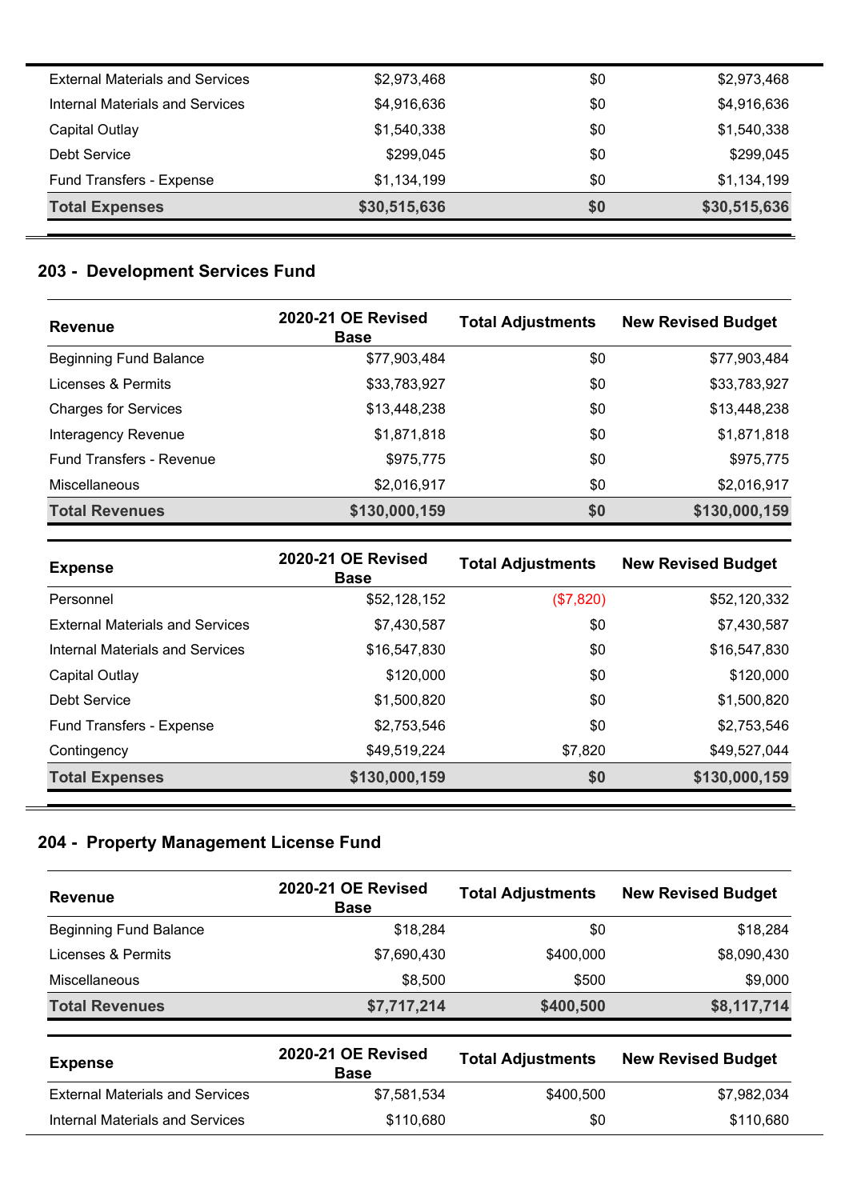| External Materials and Services | $2,973,468 | $0 | $2,973,468 |
|---|---|---|---|
| Internal Materials and Services | $4,916,636 | $0 | $4,916,636 |
| Capital Outlay | $1,540,338 | $0 | $1,540,338 |
| Debt Service | $299,045 | $0 | $299,045 |
| Fund Transfers - Expense | $1,134,199 | $0 | $1,134,199 |
| **Total Expenses** | **$30,515,636** | **$0** | **$30,515,636** |

## 203 - Development Services Fund

| Revenue | 2020-21 OE Revised Base | Total Adjustments | New Revised Budget |
|---|---|---|---|
| Beginning Fund Balance | $77,903,484 | $0 | $77,903,484 |
| Licenses & Permits | $33,783,927 | $0 | $33,783,927 |
| Charges for Services | $13,448,238 | $0 | $13,448,238 |
| Interagency Revenue | $1,871,818 | $0 | $1,871,818 |
| Fund Transfers - Revenue | $975,775 | $0 | $975,775 |
| Miscellaneous | $2,016,917 | $0 | $2,016,917 |
| **Total Revenues** | **$130,000,159** | **$0** | **$130,000,159** |

| Expense | 2020-21 OE Revised Base | Total Adjustments | New Revised Budget |
|---|---|---|---|
| Personnel | $52,128,152 | ($7,820) | $52,120,332 |
| External Materials and Services | $7,430,587 | $0 | $7,430,587 |
| Internal Materials and Services | $16,547,830 | $0 | $16,547,830 |
| Capital Outlay | $120,000 | $0 | $120,000 |
| Debt Service | $1,500,820 | $0 | $1,500,820 |
| Fund Transfers - Expense | $2,753,546 | $0 | $2,753,546 |
| Contingency | $49,519,224 | $7,820 | $49,527,044 |
| **Total Expenses** | **$130,000,159** | **$0** | **$130,000,159** |

## 204 - Property Management License Fund

| Revenue | 2020-21 OE Revised Base | Total Adjustments | New Revised Budget |
|---|---|---|---|
| Beginning Fund Balance | $18,284 | $0 | $18,284 |
| Licenses & Permits | $7,690,430 | $400,000 | $8,090,430 |
| Miscellaneous | $8,500 | $500 | $9,000 |
| **Total Revenues** | **$7,717,214** | **$400,500** | **$8,117,714** |

| Expense | 2020-21 OE Revised Base | Total Adjustments | New Revised Budget |
|---|---|---|---|
| External Materials and Services | $7,581,534 | $400,500 | $7,982,034 |
| Internal Materials and Services | $110,680 | $0 | $110,680 |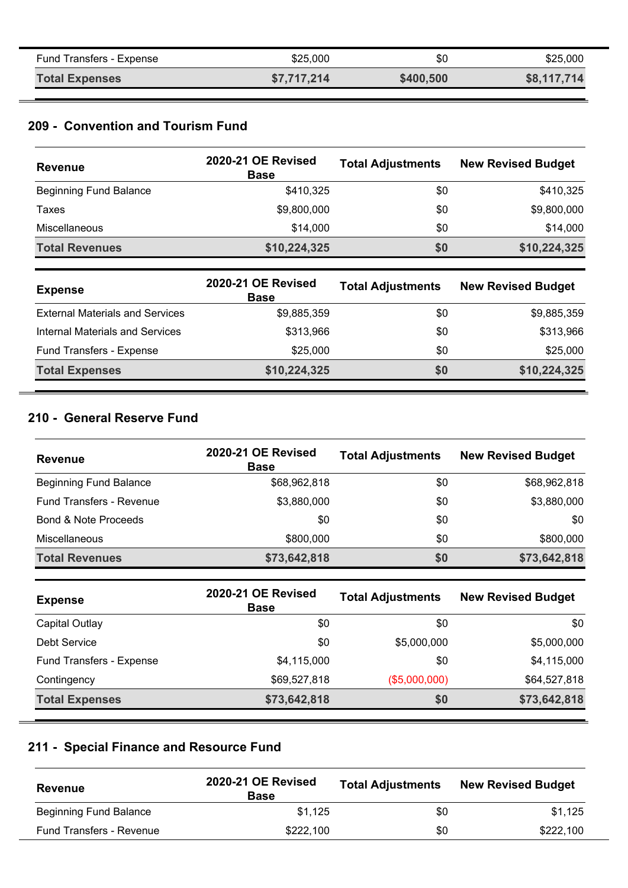| | | | |
|---|---|---|---|
| Fund Transfers - Expense | $25,000 | $0 | $25,000 |
| **Total Expenses** | **$7,717,214** | **$400,500** | **$8,117,714** |

## 209 - Convention and Tourism Fund

| Revenue | 2020-21 OE Revised Base | Total Adjustments | New Revised Budget |
|---|---|---|---|
| Beginning Fund Balance | $410,325 | $0 | $410,325 |
| Taxes | $9,800,000 | $0 | $9,800,000 |
| Miscellaneous | $14,000 | $0 | $14,000 |
| **Total Revenues** | **$10,224,325** | **$0** | **$10,224,325** |

| Expense | 2020-21 OE Revised Base | Total Adjustments | New Revised Budget |
|---|---|---|---|
| External Materials and Services | $9,885,359 | $0 | $9,885,359 |
| Internal Materials and Services | $313,966 | $0 | $313,966 |
| Fund Transfers - Expense | $25,000 | $0 | $25,000 |
| **Total Expenses** | **$10,224,325** | **$0** | **$10,224,325** |

## 210 - General Reserve Fund

| Revenue | 2020-21 OE Revised Base | Total Adjustments | New Revised Budget |
|---|---|---|---|
| Beginning Fund Balance | $68,962,818 | $0 | $68,962,818 |
| Fund Transfers - Revenue | $3,880,000 | $0 | $3,880,000 |
| Bond & Note Proceeds | $0 | $0 | $0 |
| Miscellaneous | $800,000 | $0 | $800,000 |
| **Total Revenues** | **$73,642,818** | **$0** | **$73,642,818** |

| Expense | 2020-21 OE Revised Base | Total Adjustments | New Revised Budget |
|---|---|---|---|
| Capital Outlay | $0 | $0 | $0 |
| Debt Service | $0 | $5,000,000 | $5,000,000 |
| Fund Transfers - Expense | $4,115,000 | $0 | $4,115,000 |
| Contingency | $69,527,818 | ($5,000,000) | $64,527,818 |
| **Total Expenses** | **$73,642,818** | **$0** | **$73,642,818** |

## 211 - Special Finance and Resource Fund

| Revenue | 2020-21 OE Revised Base | Total Adjustments | New Revised Budget |
|---|---|---|---|
| Beginning Fund Balance | $1,125 | $0 | $1,125 |
| Fund Transfers - Revenue | $222,100 | $0 | $222,100 |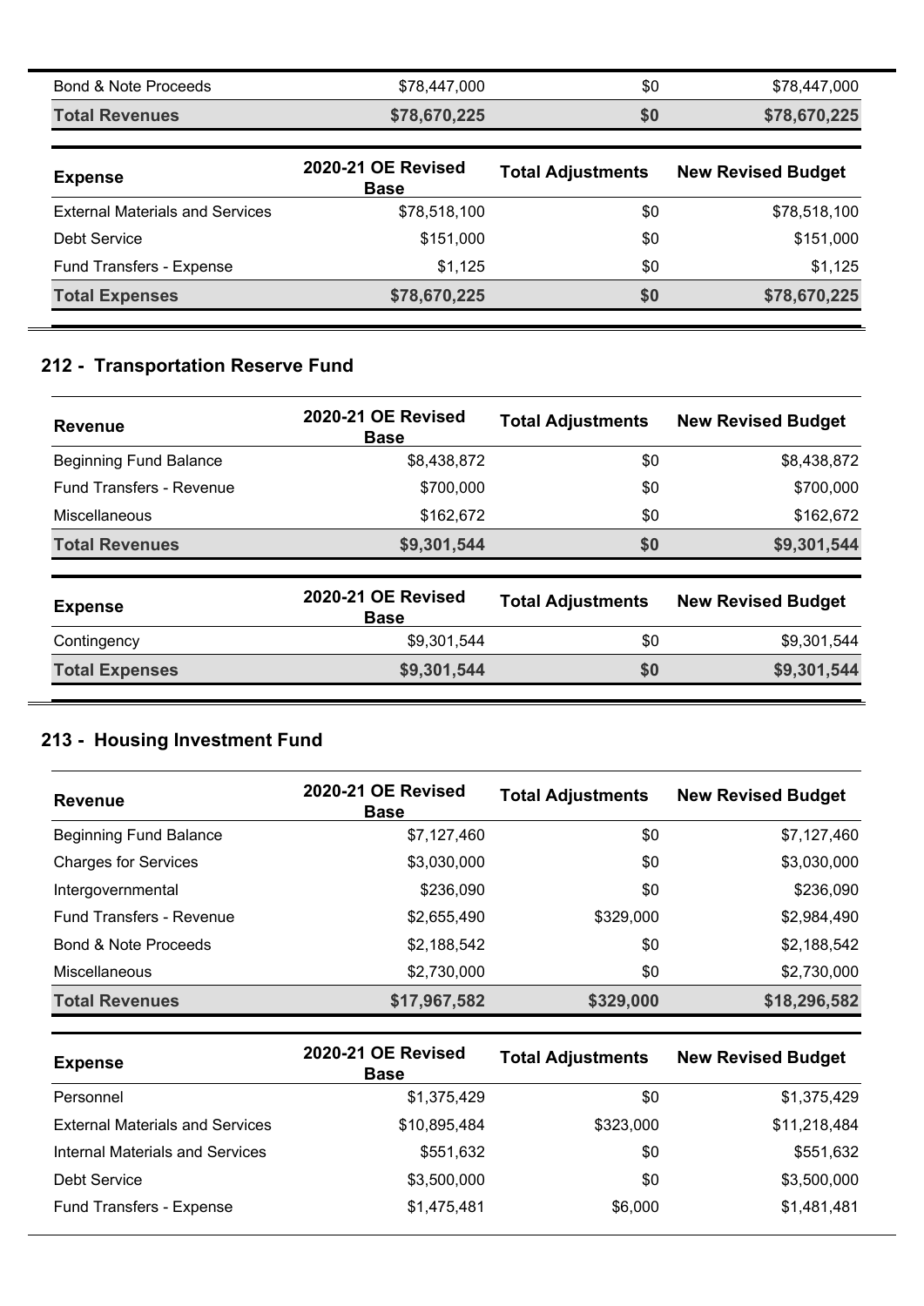| | | | |
|---|---|---|---|
| Bond & Note Proceeds | $78,447,000 | $0 | $78,447,000 |
| **Total Revenues** | **$78,670,225** | **$0** | **$78,670,225** |

| Expense | 2020-21 OE Revised Base | Total Adjustments | New Revised Budget |
|---|---|---|---|
| External Materials and Services | $78,518,100 | $0 | $78,518,100 |
| Debt Service | $151,000 | $0 | $151,000 |
| Fund Transfers - Expense | $1,125 | $0 | $1,125 |
| **Total Expenses** | **$78,670,225** | **$0** | **$78,670,225** |

## 212 - Transportation Reserve Fund

| Revenue | 2020-21 OE Revised Base | Total Adjustments | New Revised Budget |
|---|---|---|---|
| Beginning Fund Balance | $8,438,872 | $0 | $8,438,872 |
| Fund Transfers - Revenue | $700,000 | $0 | $700,000 |
| Miscellaneous | $162,672 | $0 | $162,672 |
| **Total Revenues** | **$9,301,544** | **$0** | **$9,301,544** |

| Expense | 2020-21 OE Revised Base | Total Adjustments | New Revised Budget |
|---|---|---|---|
| Contingency | $9,301,544 | $0 | $9,301,544 |
| **Total Expenses** | **$9,301,544** | **$0** | **$9,301,544** |

## 213 - Housing Investment Fund

| Revenue | 2020-21 OE Revised Base | Total Adjustments | New Revised Budget |
|---|---|---|---|
| Beginning Fund Balance | $7,127,460 | $0 | $7,127,460 |
| Charges for Services | $3,030,000 | $0 | $3,030,000 |
| Intergovernmental | $236,090 | $0 | $236,090 |
| Fund Transfers - Revenue | $2,655,490 | $329,000 | $2,984,490 |
| Bond & Note Proceeds | $2,188,542 | $0 | $2,188,542 |
| Miscellaneous | $2,730,000 | $0 | $2,730,000 |
| **Total Revenues** | **$17,967,582** | **$329,000** | **$18,296,582** |

| Expense | 2020-21 OE Revised Base | Total Adjustments | New Revised Budget |
|---|---|---|---|
| Personnel | $1,375,429 | $0 | $1,375,429 |
| External Materials and Services | $10,895,484 | $323,000 | $11,218,484 |
| Internal Materials and Services | $551,632 | $0 | $551,632 |
| Debt Service | $3,500,000 | $0 | $3,500,000 |
| Fund Transfers - Expense | $1,475,481 | $6,000 | $1,481,481 |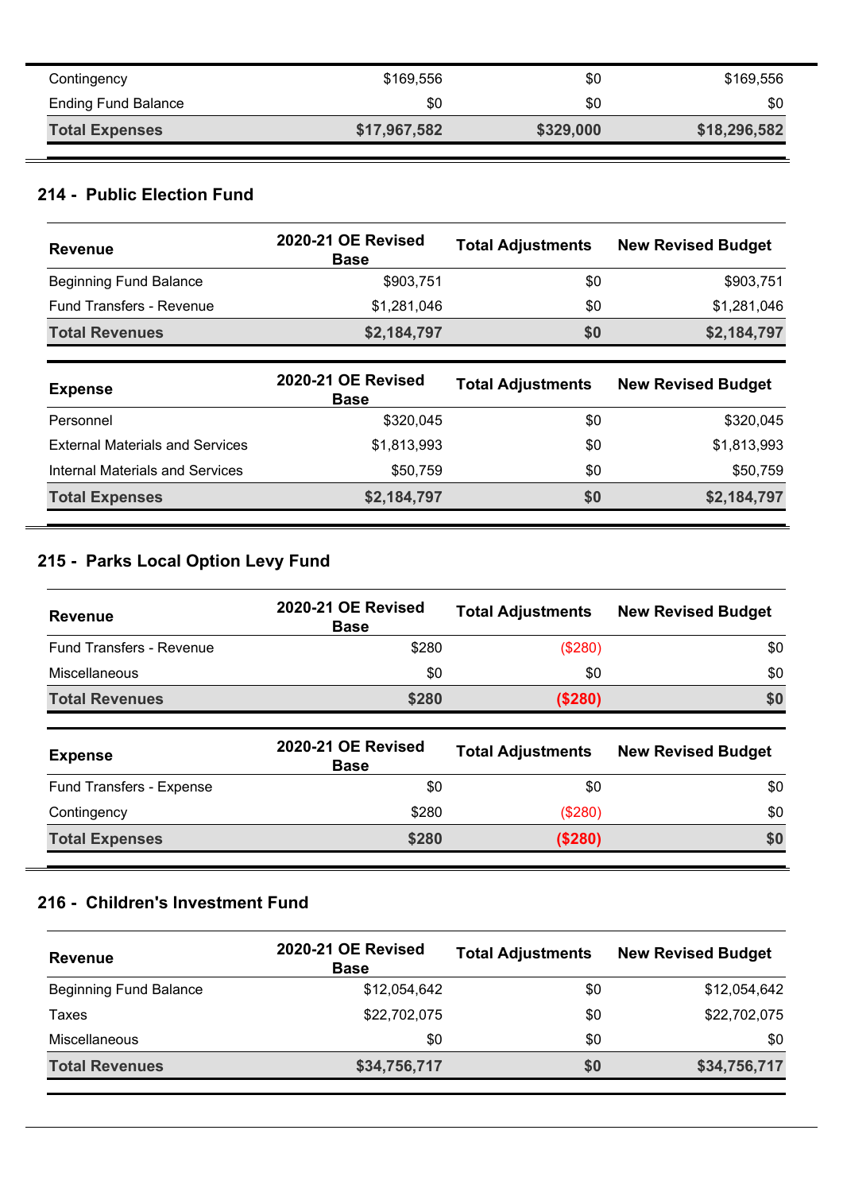| | | | |
|---|---|---|---|
| Contingency | $169,556 | $0 | $169,556 |
| Ending Fund Balance | $0 | $0 | $0 |
| **Total Expenses** | **$17,967,582** | **$329,000** | **$18,296,582** |

## 214 - Public Election Fund

| Revenue | 2020-21 OE Revised Base | Total Adjustments | New Revised Budget |
|---|---|---|---|
| Beginning Fund Balance | $903,751 | $0 | $903,751 |
| Fund Transfers - Revenue | $1,281,046 | $0 | $1,281,046 |
| **Total Revenues** | **$2,184,797** | **$0** | **$2,184,797** |

| Expense | 2020-21 OE Revised Base | Total Adjustments | New Revised Budget |
|---|---|---|---|
| Personnel | $320,045 | $0 | $320,045 |
| External Materials and Services | $1,813,993 | $0 | $1,813,993 |
| Internal Materials and Services | $50,759 | $0 | $50,759 |
| **Total Expenses** | **$2,184,797** | **$0** | **$2,184,797** |

## 215 - Parks Local Option Levy Fund

| Revenue | 2020-21 OE Revised Base | Total Adjustments | New Revised Budget |
|---|---|---|---|
| Fund Transfers - Revenue | $280 | ($280) | $0 |
| Miscellaneous | $0 | $0 | $0 |
| **Total Revenues** | **$280** | **($280)** | **$0** |

| Expense | 2020-21 OE Revised Base | Total Adjustments | New Revised Budget |
|---|---|---|---|
| Fund Transfers - Expense | $0 | $0 | $0 |
| Contingency | $280 | ($280) | $0 |
| **Total Expenses** | **$280** | **($280)** | **$0** |

## 216 - Children's Investment Fund

| Revenue | 2020-21 OE Revised Base | Total Adjustments | New Revised Budget |
|---|---|---|---|
| Beginning Fund Balance | $12,054,642 | $0 | $12,054,642 |
| Taxes | $22,702,075 | $0 | $22,702,075 |
| Miscellaneous | $0 | $0 | $0 |
| **Total Revenues** | **$34,756,717** | **$0** | **$34,756,717** |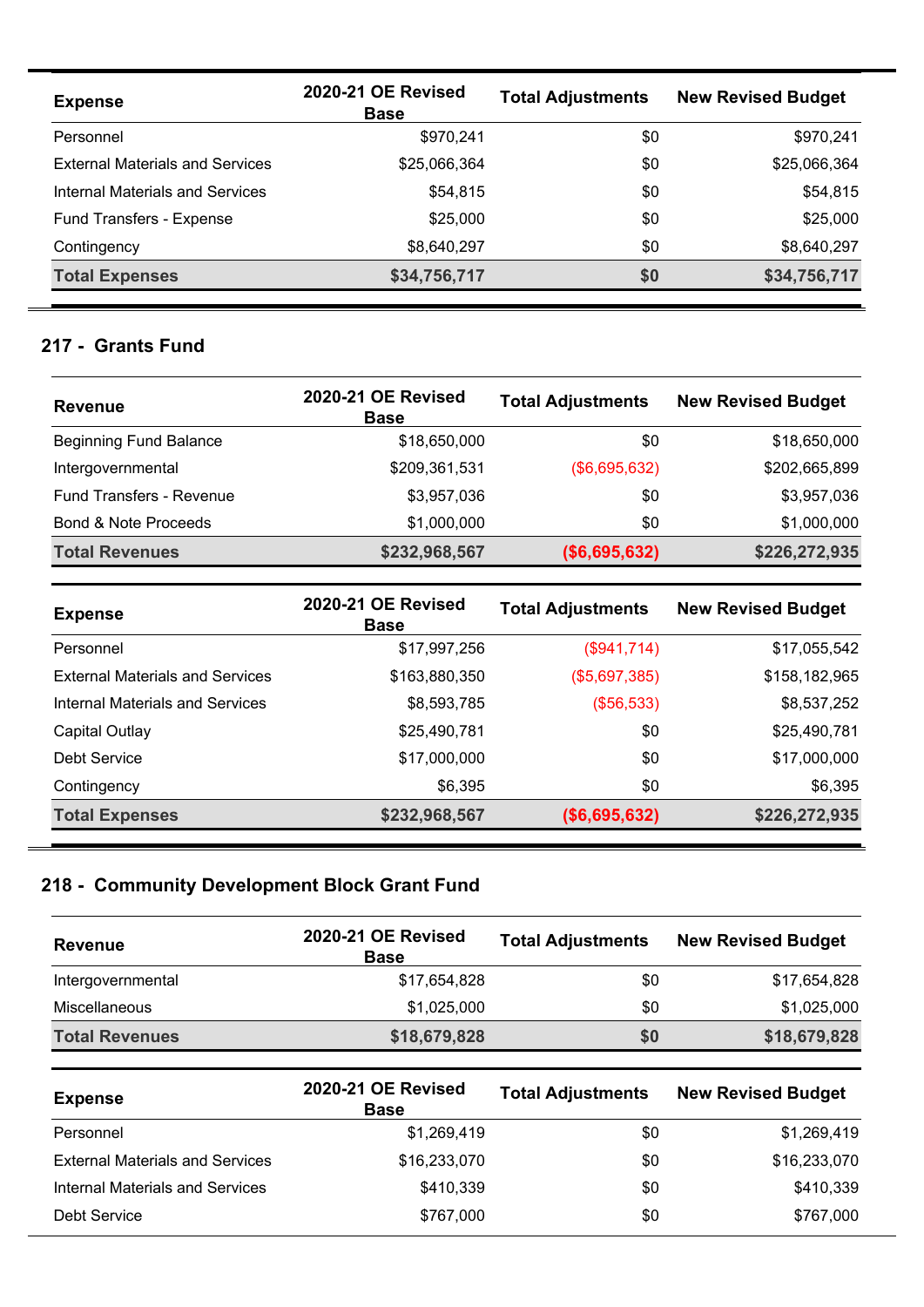| Expense | 2020-21 OE Revised Base | Total Adjustments | New Revised Budget |
|---|---|---|---|
| Personnel | $970,241 | $0 | $970,241 |
| External Materials and Services | $25,066,364 | $0 | $25,066,364 |
| Internal Materials and Services | $54,815 | $0 | $54,815 |
| Fund Transfers - Expense | $25,000 | $0 | $25,000 |
| Contingency | $8,640,297 | $0 | $8,640,297 |
| **Total Expenses** | **$34,756,717** | **$0** | **$34,756,717** |

## 217 - Grants Fund

| Revenue | 2020-21 OE Revised Base | Total Adjustments | New Revised Budget |
|---|---|---|---|
| Beginning Fund Balance | $18,650,000 | $0 | $18,650,000 |
| Intergovernmental | $209,361,531 | ($6,695,632) | $202,665,899 |
| Fund Transfers - Revenue | $3,957,036 | $0 | $3,957,036 |
| Bond & Note Proceeds | $1,000,000 | $0 | $1,000,000 |
| **Total Revenues** | **$232,968,567** | **($6,695,632)** | **$226,272,935** |

| Expense | 2020-21 OE Revised Base | Total Adjustments | New Revised Budget |
|---|---|---|---|
| Personnel | $17,997,256 | ($941,714) | $17,055,542 |
| External Materials and Services | $163,880,350 | ($5,697,385) | $158,182,965 |
| Internal Materials and Services | $8,593,785 | ($56,533) | $8,537,252 |
| Capital Outlay | $25,490,781 | $0 | $25,490,781 |
| Debt Service | $17,000,000 | $0 | $17,000,000 |
| Contingency | $6,395 | $0 | $6,395 |
| **Total Expenses** | **$232,968,567** | **($6,695,632)** | **$226,272,935** |

## 218 - Community Development Block Grant Fund

| Revenue | 2020-21 OE Revised Base | Total Adjustments | New Revised Budget |
|---|---|---|---|
| Intergovernmental | $17,654,828 | $0 | $17,654,828 |
| Miscellaneous | $1,025,000 | $0 | $1,025,000 |
| **Total Revenues** | **$18,679,828** | **$0** | **$18,679,828** |

| Expense | 2020-21 OE Revised Base | Total Adjustments | New Revised Budget |
|---|---|---|---|
| Personnel | $1,269,419 | $0 | $1,269,419 |
| External Materials and Services | $16,233,070 | $0 | $16,233,070 |
| Internal Materials and Services | $410,339 | $0 | $410,339 |
| Debt Service | $767,000 | $0 | $767,000 |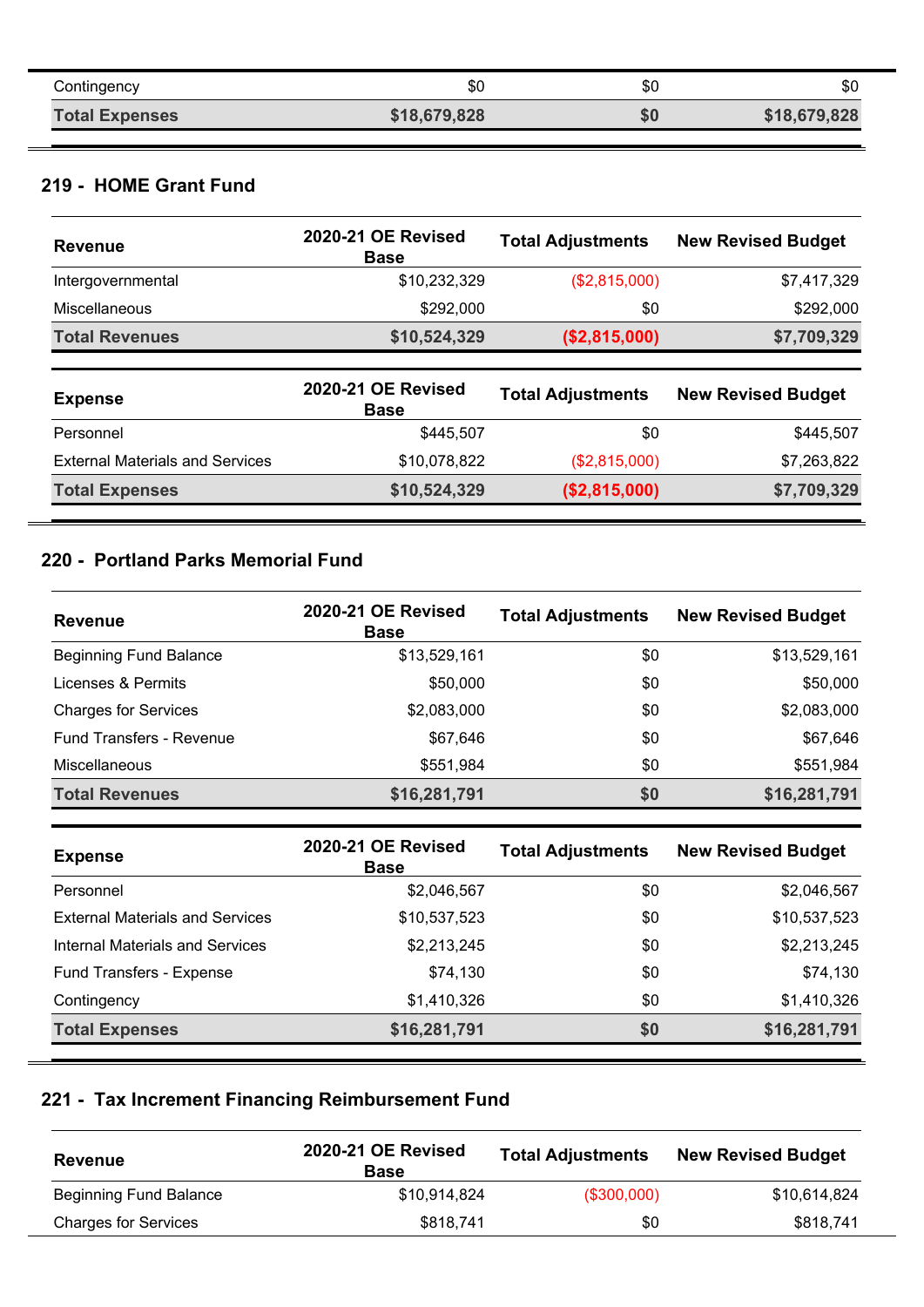| | | | |
|---|---|---|---|
| Contingency | $0 | $0 | $0 |
| **Total Expenses** | **$18,679,828** | **$0** | **$18,679,828** |

## 219 - HOME Grant Fund

| Revenue | 2020-21 OE Revised Base | Total Adjustments | New Revised Budget |
|---|---|---|---|
| Intergovernmental | $10,232,329 | ($2,815,000) | $7,417,329 |
| Miscellaneous | $292,000 | $0 | $292,000 |
| **Total Revenues** | **$10,524,329** | **($2,815,000)** | **$7,709,329** |

| Expense | 2020-21 OE Revised Base | Total Adjustments | New Revised Budget |
|---|---|---|---|
| Personnel | $445,507 | $0 | $445,507 |
| External Materials and Services | $10,078,822 | ($2,815,000) | $7,263,822 |
| **Total Expenses** | **$10,524,329** | **($2,815,000)** | **$7,709,329** |

## 220 - Portland Parks Memorial Fund

| Revenue | 2020-21 OE Revised Base | Total Adjustments | New Revised Budget |
|---|---|---|---|
| Beginning Fund Balance | $13,529,161 | $0 | $13,529,161 |
| Licenses & Permits | $50,000 | $0 | $50,000 |
| Charges for Services | $2,083,000 | $0 | $2,083,000 |
| Fund Transfers - Revenue | $67,646 | $0 | $67,646 |
| Miscellaneous | $551,984 | $0 | $551,984 |
| **Total Revenues** | **$16,281,791** | **$0** | **$16,281,791** |

| Expense | 2020-21 OE Revised Base | Total Adjustments | New Revised Budget |
|---|---|---|---|
| Personnel | $2,046,567 | $0 | $2,046,567 |
| External Materials and Services | $10,537,523 | $0 | $10,537,523 |
| Internal Materials and Services | $2,213,245 | $0 | $2,213,245 |
| Fund Transfers - Expense | $74,130 | $0 | $74,130 |
| Contingency | $1,410,326 | $0 | $1,410,326 |
| **Total Expenses** | **$16,281,791** | **$0** | **$16,281,791** |

## 221 - Tax Increment Financing Reimbursement Fund

| Revenue | 2020-21 OE Revised Base | Total Adjustments | New Revised Budget |
|---|---|---|---|
| Beginning Fund Balance | $10,914,824 | ($300,000) | $10,614,824 |
| Charges for Services | $818,741 | $0 | $818,741 |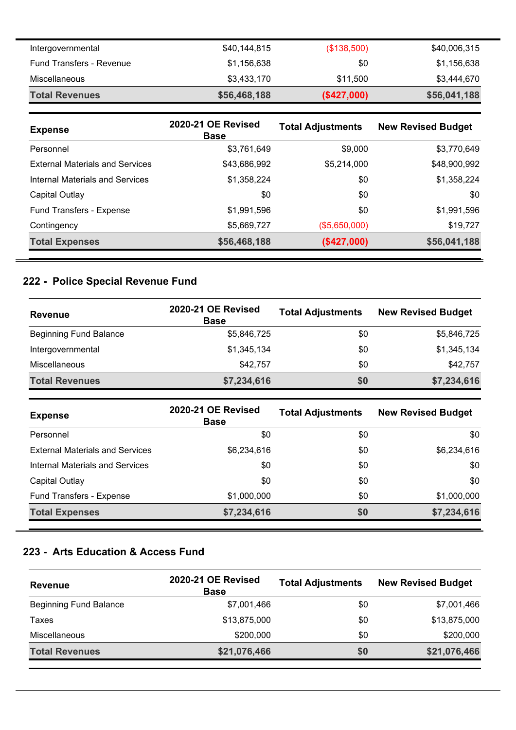| | | | |
|---|---|---|---|
| Intergovernmental | $40,144,815 | ($138,500) | $40,006,315 |
| Fund Transfers - Revenue | $1,156,638 | $0 | $1,156,638 |
| Miscellaneous | $3,433,170 | $11,500 | $3,444,670 |
| **Total Revenues** | **$56,468,188** | **($427,000)** | **$56,041,188** |

| Expense | 2020-21 OE Revised Base | Total Adjustments | New Revised Budget |
|---|---|---|---|
| Personnel | $3,761,649 | $9,000 | $3,770,649 |
| External Materials and Services | $43,686,992 | $5,214,000 | $48,900,992 |
| Internal Materials and Services | $1,358,224 | $0 | $1,358,224 |
| Capital Outlay | $0 | $0 | $0 |
| Fund Transfers - Expense | $1,991,596 | $0 | $1,991,596 |
| Contingency | $5,669,727 | ($5,650,000) | $19,727 |
| **Total Expenses** | **$56,468,188** | **($427,000)** | **$56,041,188** |

## 222 - Police Special Revenue Fund

| Revenue | 2020-21 OE Revised Base | Total Adjustments | New Revised Budget |
|---|---|---|---|
| Beginning Fund Balance | $5,846,725 | $0 | $5,846,725 |
| Intergovernmental | $1,345,134 | $0 | $1,345,134 |
| Miscellaneous | $42,757 | $0 | $42,757 |
| **Total Revenues** | **$7,234,616** | **$0** | **$7,234,616** |

| Expense | 2020-21 OE Revised Base | Total Adjustments | New Revised Budget |
|---|---|---|---|
| Personnel | $0 | $0 | $0 |
| External Materials and Services | $6,234,616 | $0 | $6,234,616 |
| Internal Materials and Services | $0 | $0 | $0 |
| Capital Outlay | $0 | $0 | $0 |
| Fund Transfers - Expense | $1,000,000 | $0 | $1,000,000 |
| **Total Expenses** | **$7,234,616** | **$0** | **$7,234,616** |

## 223 - Arts Education & Access Fund

| Revenue | 2020-21 OE Revised Base | Total Adjustments | New Revised Budget |
|---|---|---|---|
| Beginning Fund Balance | $7,001,466 | $0 | $7,001,466 |
| Taxes | $13,875,000 | $0 | $13,875,000 |
| Miscellaneous | $200,000 | $0 | $200,000 |
| **Total Revenues** | **$21,076,466** | **$0** | **$21,076,466** |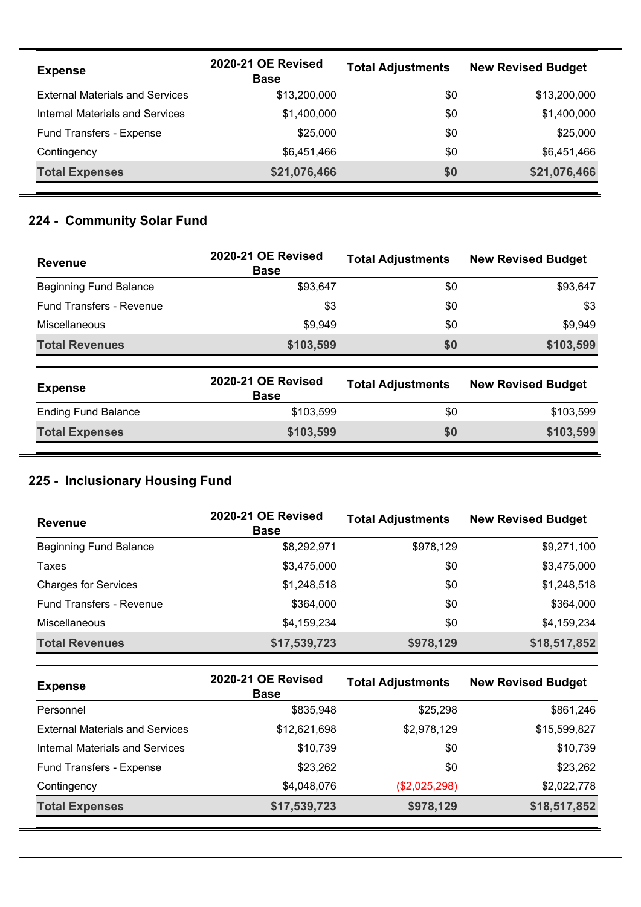| Expense | 2020-21 OE Revised Base | Total Adjustments | New Revised Budget |
|---|---|---|---|
| External Materials and Services | $13,200,000 | $0 | $13,200,000 |
| Internal Materials and Services | $1,400,000 | $0 | $1,400,000 |
| Fund Transfers - Expense | $25,000 | $0 | $25,000 |
| Contingency | $6,451,466 | $0 | $6,451,466 |
| **Total Expenses** | **$21,076,466** | **$0** | **$21,076,466** |

## 224 - Community Solar Fund

| Revenue | 2020-21 OE Revised Base | Total Adjustments | New Revised Budget |
|---|---|---|---|
| Beginning Fund Balance | $93,647 | $0 | $93,647 |
| Fund Transfers - Revenue | $3 | $0 | $3 |
| Miscellaneous | $9,949 | $0 | $9,949 |
| **Total Revenues** | **$103,599** | **$0** | **$103,599** |

| Expense | 2020-21 OE Revised Base | Total Adjustments | New Revised Budget |
|---|---|---|---|
| Ending Fund Balance | $103,599 | $0 | $103,599 |
| **Total Expenses** | **$103,599** | **$0** | **$103,599** |

## 225 - Inclusionary Housing Fund

| Revenue | 2020-21 OE Revised Base | Total Adjustments | New Revised Budget |
|---|---|---|---|
| Beginning Fund Balance | $8,292,971 | $978,129 | $9,271,100 |
| Taxes | $3,475,000 | $0 | $3,475,000 |
| Charges for Services | $1,248,518 | $0 | $1,248,518 |
| Fund Transfers - Revenue | $364,000 | $0 | $364,000 |
| Miscellaneous | $4,159,234 | $0 | $4,159,234 |
| **Total Revenues** | **$17,539,723** | **$978,129** | **$18,517,852** |

| Expense | 2020-21 OE Revised Base | Total Adjustments | New Revised Budget |
|---|---|---|---|
| Personnel | $835,948 | $25,298 | $861,246 |
| External Materials and Services | $12,621,698 | $2,978,129 | $15,599,827 |
| Internal Materials and Services | $10,739 | $0 | $10,739 |
| Fund Transfers - Expense | $23,262 | $0 | $23,262 |
| Contingency | $4,048,076 | ($2,025,298) | $2,022,778 |
| **Total Expenses** | **$17,539,723** | **$978,129** | **$18,517,852** |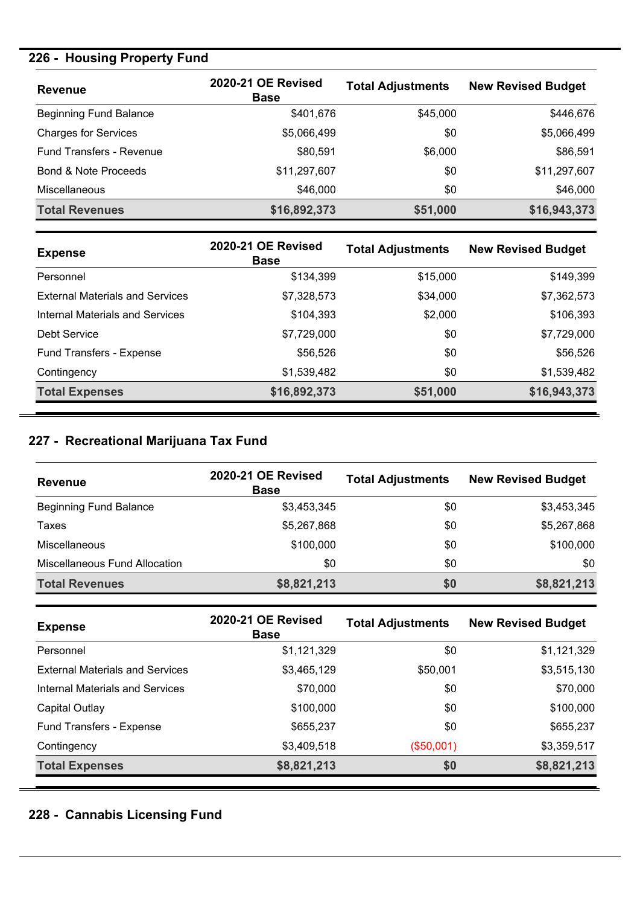## 226 - Housing Property Fund

| Revenue | 2020-21 OE Revised Base | Total Adjustments | New Revised Budget |
|---|---|---|---|
| Beginning Fund Balance | $401,676 | $45,000 | $446,676 |
| Charges for Services | $5,066,499 | $0 | $5,066,499 |
| Fund Transfers - Revenue | $80,591 | $6,000 | $86,591 |
| Bond & Note Proceeds | $11,297,607 | $0 | $11,297,607 |
| Miscellaneous | $46,000 | $0 | $46,000 |
| **Total Revenues** | **$16,892,373** | **$51,000** | **$16,943,373** |

| Expense | 2020-21 OE Revised Base | Total Adjustments | New Revised Budget |
|---|---|---|---|
| Personnel | $134,399 | $15,000 | $149,399 |
| External Materials and Services | $7,328,573 | $34,000 | $7,362,573 |
| Internal Materials and Services | $104,393 | $2,000 | $106,393 |
| Debt Service | $7,729,000 | $0 | $7,729,000 |
| Fund Transfers - Expense | $56,526 | $0 | $56,526 |
| Contingency | $1,539,482 | $0 | $1,539,482 |
| **Total Expenses** | **$16,892,373** | **$51,000** | **$16,943,373** |

## 227 - Recreational Marijuana Tax Fund

| Revenue | 2020-21 OE Revised Base | Total Adjustments | New Revised Budget |
|---|---|---|---|
| Beginning Fund Balance | $3,453,345 | $0 | $3,453,345 |
| Taxes | $5,267,868 | $0 | $5,267,868 |
| Miscellaneous | $100,000 | $0 | $100,000 |
| Miscellaneous Fund Allocation | $0 | $0 | $0 |
| **Total Revenues** | **$8,821,213** | **$0** | **$8,821,213** |

| Expense | 2020-21 OE Revised Base | Total Adjustments | New Revised Budget |
|---|---|---|---|
| Personnel | $1,121,329 | $0 | $1,121,329 |
| External Materials and Services | $3,465,129 | $50,001 | $3,515,130 |
| Internal Materials and Services | $70,000 | $0 | $70,000 |
| Capital Outlay | $100,000 | $0 | $100,000 |
| Fund Transfers - Expense | $655,237 | $0 | $655,237 |
| Contingency | $3,409,518 | ($50,001) | $3,359,517 |
| **Total Expenses** | **$8,821,213** | **$0** | **$8,821,213** |

## 228 - Cannabis Licensing Fund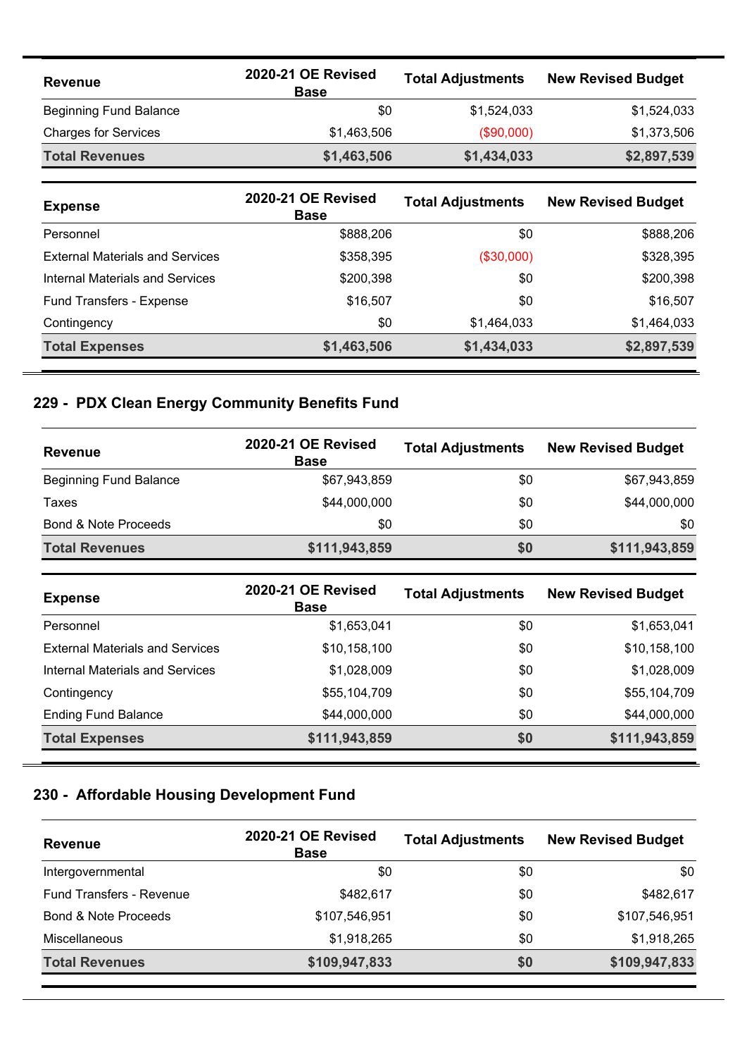| Revenue | 2020-21 OE Revised Base | Total Adjustments | New Revised Budget |
|---|---|---|---|
| Beginning Fund Balance | $0 | $1,524,033 | $1,524,033 |
| Charges for Services | $1,463,506 | ($90,000) | $1,373,506 |
| **Total Revenues** | **$1,463,506** | **$1,434,033** | **$2,897,539** |

| Expense | 2020-21 OE Revised Base | Total Adjustments | New Revised Budget |
|---|---|---|---|
| Personnel | $888,206 | $0 | $888,206 |
| External Materials and Services | $358,395 | ($30,000) | $328,395 |
| Internal Materials and Services | $200,398 | $0 | $200,398 |
| Fund Transfers - Expense | $16,507 | $0 | $16,507 |
| Contingency | $0 | $1,464,033 | $1,464,033 |
| **Total Expenses** | **$1,463,506** | **$1,434,033** | **$2,897,539** |

## 229 - PDX Clean Energy Community Benefits Fund

| Revenue | 2020-21 OE Revised Base | Total Adjustments | New Revised Budget |
|---|---|---|---|
| Beginning Fund Balance | $67,943,859 | $0 | $67,943,859 |
| Taxes | $44,000,000 | $0 | $44,000,000 |
| Bond & Note Proceeds | $0 | $0 | $0 |
| **Total Revenues** | **$111,943,859** | **$0** | **$111,943,859** |

| Expense | 2020-21 OE Revised Base | Total Adjustments | New Revised Budget |
|---|---|---|---|
| Personnel | $1,653,041 | $0 | $1,653,041 |
| External Materials and Services | $10,158,100 | $0 | $10,158,100 |
| Internal Materials and Services | $1,028,009 | $0 | $1,028,009 |
| Contingency | $55,104,709 | $0 | $55,104,709 |
| Ending Fund Balance | $44,000,000 | $0 | $44,000,000 |
| **Total Expenses** | **$111,943,859** | **$0** | **$111,943,859** |

## 230 - Affordable Housing Development Fund

| Revenue | 2020-21 OE Revised Base | Total Adjustments | New Revised Budget |
|---|---|---|---|
| Intergovernmental | $0 | $0 | $0 |
| Fund Transfers - Revenue | $482,617 | $0 | $482,617 |
| Bond & Note Proceeds | $107,546,951 | $0 | $107,546,951 |
| Miscellaneous | $1,918,265 | $0 | $1,918,265 |
| **Total Revenues** | **$109,947,833** | **$0** | **$109,947,833** |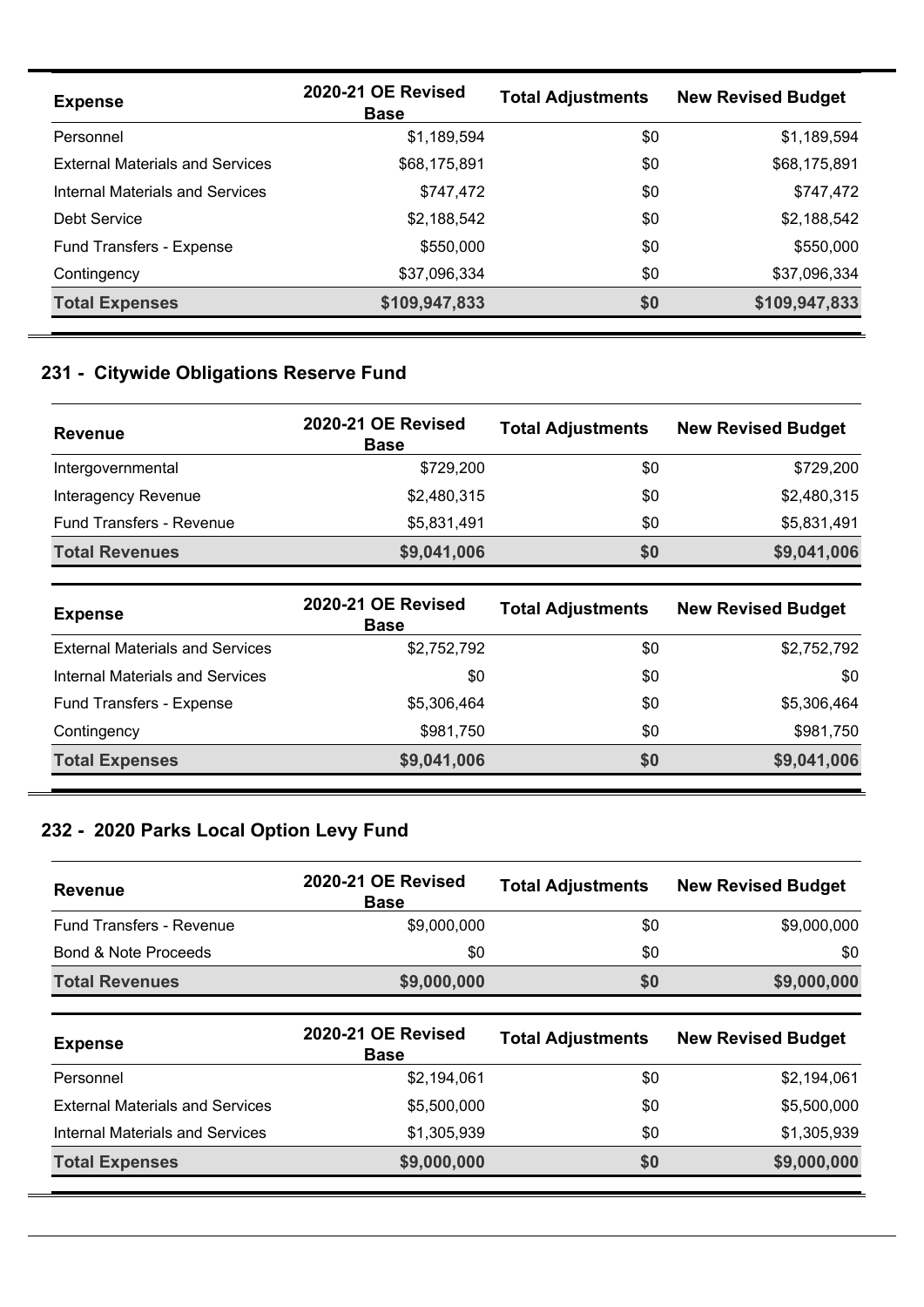| Expense | 2020-21 OE Revised Base | Total Adjustments | New Revised Budget |
|---|---|---|---|
| Personnel | $1,189,594 | $0 | $1,189,594 |
| External Materials and Services | $68,175,891 | $0 | $68,175,891 |
| Internal Materials and Services | $747,472 | $0 | $747,472 |
| Debt Service | $2,188,542 | $0 | $2,188,542 |
| Fund Transfers - Expense | $550,000 | $0 | $550,000 |
| Contingency | $37,096,334 | $0 | $37,096,334 |
| **Total Expenses** | **$109,947,833** | **$0** | **$109,947,833** |

## 231 - Citywide Obligations Reserve Fund

| Revenue | 2020-21 OE Revised Base | Total Adjustments | New Revised Budget |
|---|---|---|---|
| Intergovernmental | $729,200 | $0 | $729,200 |
| Interagency Revenue | $2,480,315 | $0 | $2,480,315 |
| Fund Transfers - Revenue | $5,831,491 | $0 | $5,831,491 |
| **Total Revenues** | **$9,041,006** | **$0** | **$9,041,006** |

| Expense | 2020-21 OE Revised Base | Total Adjustments | New Revised Budget |
|---|---|---|---|
| External Materials and Services | $2,752,792 | $0 | $2,752,792 |
| Internal Materials and Services | $0 | $0 | $0 |
| Fund Transfers - Expense | $5,306,464 | $0 | $5,306,464 |
| Contingency | $981,750 | $0 | $981,750 |
| **Total Expenses** | **$9,041,006** | **$0** | **$9,041,006** |

## 232 - 2020 Parks Local Option Levy Fund

| Revenue | 2020-21 OE Revised Base | Total Adjustments | New Revised Budget |
|---|---|---|---|
| Fund Transfers - Revenue | $9,000,000 | $0 | $9,000,000 |
| Bond & Note Proceeds | $0 | $0 | $0 |
| **Total Revenues** | **$9,000,000** | **$0** | **$9,000,000** |

| Expense | 2020-21 OE Revised Base | Total Adjustments | New Revised Budget |
|---|---|---|---|
| Personnel | $2,194,061 | $0 | $2,194,061 |
| External Materials and Services | $5,500,000 | $0 | $5,500,000 |
| Internal Materials and Services | $1,305,939 | $0 | $1,305,939 |
| **Total Expenses** | **$9,000,000** | **$0** | **$9,000,000** |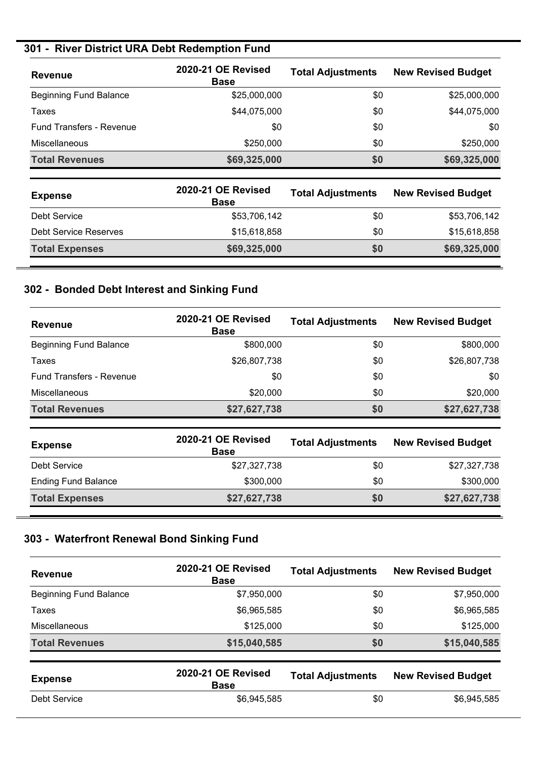## 301 - River District URA Debt Redemption Fund

| Revenue | 2020-21 OE Revised Base | Total Adjustments | New Revised Budget |
|---|---|---|---|
| Beginning Fund Balance | $25,000,000 | $0 | $25,000,000 |
| Taxes | $44,075,000 | $0 | $44,075,000 |
| Fund Transfers - Revenue | $0 | $0 | $0 |
| Miscellaneous | $250,000 | $0 | $250,000 |
| **Total Revenues** | **$69,325,000** | **$0** | **$69,325,000** |

| Expense | 2020-21 OE Revised Base | Total Adjustments | New Revised Budget |
|---|---|---|---|
| Debt Service | $53,706,142 | $0 | $53,706,142 |
| Debt Service Reserves | $15,618,858 | $0 | $15,618,858 |
| **Total Expenses** | **$69,325,000** | **$0** | **$69,325,000** |

## 302 - Bonded Debt Interest and Sinking Fund

| Revenue | 2020-21 OE Revised Base | Total Adjustments | New Revised Budget |
|---|---|---|---|
| Beginning Fund Balance | $800,000 | $0 | $800,000 |
| Taxes | $26,807,738 | $0 | $26,807,738 |
| Fund Transfers - Revenue | $0 | $0 | $0 |
| Miscellaneous | $20,000 | $0 | $20,000 |
| **Total Revenues** | **$27,627,738** | **$0** | **$27,627,738** |

| Expense | 2020-21 OE Revised Base | Total Adjustments | New Revised Budget |
|---|---|---|---|
| Debt Service | $27,327,738 | $0 | $27,327,738 |
| Ending Fund Balance | $300,000 | $0 | $300,000 |
| **Total Expenses** | **$27,627,738** | **$0** | **$27,627,738** |

## 303 - Waterfront Renewal Bond Sinking Fund

| Revenue | 2020-21 OE Revised Base | Total Adjustments | New Revised Budget |
|---|---|---|---|
| Beginning Fund Balance | $7,950,000 | $0 | $7,950,000 |
| Taxes | $6,965,585 | $0 | $6,965,585 |
| Miscellaneous | $125,000 | $0 | $125,000 |
| **Total Revenues** | **$15,040,585** | **$0** | **$15,040,585** |

| Expense | 2020-21 OE Revised Base | Total Adjustments | New Revised Budget |
|---|---|---|---|
| Debt Service | $6,945,585 | $0 | $6,945,585 |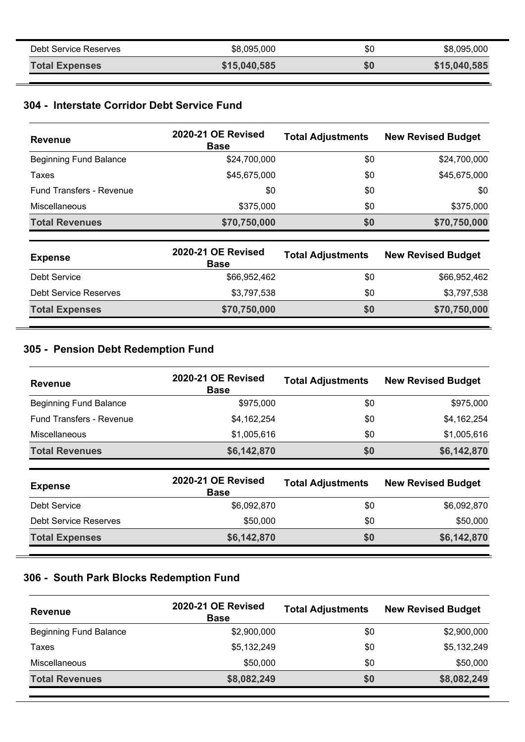| | | | |
|---|---|---|---|
| Debt Service Reserves | $8,095,000 | $0 | $8,095,000 |
| **Total Expenses** | **$15,040,585** | **$0** | **$15,040,585** |

## 304 - Interstate Corridor Debt Service Fund

| Revenue | 2020-21 OE Revised Base | Total Adjustments | New Revised Budget |
|---|---|---|---|
| Beginning Fund Balance | $24,700,000 | $0 | $24,700,000 |
| Taxes | $45,675,000 | $0 | $45,675,000 |
| Fund Transfers - Revenue | $0 | $0 | $0 |
| Miscellaneous | $375,000 | $0 | $375,000 |
| **Total Revenues** | **$70,750,000** | **$0** | **$70,750,000** |

| Expense | 2020-21 OE Revised Base | Total Adjustments | New Revised Budget |
|---|---|---|---|
| Debt Service | $66,952,462 | $0 | $66,952,462 |
| Debt Service Reserves | $3,797,538 | $0 | $3,797,538 |
| **Total Expenses** | **$70,750,000** | **$0** | **$70,750,000** |

## 305 - Pension Debt Redemption Fund

| Revenue | 2020-21 OE Revised Base | Total Adjustments | New Revised Budget |
|---|---|---|---|
| Beginning Fund Balance | $975,000 | $0 | $975,000 |
| Fund Transfers - Revenue | $4,162,254 | $0 | $4,162,254 |
| Miscellaneous | $1,005,616 | $0 | $1,005,616 |
| **Total Revenues** | **$6,142,870** | **$0** | **$6,142,870** |

| Expense | 2020-21 OE Revised Base | Total Adjustments | New Revised Budget |
|---|---|---|---|
| Debt Service | $6,092,870 | $0 | $6,092,870 |
| Debt Service Reserves | $50,000 | $0 | $50,000 |
| **Total Expenses** | **$6,142,870** | **$0** | **$6,142,870** |

## 306 - South Park Blocks Redemption Fund

| Revenue | 2020-21 OE Revised Base | Total Adjustments | New Revised Budget |
|---|---|---|---|
| Beginning Fund Balance | $2,900,000 | $0 | $2,900,000 |
| Taxes | $5,132,249 | $0 | $5,132,249 |
| Miscellaneous | $50,000 | $0 | $50,000 |
| **Total Revenues** | **$8,082,249** | **$0** | **$8,082,249** |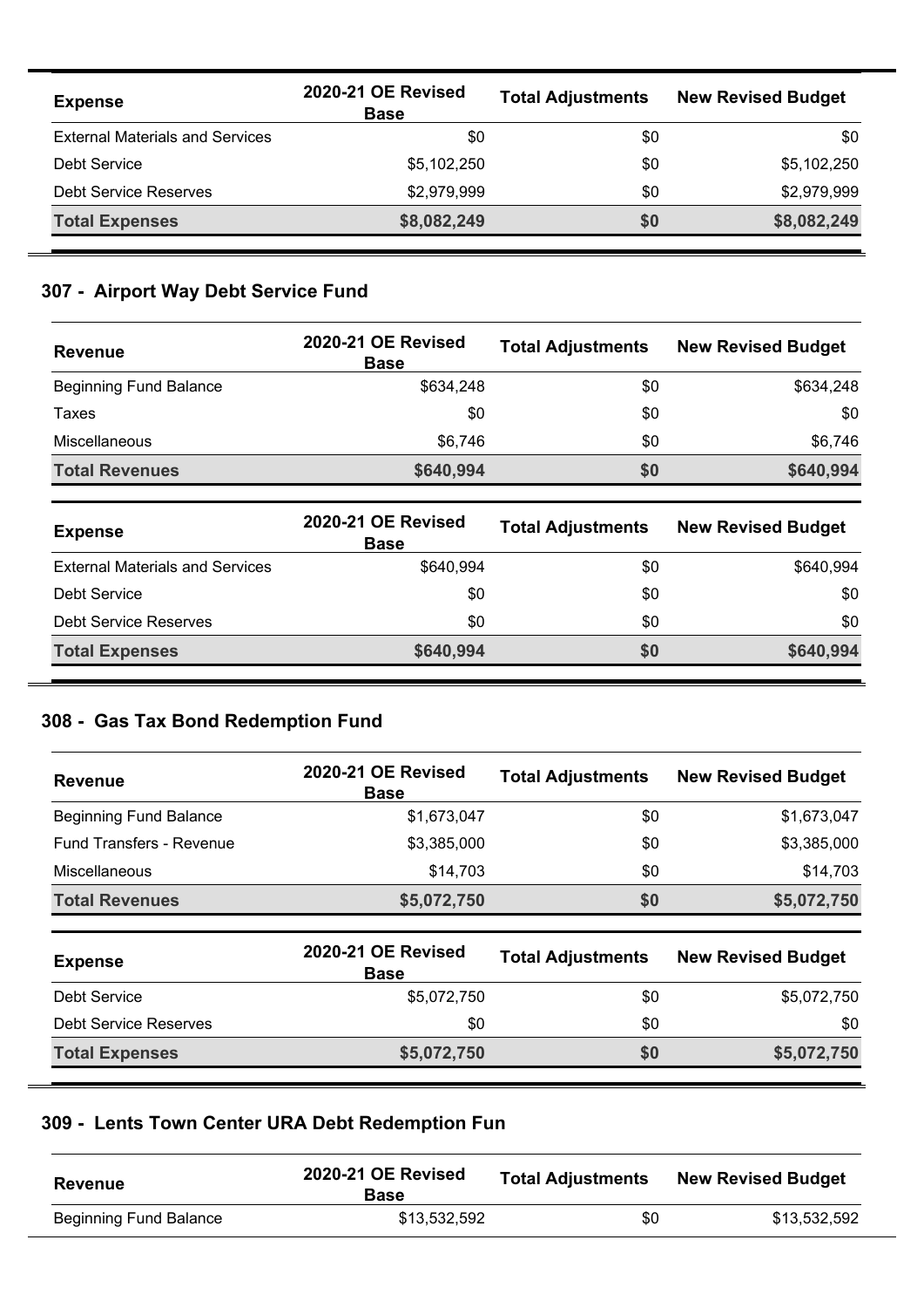| Expense | 2020-21 OE Revised Base | Total Adjustments | New Revised Budget |
|---|---|---|---|
| External Materials and Services | $0 | $0 | $0 |
| Debt Service | $5,102,250 | $0 | $5,102,250 |
| Debt Service Reserves | $2,979,999 | $0 | $2,979,999 |
| **Total Expenses** | **$8,082,249** | **$0** | **$8,082,249** |

## 307 - Airport Way Debt Service Fund

| Revenue | 2020-21 OE Revised Base | Total Adjustments | New Revised Budget |
|---|---|---|---|
| Beginning Fund Balance | $634,248 | $0 | $634,248 |
| Taxes | $0 | $0 | $0 |
| Miscellaneous | $6,746 | $0 | $6,746 |
| **Total Revenues** | **$640,994** | **$0** | **$640,994** |

| Expense | 2020-21 OE Revised Base | Total Adjustments | New Revised Budget |
|---|---|---|---|
| External Materials and Services | $640,994 | $0 | $640,994 |
| Debt Service | $0 | $0 | $0 |
| Debt Service Reserves | $0 | $0 | $0 |
| **Total Expenses** | **$640,994** | **$0** | **$640,994** |

## 308 - Gas Tax Bond Redemption Fund

| Revenue | 2020-21 OE Revised Base | Total Adjustments | New Revised Budget |
|---|---|---|---|
| Beginning Fund Balance | $1,673,047 | $0 | $1,673,047 |
| Fund Transfers - Revenue | $3,385,000 | $0 | $3,385,000 |
| Miscellaneous | $14,703 | $0 | $14,703 |
| **Total Revenues** | **$5,072,750** | **$0** | **$5,072,750** |

| Expense | 2020-21 OE Revised Base | Total Adjustments | New Revised Budget |
|---|---|---|---|
| Debt Service | $5,072,750 | $0 | $5,072,750 |
| Debt Service Reserves | $0 | $0 | $0 |
| **Total Expenses** | **$5,072,750** | **$0** | **$5,072,750** |

## 309 - Lents Town Center URA Debt Redemption Fun

| Revenue | 2020-21 OE Revised Base | Total Adjustments | New Revised Budget |
|---|---|---|---|
| Beginning Fund Balance | $13,532,592 | $0 | $13,532,592 |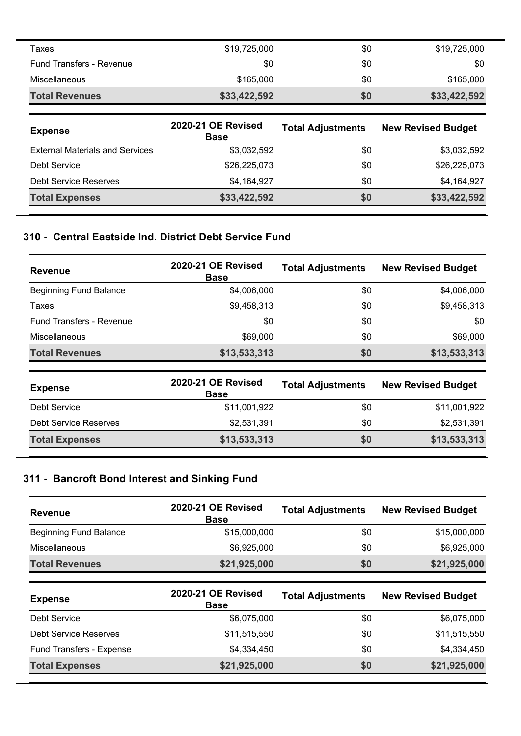| | | | |
|---|---|---|---|
| Taxes | $19,725,000 | $0 | $19,725,000 |
| Fund Transfers - Revenue | $0 | $0 | $0 |
| Miscellaneous | $165,000 | $0 | $165,000 |
| **Total Revenues** | **$33,422,592** | **$0** | **$33,422,592** |

| Expense | 2020-21 OE Revised Base | Total Adjustments | New Revised Budget |
|---|---|---|---|
| External Materials and Services | $3,032,592 | $0 | $3,032,592 |
| Debt Service | $26,225,073 | $0 | $26,225,073 |
| Debt Service Reserves | $4,164,927 | $0 | $4,164,927 |
| **Total Expenses** | **$33,422,592** | **$0** | **$33,422,592** |

### 310 - Central Eastside Ind. District Debt Service Fund

| Revenue | 2020-21 OE Revised Base | Total Adjustments | New Revised Budget |
|---|---|---|---|
| Beginning Fund Balance | $4,006,000 | $0 | $4,006,000 |
| Taxes | $9,458,313 | $0 | $9,458,313 |
| Fund Transfers - Revenue | $0 | $0 | $0 |
| Miscellaneous | $69,000 | $0 | $69,000 |
| **Total Revenues** | **$13,533,313** | **$0** | **$13,533,313** |

| Expense | 2020-21 OE Revised Base | Total Adjustments | New Revised Budget |
|---|---|---|---|
| Debt Service | $11,001,922 | $0 | $11,001,922 |
| Debt Service Reserves | $2,531,391 | $0 | $2,531,391 |
| **Total Expenses** | **$13,533,313** | **$0** | **$13,533,313** |

### 311 - Bancroft Bond Interest and Sinking Fund

| Revenue | 2020-21 OE Revised Base | Total Adjustments | New Revised Budget |
|---|---|---|---|
| Beginning Fund Balance | $15,000,000 | $0 | $15,000,000 |
| Miscellaneous | $6,925,000 | $0 | $6,925,000 |
| **Total Revenues** | **$21,925,000** | **$0** | **$21,925,000** |

| Expense | 2020-21 OE Revised Base | Total Adjustments | New Revised Budget |
|---|---|---|---|
| Debt Service | $6,075,000 | $0 | $6,075,000 |
| Debt Service Reserves | $11,515,550 | $0 | $11,515,550 |
| Fund Transfers - Expense | $4,334,450 | $0 | $4,334,450 |
| **Total Expenses** | **$21,925,000** | **$0** | **$21,925,000** |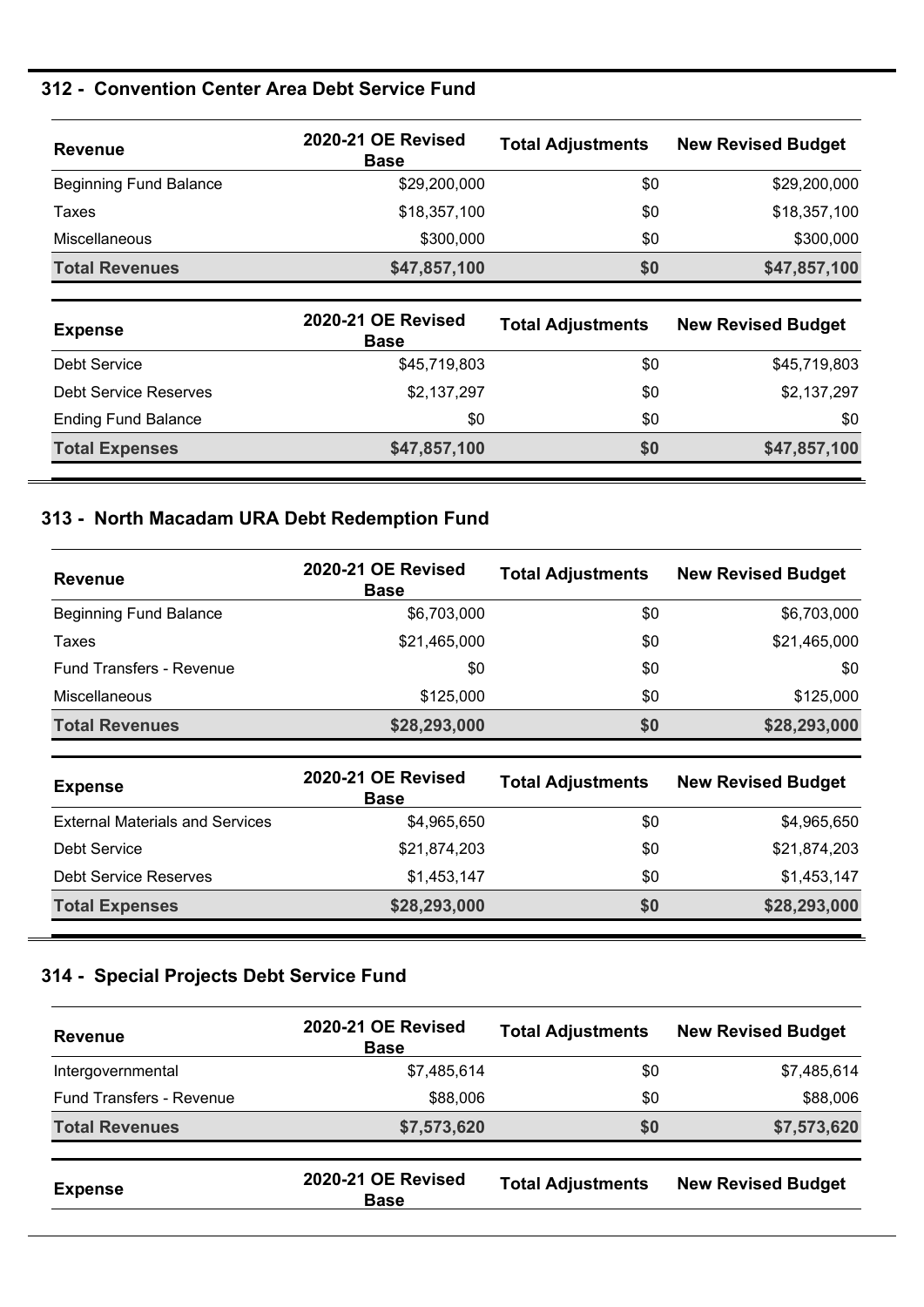## 312 - Convention Center Area Debt Service Fund

| Revenue | 2020-21 OE Revised Base | Total Adjustments | New Revised Budget |
|---|---|---|---|
| Beginning Fund Balance | $29,200,000 | $0 | $29,200,000 |
| Taxes | $18,357,100 | $0 | $18,357,100 |
| Miscellaneous | $300,000 | $0 | $300,000 |
| **Total Revenues** | **$47,857,100** | **$0** | **$47,857,100** |

| Expense | 2020-21 OE Revised Base | Total Adjustments | New Revised Budget |
|---|---|---|---|
| Debt Service | $45,719,803 | $0 | $45,719,803 |
| Debt Service Reserves | $2,137,297 | $0 | $2,137,297 |
| Ending Fund Balance | $0 | $0 | $0 |
| **Total Expenses** | **$47,857,100** | **$0** | **$47,857,100** |

## 313 - North Macadam URA Debt Redemption Fund

| Revenue | 2020-21 OE Revised Base | Total Adjustments | New Revised Budget |
|---|---|---|---|
| Beginning Fund Balance | $6,703,000 | $0 | $6,703,000 |
| Taxes | $21,465,000 | $0 | $21,465,000 |
| Fund Transfers - Revenue | $0 | $0 | $0 |
| Miscellaneous | $125,000 | $0 | $125,000 |
| **Total Revenues** | **$28,293,000** | **$0** | **$28,293,000** |

| Expense | 2020-21 OE Revised Base | Total Adjustments | New Revised Budget |
|---|---|---|---|
| External Materials and Services | $4,965,650 | $0 | $4,965,650 |
| Debt Service | $21,874,203 | $0 | $21,874,203 |
| Debt Service Reserves | $1,453,147 | $0 | $1,453,147 |
| **Total Expenses** | **$28,293,000** | **$0** | **$28,293,000** |

## 314 - Special Projects Debt Service Fund

| Revenue | 2020-21 OE Revised Base | Total Adjustments | New Revised Budget |
|---|---|---|---|
| Intergovernmental | $7,485,614 | $0 | $7,485,614 |
| Fund Transfers - Revenue | $88,006 | $0 | $88,006 |
| **Total Revenues** | **$7,573,620** | **$0** | **$7,573,620** |

| Expense | 2020-21 OE Revised Base | Total Adjustments | New Revised Budget |
|---|---|---|---|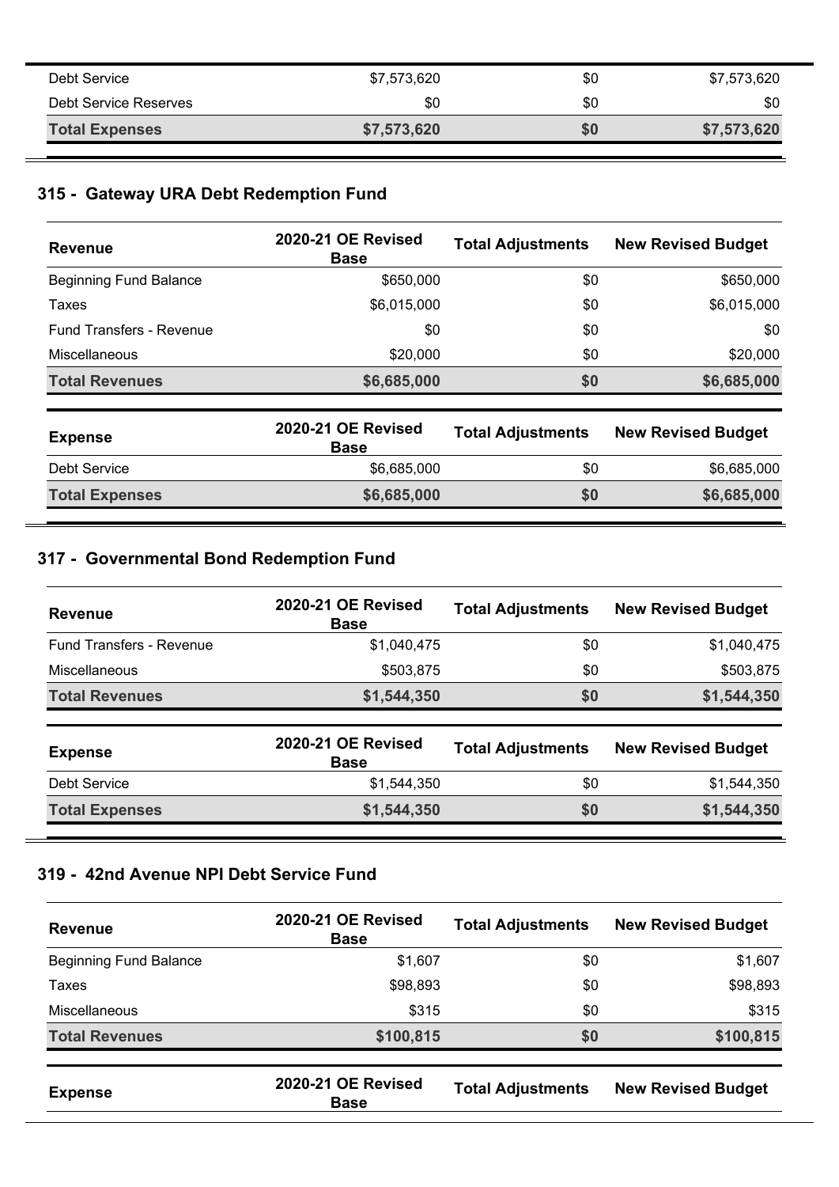| | | | |
|---|---|---|---|
| Debt Service | $7,573,620 | $0 | $7,573,620 |
| Debt Service Reserves | $0 | $0 | $0 |
| **Total Expenses** | **$7,573,620** | **$0** | **$7,573,620** |

## 315 - Gateway URA Debt Redemption Fund

| Revenue | 2020-21 OE Revised Base | Total Adjustments | New Revised Budget |
|---|---|---|---|
| Beginning Fund Balance | $650,000 | $0 | $650,000 |
| Taxes | $6,015,000 | $0 | $6,015,000 |
| Fund Transfers - Revenue | $0 | $0 | $0 |
| Miscellaneous | $20,000 | $0 | $20,000 |
| **Total Revenues** | **$6,685,000** | **$0** | **$6,685,000** |

| Expense | 2020-21 OE Revised Base | Total Adjustments | New Revised Budget |
|---|---|---|---|
| Debt Service | $6,685,000 | $0 | $6,685,000 |
| **Total Expenses** | **$6,685,000** | **$0** | **$6,685,000** |

## 317 - Governmental Bond Redemption Fund

| Revenue | 2020-21 OE Revised Base | Total Adjustments | New Revised Budget |
|---|---|---|---|
| Fund Transfers - Revenue | $1,040,475 | $0 | $1,040,475 |
| Miscellaneous | $503,875 | $0 | $503,875 |
| **Total Revenues** | **$1,544,350** | **$0** | **$1,544,350** |

| Expense | 2020-21 OE Revised Base | Total Adjustments | New Revised Budget |
|---|---|---|---|
| Debt Service | $1,544,350 | $0 | $1,544,350 |
| **Total Expenses** | **$1,544,350** | **$0** | **$1,544,350** |

## 319 - 42nd Avenue NPI Debt Service Fund

| Revenue | 2020-21 OE Revised Base | Total Adjustments | New Revised Budget |
|---|---|---|---|
| Beginning Fund Balance | $1,607 | $0 | $1,607 |
| Taxes | $98,893 | $0 | $98,893 |
| Miscellaneous | $315 | $0 | $315 |
| **Total Revenues** | **$100,815** | **$0** | **$100,815** |

| Expense | 2020-21 OE Revised Base | Total Adjustments | New Revised Budget |
|---|---|---|---|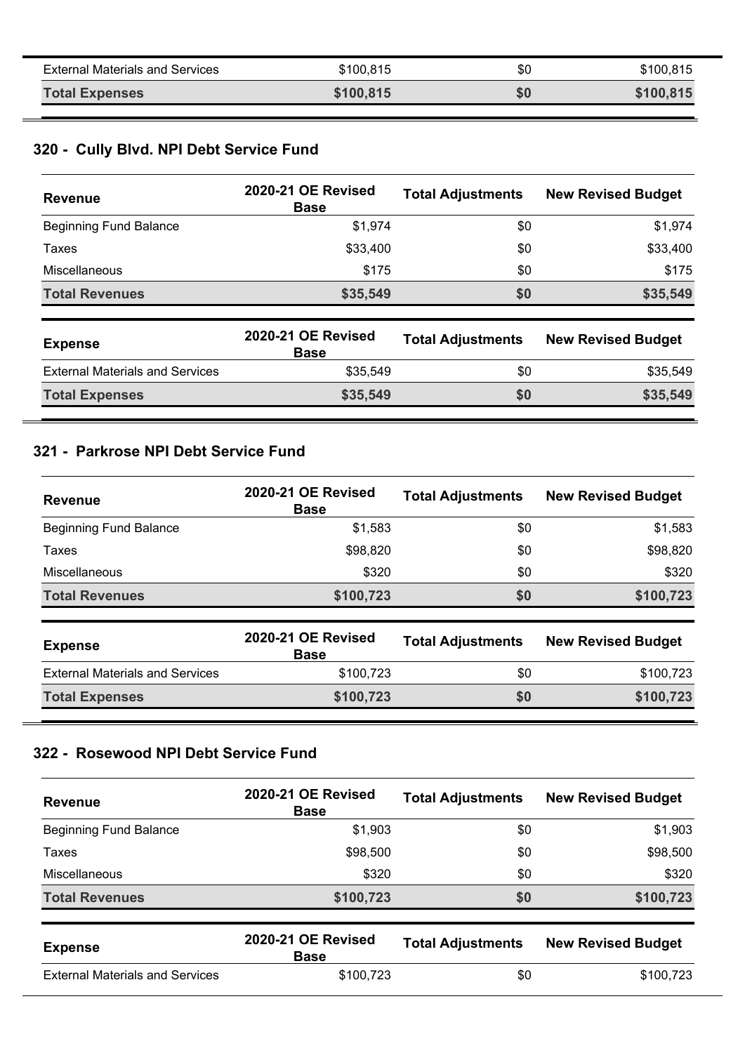| External Materials and Services | $100,815 | $0 | $100,815 |
|---|---|---|---|
| **Total Expenses** | **$100,815** | **$0** | **$100,815** |

## 320 - Cully Blvd. NPI Debt Service Fund

| Revenue | 2020-21 OE Revised Base | Total Adjustments | New Revised Budget |
|---|---|---|---|
| Beginning Fund Balance | $1,974 | $0 | $1,974 |
| Taxes | $33,400 | $0 | $33,400 |
| Miscellaneous | $175 | $0 | $175 |
| **Total Revenues** | **$35,549** | **$0** | **$35,549** |

| Expense | 2020-21 OE Revised Base | Total Adjustments | New Revised Budget |
|---|---|---|---|
| External Materials and Services | $35,549 | $0 | $35,549 |
| **Total Expenses** | **$35,549** | **$0** | **$35,549** |

## 321 - Parkrose NPI Debt Service Fund

| Revenue | 2020-21 OE Revised Base | Total Adjustments | New Revised Budget |
|---|---|---|---|
| Beginning Fund Balance | $1,583 | $0 | $1,583 |
| Taxes | $98,820 | $0 | $98,820 |
| Miscellaneous | $320 | $0 | $320 |
| **Total Revenues** | **$100,723** | **$0** | **$100,723** |

| Expense | 2020-21 OE Revised Base | Total Adjustments | New Revised Budget |
|---|---|---|---|
| External Materials and Services | $100,723 | $0 | $100,723 |
| **Total Expenses** | **$100,723** | **$0** | **$100,723** |

## 322 - Rosewood NPI Debt Service Fund

| Revenue | 2020-21 OE Revised Base | Total Adjustments | New Revised Budget |
|---|---|---|---|
| Beginning Fund Balance | $1,903 | $0 | $1,903 |
| Taxes | $98,500 | $0 | $98,500 |
| Miscellaneous | $320 | $0 | $320 |
| **Total Revenues** | **$100,723** | **$0** | **$100,723** |

| Expense | 2020-21 OE Revised Base | Total Adjustments | New Revised Budget |
|---|---|---|---|
| External Materials and Services | $100,723 | $0 | $100,723 |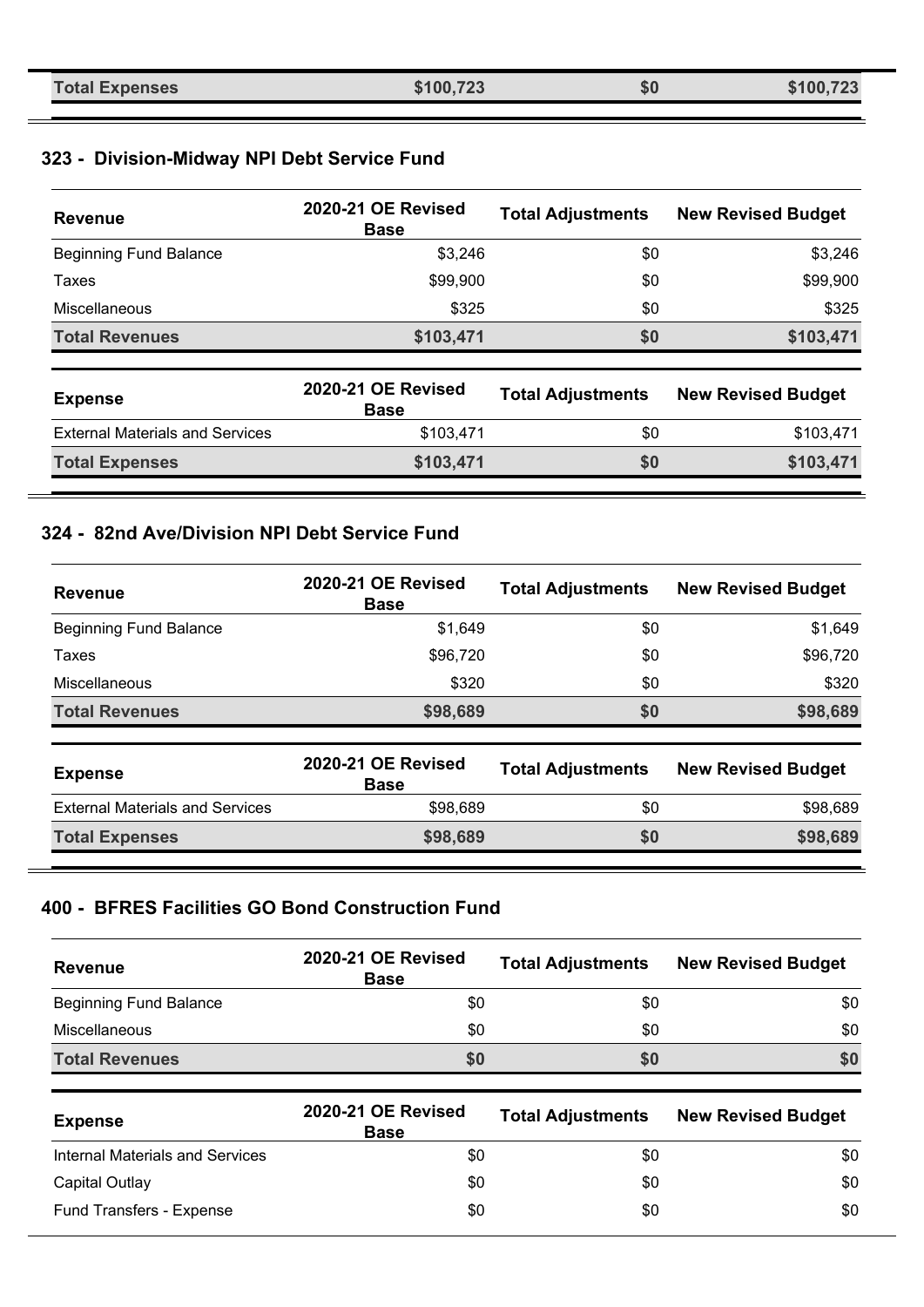| Total Expenses | $100,723 | $0 | $100,723 |
|---|---|---|---|

## 323 - Division-Midway NPI Debt Service Fund

| Revenue | 2020-21 OE Revised Base | Total Adjustments | New Revised Budget |
|---|---|---|---|
| Beginning Fund Balance | $3,246 | $0 | $3,246 |
| Taxes | $99,900 | $0 | $99,900 |
| Miscellaneous | $325 | $0 | $325 |
| **Total Revenues** | **$103,471** | **$0** | **$103,471** |

| Expense | 2020-21 OE Revised Base | Total Adjustments | New Revised Budget |
|---|---|---|---|
| External Materials and Services | $103,471 | $0 | $103,471 |
| **Total Expenses** | **$103,471** | **$0** | **$103,471** |

## 324 - 82nd Ave/Division NPI Debt Service Fund

| Revenue | 2020-21 OE Revised Base | Total Adjustments | New Revised Budget |
|---|---|---|---|
| Beginning Fund Balance | $1,649 | $0 | $1,649 |
| Taxes | $96,720 | $0 | $96,720 |
| Miscellaneous | $320 | $0 | $320 |
| **Total Revenues** | **$98,689** | **$0** | **$98,689** |

| Expense | 2020-21 OE Revised Base | Total Adjustments | New Revised Budget |
|---|---|---|---|
| External Materials and Services | $98,689 | $0 | $98,689 |
| **Total Expenses** | **$98,689** | **$0** | **$98,689** |

## 400 - BFRES Facilities GO Bond Construction Fund

| Revenue | 2020-21 OE Revised Base | Total Adjustments | New Revised Budget |
|---|---|---|---|
| Beginning Fund Balance | $0 | $0 | $0 |
| Miscellaneous | $0 | $0 | $0 |
| **Total Revenues** | **$0** | **$0** | **$0** |

| Expense | 2020-21 OE Revised Base | Total Adjustments | New Revised Budget |
|---|---|---|---|
| Internal Materials and Services | $0 | $0 | $0 |
| Capital Outlay | $0 | $0 | $0 |
| Fund Transfers - Expense | $0 | $0 | $0 |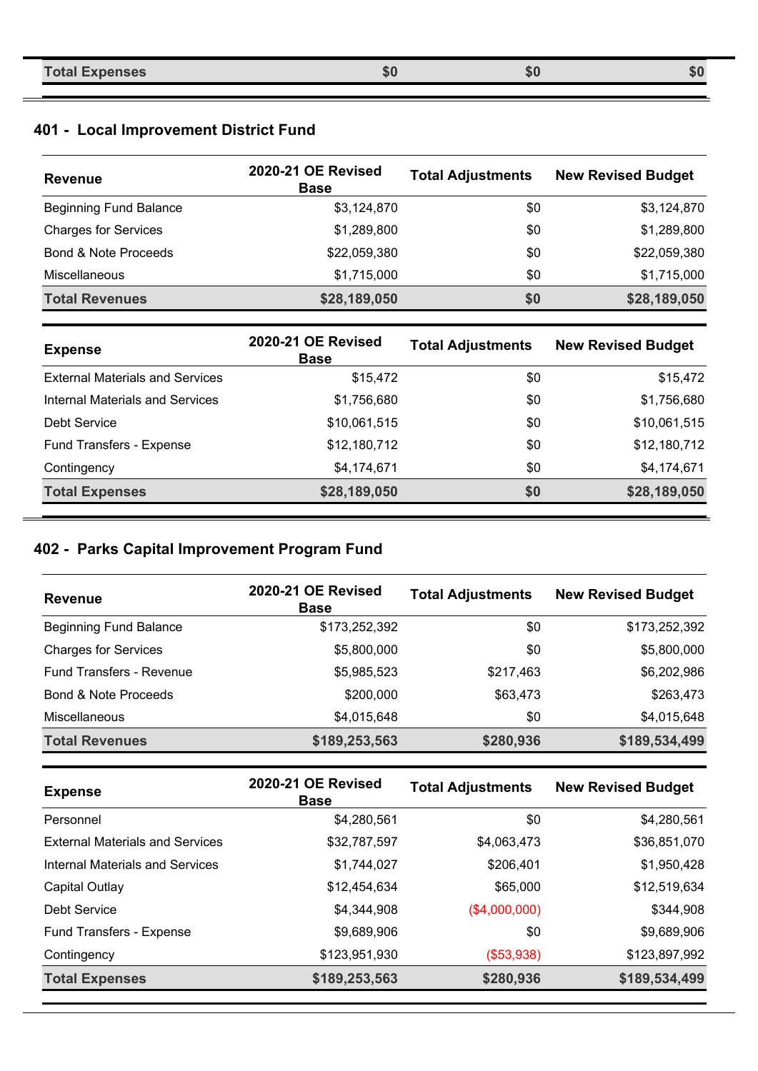| Total Expenses | $0 | $0 | $0 |
|---|---|---|---|

## 401 - Local Improvement District Fund

| Revenue | 2020-21 OE Revised Base | Total Adjustments | New Revised Budget |
|---|---|---|---|
| Beginning Fund Balance | $3,124,870 | $0 | $3,124,870 |
| Charges for Services | $1,289,800 | $0 | $1,289,800 |
| Bond & Note Proceeds | $22,059,380 | $0 | $22,059,380 |
| Miscellaneous | $1,715,000 | $0 | $1,715,000 |
| **Total Revenues** | **$28,189,050** | **$0** | **$28,189,050** |

| Expense | 2020-21 OE Revised Base | Total Adjustments | New Revised Budget |
|---|---|---|---|
| External Materials and Services | $15,472 | $0 | $15,472 |
| Internal Materials and Services | $1,756,680 | $0 | $1,756,680 |
| Debt Service | $10,061,515 | $0 | $10,061,515 |
| Fund Transfers - Expense | $12,180,712 | $0 | $12,180,712 |
| Contingency | $4,174,671 | $0 | $4,174,671 |
| **Total Expenses** | **$28,189,050** | **$0** | **$28,189,050** |

## 402 - Parks Capital Improvement Program Fund

| Revenue | 2020-21 OE Revised Base | Total Adjustments | New Revised Budget |
|---|---|---|---|
| Beginning Fund Balance | $173,252,392 | $0 | $173,252,392 |
| Charges for Services | $5,800,000 | $0 | $5,800,000 |
| Fund Transfers - Revenue | $5,985,523 | $217,463 | $6,202,986 |
| Bond & Note Proceeds | $200,000 | $63,473 | $263,473 |
| Miscellaneous | $4,015,648 | $0 | $4,015,648 |
| **Total Revenues** | **$189,253,563** | **$280,936** | **$189,534,499** |

| Expense | 2020-21 OE Revised Base | Total Adjustments | New Revised Budget |
|---|---|---|---|
| Personnel | $4,280,561 | $0 | $4,280,561 |
| External Materials and Services | $32,787,597 | $4,063,473 | $36,851,070 |
| Internal Materials and Services | $1,744,027 | $206,401 | $1,950,428 |
| Capital Outlay | $12,454,634 | $65,000 | $12,519,634 |
| Debt Service | $4,344,908 | ($4,000,000) | $344,908 |
| Fund Transfers - Expense | $9,689,906 | $0 | $9,689,906 |
| Contingency | $123,951,930 | ($53,938) | $123,897,992 |
| **Total Expenses** | **$189,253,563** | **$280,936** | **$189,534,499** |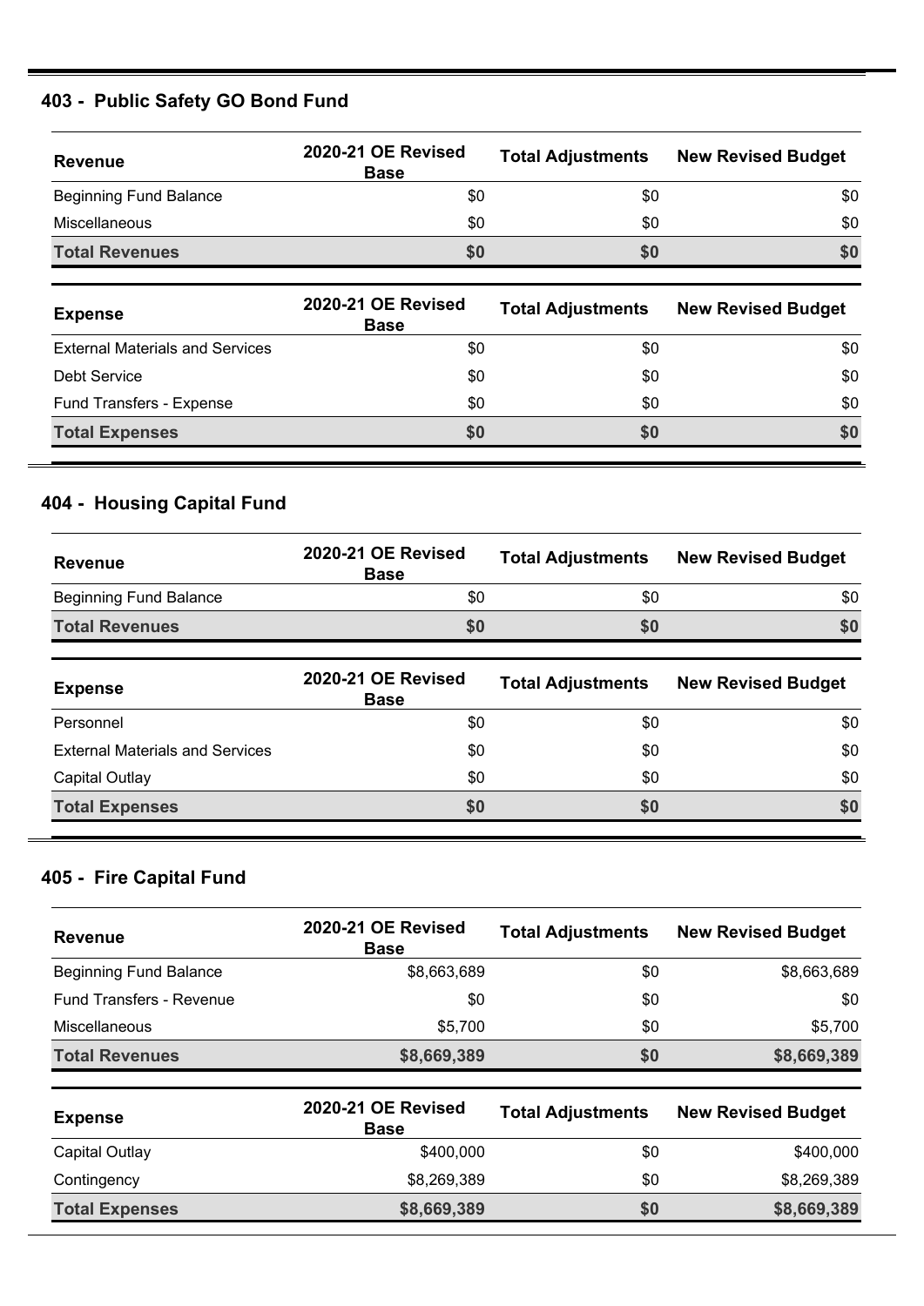## 403 - Public Safety GO Bond Fund

| Revenue | 2020-21 OE Revised Base | Total Adjustments | New Revised Budget |
|---|---|---|---|
| Beginning Fund Balance | $0 | $0 | $0 |
| Miscellaneous | $0 | $0 | $0 |
| **Total Revenues** | **$0** | **$0** | **$0** |

| Expense | 2020-21 OE Revised Base | Total Adjustments | New Revised Budget |
|---|---|---|---|
| External Materials and Services | $0 | $0 | $0 |
| Debt Service | $0 | $0 | $0 |
| Fund Transfers - Expense | $0 | $0 | $0 |
| **Total Expenses** | **$0** | **$0** | **$0** |

## 404 - Housing Capital Fund

| Revenue | 2020-21 OE Revised Base | Total Adjustments | New Revised Budget |
|---|---|---|---|
| Beginning Fund Balance | $0 | $0 | $0 |
| **Total Revenues** | **$0** | **$0** | **$0** |

| Expense | 2020-21 OE Revised Base | Total Adjustments | New Revised Budget |
|---|---|---|---|
| Personnel | $0 | $0 | $0 |
| External Materials and Services | $0 | $0 | $0 |
| Capital Outlay | $0 | $0 | $0 |
| **Total Expenses** | **$0** | **$0** | **$0** |

## 405 - Fire Capital Fund

| Revenue | 2020-21 OE Revised Base | Total Adjustments | New Revised Budget |
|---|---|---|---|
| Beginning Fund Balance | $8,663,689 | $0 | $8,663,689 |
| Fund Transfers - Revenue | $0 | $0 | $0 |
| Miscellaneous | $5,700 | $0 | $5,700 |
| **Total Revenues** | **$8,669,389** | **$0** | **$8,669,389** |

| Expense | 2020-21 OE Revised Base | Total Adjustments | New Revised Budget |
|---|---|---|---|
| Capital Outlay | $400,000 | $0 | $400,000 |
| Contingency | $8,269,389 | $0 | $8,269,389 |
| **Total Expenses** | **$8,669,389** | **$0** | **$8,669,389** |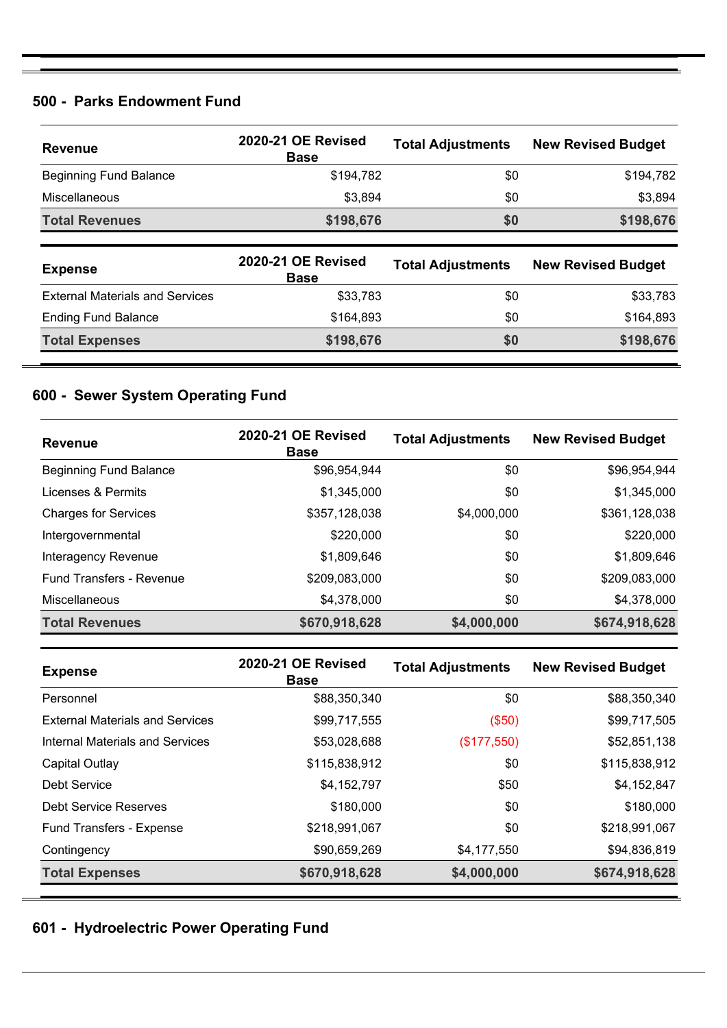## 500 - Parks Endowment Fund

| Revenue | 2020-21 OE Revised Base | Total Adjustments | New Revised Budget |
|---|---|---|---|
| Beginning Fund Balance | $194,782 | $0 | $194,782 |
| Miscellaneous | $3,894 | $0 | $3,894 |
| **Total Revenues** | **$198,676** | **$0** | **$198,676** |

| Expense | 2020-21 OE Revised Base | Total Adjustments | New Revised Budget |
|---|---|---|---|
| External Materials and Services | $33,783 | $0 | $33,783 |
| Ending Fund Balance | $164,893 | $0 | $164,893 |
| **Total Expenses** | **$198,676** | **$0** | **$198,676** |

## 600 - Sewer System Operating Fund

| Revenue | 2020-21 OE Revised Base | Total Adjustments | New Revised Budget |
|---|---|---|---|
| Beginning Fund Balance | $96,954,944 | $0 | $96,954,944 |
| Licenses & Permits | $1,345,000 | $0 | $1,345,000 |
| Charges for Services | $357,128,038 | $4,000,000 | $361,128,038 |
| Intergovernmental | $220,000 | $0 | $220,000 |
| Interagency Revenue | $1,809,646 | $0 | $1,809,646 |
| Fund Transfers - Revenue | $209,083,000 | $0 | $209,083,000 |
| Miscellaneous | $4,378,000 | $0 | $4,378,000 |
| **Total Revenues** | **$670,918,628** | **$4,000,000** | **$674,918,628** |

| Expense | 2020-21 OE Revised Base | Total Adjustments | New Revised Budget |
|---|---|---|---|
| Personnel | $88,350,340 | $0 | $88,350,340 |
| External Materials and Services | $99,717,555 | ($50) | $99,717,505 |
| Internal Materials and Services | $53,028,688 | ($177,550) | $52,851,138 |
| Capital Outlay | $115,838,912 | $0 | $115,838,912 |
| Debt Service | $4,152,797 | $50 | $4,152,847 |
| Debt Service Reserves | $180,000 | $0 | $180,000 |
| Fund Transfers - Expense | $218,991,067 | $0 | $218,991,067 |
| Contingency | $90,659,269 | $4,177,550 | $94,836,819 |
| **Total Expenses** | **$670,918,628** | **$4,000,000** | **$674,918,628** |

## 601 - Hydroelectric Power Operating Fund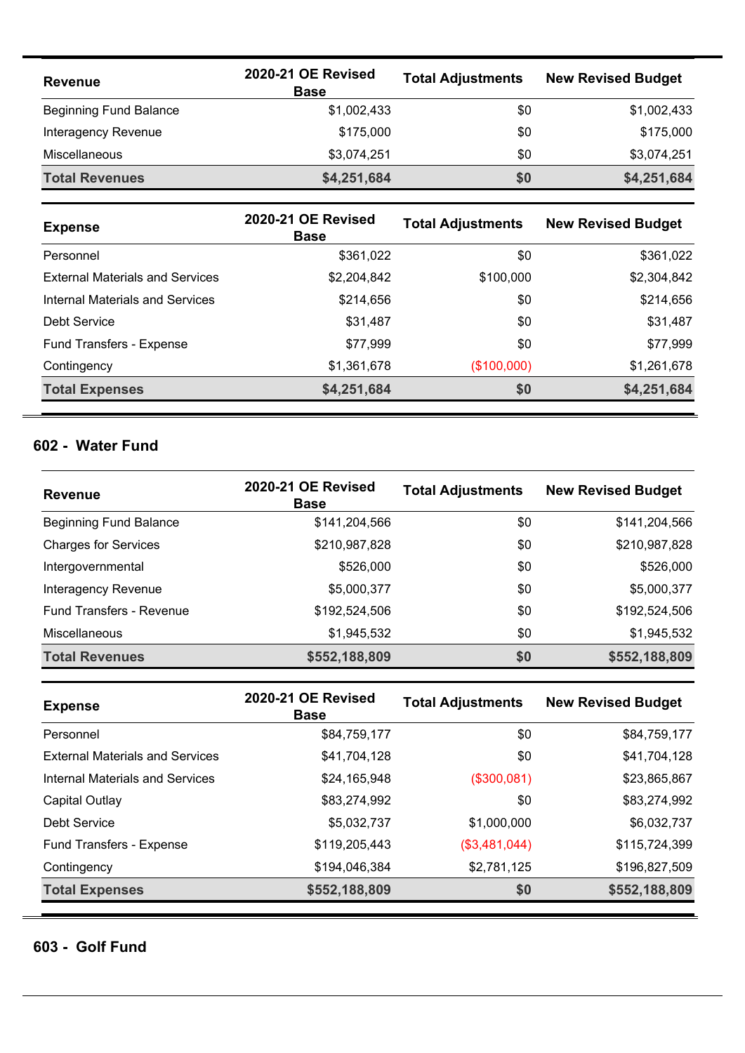| Revenue | 2020-21 OE Revised Base | Total Adjustments | New Revised Budget |
|---|---|---|---|
| Beginning Fund Balance | $1,002,433 | $0 | $1,002,433 |
| Interagency Revenue | $175,000 | $0 | $175,000 |
| Miscellaneous | $3,074,251 | $0 | $3,074,251 |
| **Total Revenues** | **$4,251,684** | **$0** | **$4,251,684** |

| Expense | 2020-21 OE Revised Base | Total Adjustments | New Revised Budget |
|---|---|---|---|
| Personnel | $361,022 | $0 | $361,022 |
| External Materials and Services | $2,204,842 | $100,000 | $2,304,842 |
| Internal Materials and Services | $214,656 | $0 | $214,656 |
| Debt Service | $31,487 | $0 | $31,487 |
| Fund Transfers - Expense | $77,999 | $0 | $77,999 |
| Contingency | $1,361,678 | ($100,000) | $1,261,678 |
| **Total Expenses** | **$4,251,684** | **$0** | **$4,251,684** |

## 602 - Water Fund

| Revenue | 2020-21 OE Revised Base | Total Adjustments | New Revised Budget |
|---|---|---|---|
| Beginning Fund Balance | $141,204,566 | $0 | $141,204,566 |
| Charges for Services | $210,987,828 | $0 | $210,987,828 |
| Intergovernmental | $526,000 | $0 | $526,000 |
| Interagency Revenue | $5,000,377 | $0 | $5,000,377 |
| Fund Transfers - Revenue | $192,524,506 | $0 | $192,524,506 |
| Miscellaneous | $1,945,532 | $0 | $1,945,532 |
| **Total Revenues** | **$552,188,809** | **$0** | **$552,188,809** |

| Expense | 2020-21 OE Revised Base | Total Adjustments | New Revised Budget |
|---|---|---|---|
| Personnel | $84,759,177 | $0 | $84,759,177 |
| External Materials and Services | $41,704,128 | $0 | $41,704,128 |
| Internal Materials and Services | $24,165,948 | ($300,081) | $23,865,867 |
| Capital Outlay | $83,274,992 | $0 | $83,274,992 |
| Debt Service | $5,032,737 | $1,000,000 | $6,032,737 |
| Fund Transfers - Expense | $119,205,443 | ($3,481,044) | $115,724,399 |
| Contingency | $194,046,384 | $2,781,125 | $196,827,509 |
| **Total Expenses** | **$552,188,809** | **$0** | **$552,188,809** |

## 603 - Golf Fund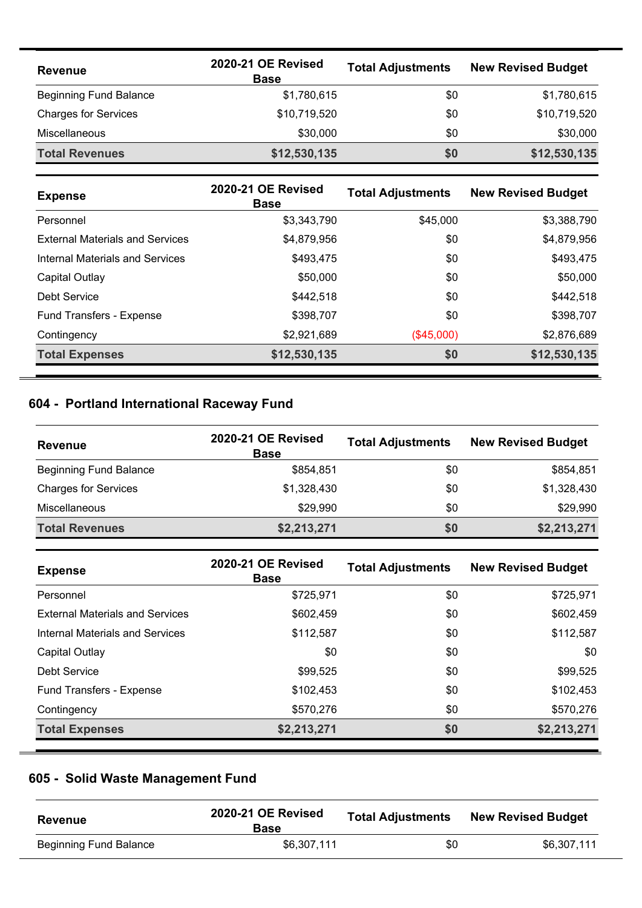| Revenue | 2020-21 OE Revised Base | Total Adjustments | New Revised Budget |
|---|---|---|---|
| Beginning Fund Balance | $1,780,615 | $0 | $1,780,615 |
| Charges for Services | $10,719,520 | $0 | $10,719,520 |
| Miscellaneous | $30,000 | $0 | $30,000 |
| **Total Revenues** | **$12,530,135** | **$0** | **$12,530,135** |

| Expense | 2020-21 OE Revised Base | Total Adjustments | New Revised Budget |
|---|---|---|---|
| Personnel | $3,343,790 | $45,000 | $3,388,790 |
| External Materials and Services | $4,879,956 | $0 | $4,879,956 |
| Internal Materials and Services | $493,475 | $0 | $493,475 |
| Capital Outlay | $50,000 | $0 | $50,000 |
| Debt Service | $442,518 | $0 | $442,518 |
| Fund Transfers - Expense | $398,707 | $0 | $398,707 |
| Contingency | $2,921,689 | ($45,000) | $2,876,689 |
| **Total Expenses** | **$12,530,135** | **$0** | **$12,530,135** |

## 604 - Portland International Raceway Fund

| Revenue | 2020-21 OE Revised Base | Total Adjustments | New Revised Budget |
|---|---|---|---|
| Beginning Fund Balance | $854,851 | $0 | $854,851 |
| Charges for Services | $1,328,430 | $0 | $1,328,430 |
| Miscellaneous | $29,990 | $0 | $29,990 |
| **Total Revenues** | **$2,213,271** | **$0** | **$2,213,271** |

| Expense | 2020-21 OE Revised Base | Total Adjustments | New Revised Budget |
|---|---|---|---|
| Personnel | $725,971 | $0 | $725,971 |
| External Materials and Services | $602,459 | $0 | $602,459 |
| Internal Materials and Services | $112,587 | $0 | $112,587 |
| Capital Outlay | $0 | $0 | $0 |
| Debt Service | $99,525 | $0 | $99,525 |
| Fund Transfers - Expense | $102,453 | $0 | $102,453 |
| Contingency | $570,276 | $0 | $570,276 |
| **Total Expenses** | **$2,213,271** | **$0** | **$2,213,271** |

## 605 - Solid Waste Management Fund

| Revenue | 2020-21 OE Revised Base | Total Adjustments | New Revised Budget |
|---|---|---|---|
| Beginning Fund Balance | $6,307,111 | $0 | $6,307,111 |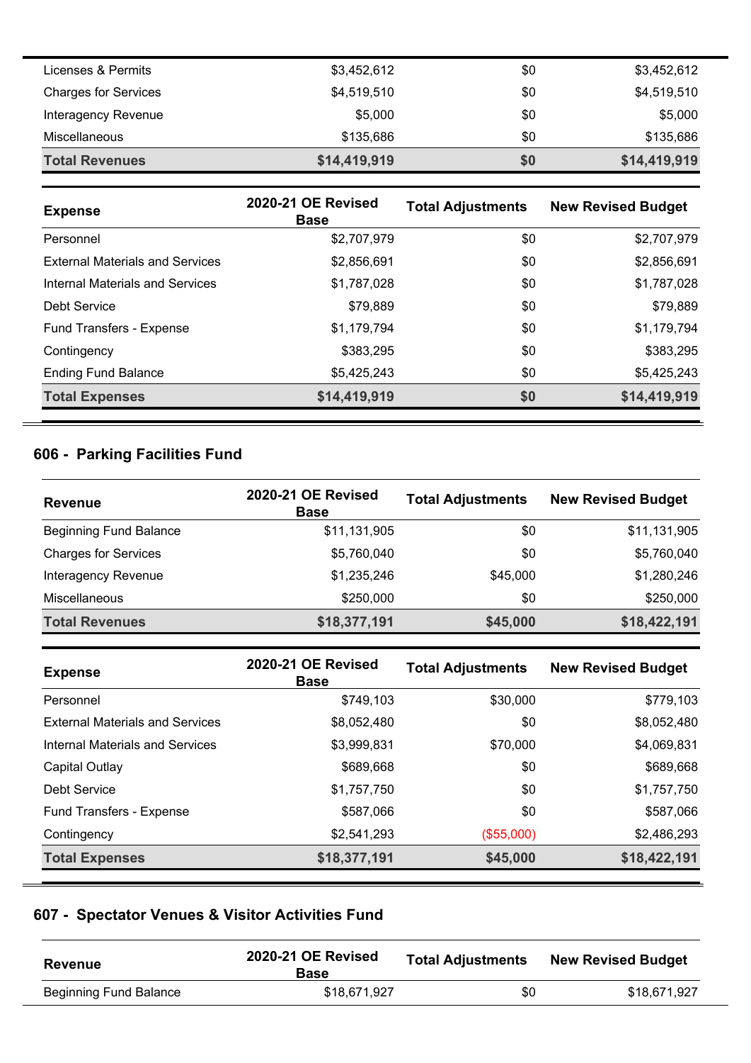| | | | |
|---|---|---|---|
| Licenses & Permits | $3,452,612 | $0 | $3,452,612 |
| Charges for Services | $4,519,510 | $0 | $4,519,510 |
| Interagency Revenue | $5,000 | $0 | $5,000 |
| Miscellaneous | $135,686 | $0 | $135,686 |
| **Total Revenues** | **$14,419,919** | **$0** | **$14,419,919** |

| Expense | 2020-21 OE Revised Base | Total Adjustments | New Revised Budget |
|---|---|---|---|
| Personnel | $2,707,979 | $0 | $2,707,979 |
| External Materials and Services | $2,856,691 | $0 | $2,856,691 |
| Internal Materials and Services | $1,787,028 | $0 | $1,787,028 |
| Debt Service | $79,889 | $0 | $79,889 |
| Fund Transfers - Expense | $1,179,794 | $0 | $1,179,794 |
| Contingency | $383,295 | $0 | $383,295 |
| Ending Fund Balance | $5,425,243 | $0 | $5,425,243 |
| **Total Expenses** | **$14,419,919** | **$0** | **$14,419,919** |

## 606 - Parking Facilities Fund

| Revenue | 2020-21 OE Revised Base | Total Adjustments | New Revised Budget |
|---|---|---|---|
| Beginning Fund Balance | $11,131,905 | $0 | $11,131,905 |
| Charges for Services | $5,760,040 | $0 | $5,760,040 |
| Interagency Revenue | $1,235,246 | $45,000 | $1,280,246 |
| Miscellaneous | $250,000 | $0 | $250,000 |
| **Total Revenues** | **$18,377,191** | **$45,000** | **$18,422,191** |

| Expense | 2020-21 OE Revised Base | Total Adjustments | New Revised Budget |
|---|---|---|---|
| Personnel | $749,103 | $30,000 | $779,103 |
| External Materials and Services | $8,052,480 | $0 | $8,052,480 |
| Internal Materials and Services | $3,999,831 | $70,000 | $4,069,831 |
| Capital Outlay | $689,668 | $0 | $689,668 |
| Debt Service | $1,757,750 | $0 | $1,757,750 |
| Fund Transfers - Expense | $587,066 | $0 | $587,066 |
| Contingency | $2,541,293 | ($55,000) | $2,486,293 |
| **Total Expenses** | **$18,377,191** | **$45,000** | **$18,422,191** |

## 607 - Spectator Venues & Visitor Activities Fund

| Revenue | 2020-21 OE Revised Base | Total Adjustments | New Revised Budget |
|---|---|---|---|
| Beginning Fund Balance | $18,671,927 | $0 | $18,671,927 |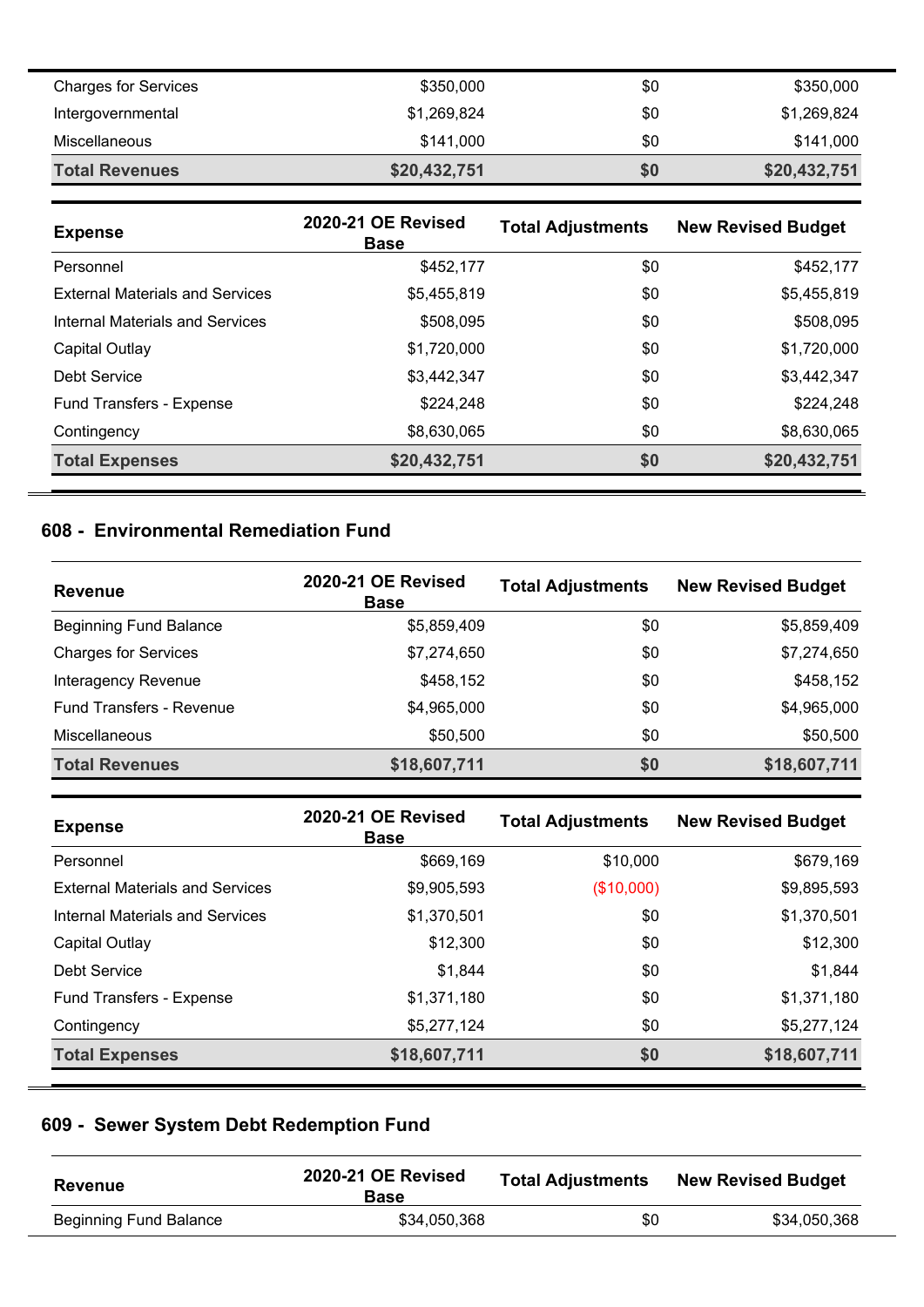| | | | |
|---|---|---|---|
| Charges for Services | $350,000 | $0 | $350,000 |
| Intergovernmental | $1,269,824 | $0 | $1,269,824 |
| Miscellaneous | $141,000 | $0 | $141,000 |
| **Total Revenues** | **$20,432,751** | **$0** | **$20,432,751** |

| Expense | 2020-21 OE Revised Base | Total Adjustments | New Revised Budget |
|---|---|---|---|
| Personnel | $452,177 | $0 | $452,177 |
| External Materials and Services | $5,455,819 | $0 | $5,455,819 |
| Internal Materials and Services | $508,095 | $0 | $508,095 |
| Capital Outlay | $1,720,000 | $0 | $1,720,000 |
| Debt Service | $3,442,347 | $0 | $3,442,347 |
| Fund Transfers - Expense | $224,248 | $0 | $224,248 |
| Contingency | $8,630,065 | $0 | $8,630,065 |
| **Total Expenses** | **$20,432,751** | **$0** | **$20,432,751** |

## 608 - Environmental Remediation Fund

| Revenue | 2020-21 OE Revised Base | Total Adjustments | New Revised Budget |
|---|---|---|---|
| Beginning Fund Balance | $5,859,409 | $0 | $5,859,409 |
| Charges for Services | $7,274,650 | $0 | $7,274,650 |
| Interagency Revenue | $458,152 | $0 | $458,152 |
| Fund Transfers - Revenue | $4,965,000 | $0 | $4,965,000 |
| Miscellaneous | $50,500 | $0 | $50,500 |
| **Total Revenues** | **$18,607,711** | **$0** | **$18,607,711** |

| Expense | 2020-21 OE Revised Base | Total Adjustments | New Revised Budget |
|---|---|---|---|
| Personnel | $669,169 | $10,000 | $679,169 |
| External Materials and Services | $9,905,593 | ($10,000) | $9,895,593 |
| Internal Materials and Services | $1,370,501 | $0 | $1,370,501 |
| Capital Outlay | $12,300 | $0 | $12,300 |
| Debt Service | $1,844 | $0 | $1,844 |
| Fund Transfers - Expense | $1,371,180 | $0 | $1,371,180 |
| Contingency | $5,277,124 | $0 | $5,277,124 |
| **Total Expenses** | **$18,607,711** | **$0** | **$18,607,711** |

## 609 - Sewer System Debt Redemption Fund

| Revenue | 2020-21 OE Revised Base | Total Adjustments | New Revised Budget |
|---|---|---|---|
| Beginning Fund Balance | $34,050,368 | $0 | $34,050,368 |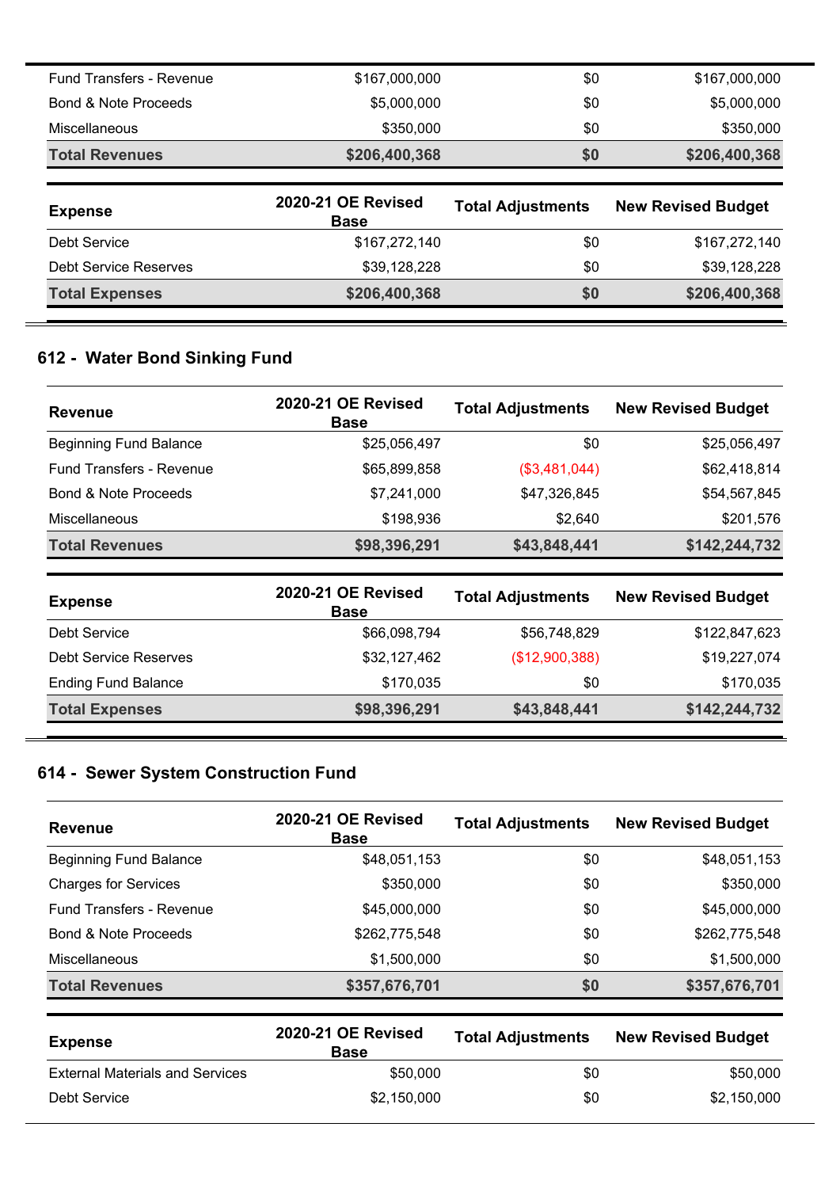| Revenue | 2020-21 OE Revised Base | Total Adjustments | New Revised Budget |
|---|---|---|---|
| Fund Transfers - Revenue | $167,000,000 | $0 | $167,000,000 |
| Bond & Note Proceeds | $5,000,000 | $0 | $5,000,000 |
| Miscellaneous | $350,000 | $0 | $350,000 |
| **Total Revenues** | **$206,400,368** | **$0** | **$206,400,368** |

| Expense | 2020-21 OE Revised Base | Total Adjustments | New Revised Budget |
|---|---|---|---|
| Debt Service | $167,272,140 | $0 | $167,272,140 |
| Debt Service Reserves | $39,128,228 | $0 | $39,128,228 |
| **Total Expenses** | **$206,400,368** | **$0** | **$206,400,368** |

## 612 - Water Bond Sinking Fund

| Revenue | 2020-21 OE Revised Base | Total Adjustments | New Revised Budget |
|---|---|---|---|
| Beginning Fund Balance | $25,056,497 | $0 | $25,056,497 |
| Fund Transfers - Revenue | $65,899,858 | ($3,481,044) | $62,418,814 |
| Bond & Note Proceeds | $7,241,000 | $47,326,845 | $54,567,845 |
| Miscellaneous | $198,936 | $2,640 | $201,576 |
| **Total Revenues** | **$98,396,291** | **$43,848,441** | **$142,244,732** |

| Expense | 2020-21 OE Revised Base | Total Adjustments | New Revised Budget |
|---|---|---|---|
| Debt Service | $66,098,794 | $56,748,829 | $122,847,623 |
| Debt Service Reserves | $32,127,462 | ($12,900,388) | $19,227,074 |
| Ending Fund Balance | $170,035 | $0 | $170,035 |
| **Total Expenses** | **$98,396,291** | **$43,848,441** | **$142,244,732** |

## 614 - Sewer System Construction Fund

| Revenue | 2020-21 OE Revised Base | Total Adjustments | New Revised Budget |
|---|---|---|---|
| Beginning Fund Balance | $48,051,153 | $0 | $48,051,153 |
| Charges for Services | $350,000 | $0 | $350,000 |
| Fund Transfers - Revenue | $45,000,000 | $0 | $45,000,000 |
| Bond & Note Proceeds | $262,775,548 | $0 | $262,775,548 |
| Miscellaneous | $1,500,000 | $0 | $1,500,000 |
| **Total Revenues** | **$357,676,701** | **$0** | **$357,676,701** |

| Expense | 2020-21 OE Revised Base | Total Adjustments | New Revised Budget |
|---|---|---|---|
| External Materials and Services | $50,000 | $0 | $50,000 |
| Debt Service | $2,150,000 | $0 | $2,150,000 |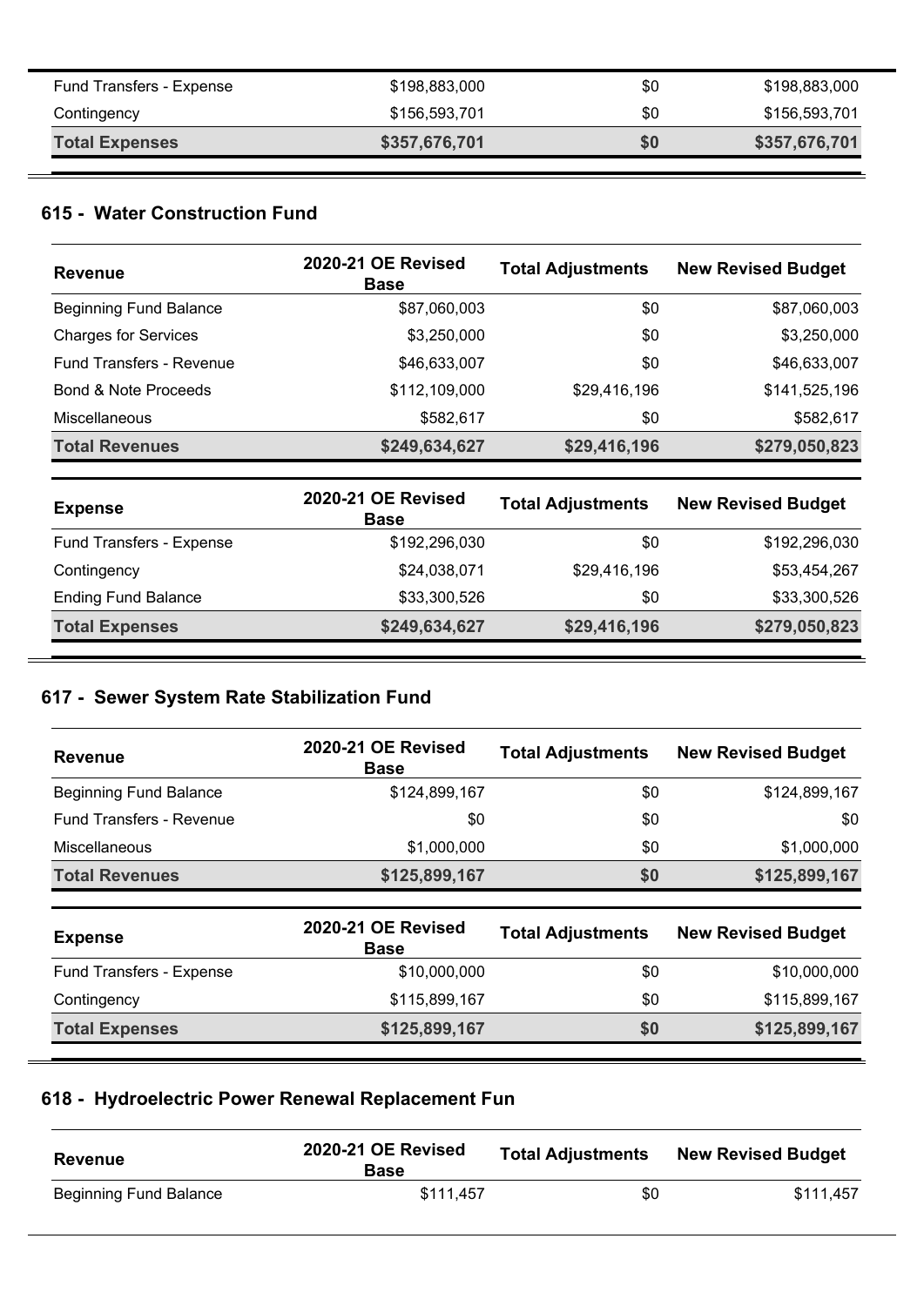| Expense | 2020-21 OE Revised Base | Total Adjustments | New Revised Budget |
| --- | --- | --- | --- |
| Fund Transfers - Expense | $198,883,000 | $0 | $198,883,000 |
| Contingency | $156,593,701 | $0 | $156,593,701 |
| **Total Expenses** | **$357,676,701** | **$0** | **$357,676,701** |

## 615 - Water Construction Fund

| Revenue | 2020-21 OE Revised Base | Total Adjustments | New Revised Budget |
| --- | --- | --- | --- |
| Beginning Fund Balance | $87,060,003 | $0 | $87,060,003 |
| Charges for Services | $3,250,000 | $0 | $3,250,000 |
| Fund Transfers - Revenue | $46,633,007 | $0 | $46,633,007 |
| Bond & Note Proceeds | $112,109,000 | $29,416,196 | $141,525,196 |
| Miscellaneous | $582,617 | $0 | $582,617 |
| **Total Revenues** | **$249,634,627** | **$29,416,196** | **$279,050,823** |

| Expense | 2020-21 OE Revised Base | Total Adjustments | New Revised Budget |
| --- | --- | --- | --- |
| Fund Transfers - Expense | $192,296,030 | $0 | $192,296,030 |
| Contingency | $24,038,071 | $29,416,196 | $53,454,267 |
| Ending Fund Balance | $33,300,526 | $0 | $33,300,526 |
| **Total Expenses** | **$249,634,627** | **$29,416,196** | **$279,050,823** |

## 617 - Sewer System Rate Stabilization Fund

| Revenue | 2020-21 OE Revised Base | Total Adjustments | New Revised Budget |
| --- | --- | --- | --- |
| Beginning Fund Balance | $124,899,167 | $0 | $124,899,167 |
| Fund Transfers - Revenue | $0 | $0 | $0 |
| Miscellaneous | $1,000,000 | $0 | $1,000,000 |
| **Total Revenues** | **$125,899,167** | **$0** | **$125,899,167** |

| Expense | 2020-21 OE Revised Base | Total Adjustments | New Revised Budget |
| --- | --- | --- | --- |
| Fund Transfers - Expense | $10,000,000 | $0 | $10,000,000 |
| Contingency | $115,899,167 | $0 | $115,899,167 |
| **Total Expenses** | **$125,899,167** | **$0** | **$125,899,167** |

## 618 - Hydroelectric Power Renewal Replacement Fun

| Revenue | 2020-21 OE Revised Base | Total Adjustments | New Revised Budget |
| --- | --- | --- | --- |
| Beginning Fund Balance | $111,457 | $0 | $111,457 |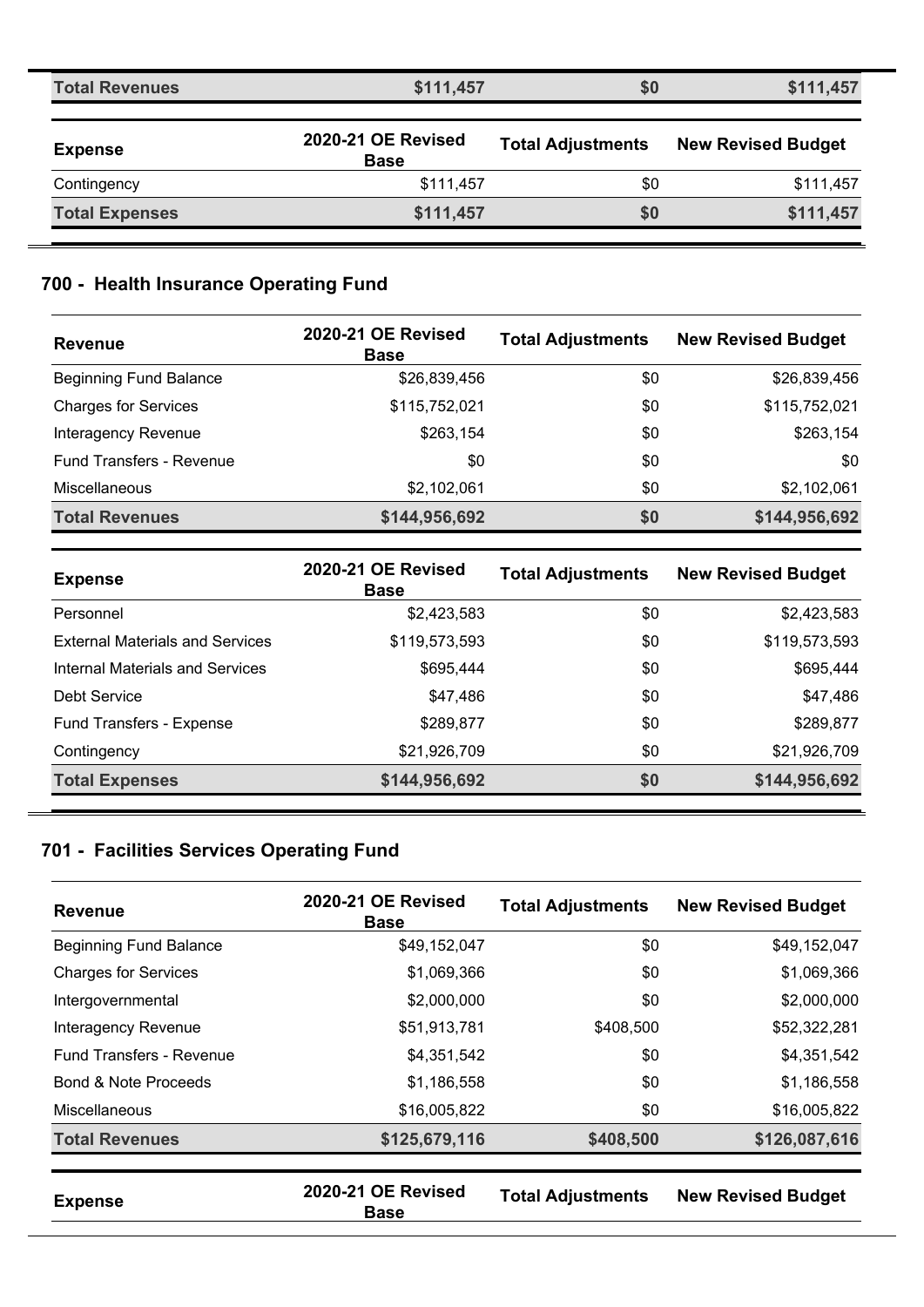| Total Revenues | $111,457 | $0 | $111,457 |
|---|---|---|---|

| Expense | 2020-21 OE Revised Base | Total Adjustments | New Revised Budget |
|---|---|---|---|
| Contingency | $111,457 | $0 | $111,457 |
| **Total Expenses** | **$111,457** | **$0** | **$111,457** |

## 700 - Health Insurance Operating Fund

| Revenue | 2020-21 OE Revised Base | Total Adjustments | New Revised Budget |
|---|---|---|---|
| Beginning Fund Balance | $26,839,456 | $0 | $26,839,456 |
| Charges for Services | $115,752,021 | $0 | $115,752,021 |
| Interagency Revenue | $263,154 | $0 | $263,154 |
| Fund Transfers - Revenue | $0 | $0 | $0 |
| Miscellaneous | $2,102,061 | $0 | $2,102,061 |
| **Total Revenues** | **$144,956,692** | **$0** | **$144,956,692** |

| Expense | 2020-21 OE Revised Base | Total Adjustments | New Revised Budget |
|---|---|---|---|
| Personnel | $2,423,583 | $0 | $2,423,583 |
| External Materials and Services | $119,573,593 | $0 | $119,573,593 |
| Internal Materials and Services | $695,444 | $0 | $695,444 |
| Debt Service | $47,486 | $0 | $47,486 |
| Fund Transfers - Expense | $289,877 | $0 | $289,877 |
| Contingency | $21,926,709 | $0 | $21,926,709 |
| **Total Expenses** | **$144,956,692** | **$0** | **$144,956,692** |

## 701 - Facilities Services Operating Fund

| Revenue | 2020-21 OE Revised Base | Total Adjustments | New Revised Budget |
|---|---|---|---|
| Beginning Fund Balance | $49,152,047 | $0 | $49,152,047 |
| Charges for Services | $1,069,366 | $0 | $1,069,366 |
| Intergovernmental | $2,000,000 | $0 | $2,000,000 |
| Interagency Revenue | $51,913,781 | $408,500 | $52,322,281 |
| Fund Transfers - Revenue | $4,351,542 | $0 | $4,351,542 |
| Bond & Note Proceeds | $1,186,558 | $0 | $1,186,558 |
| Miscellaneous | $16,005,822 | $0 | $16,005,822 |
| **Total Revenues** | **$125,679,116** | **$408,500** | **$126,087,616** |

| Expense | 2020-21 OE Revised Base | Total Adjustments | New Revised Budget |
|---|---|---|---|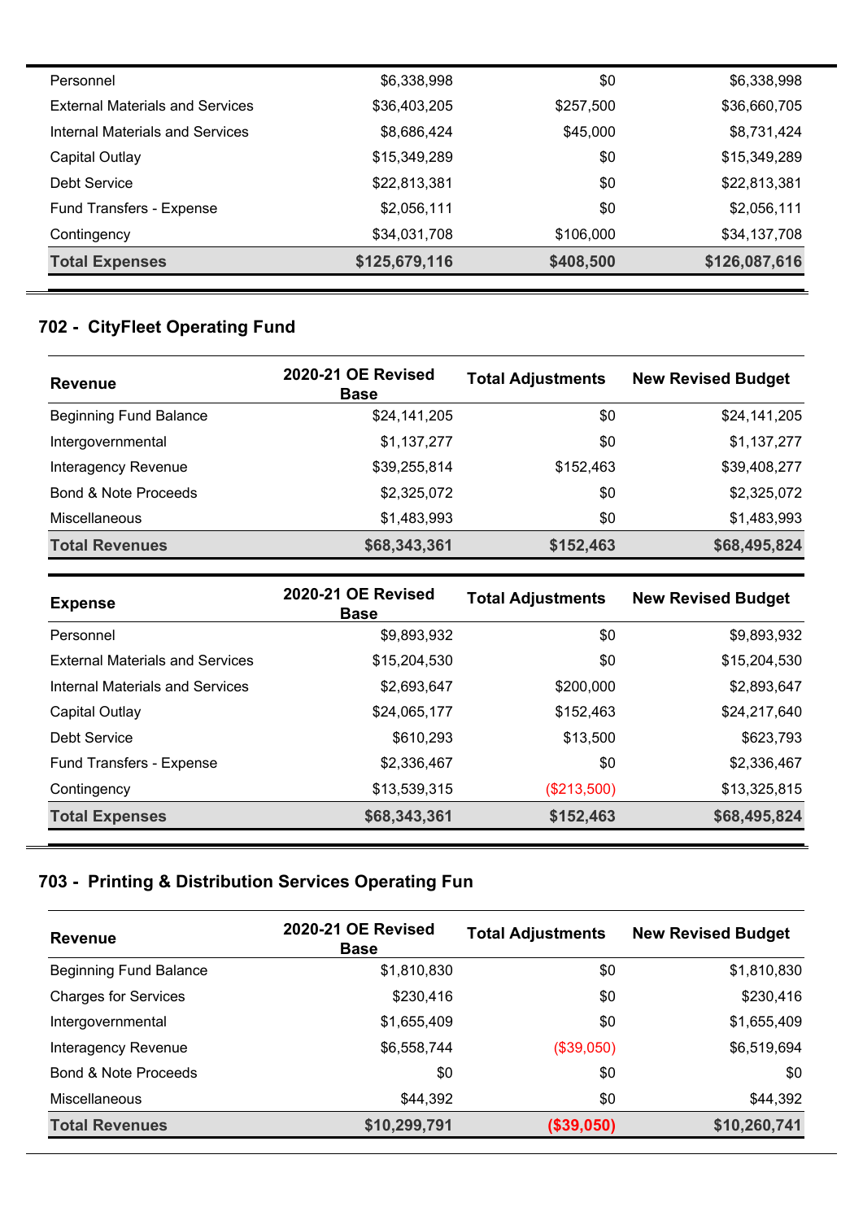| | | | |
|---|---|---|---|
| Personnel | $6,338,998 | $0 | $6,338,998 |
| External Materials and Services | $36,403,205 | $257,500 | $36,660,705 |
| Internal Materials and Services | $8,686,424 | $45,000 | $8,731,424 |
| Capital Outlay | $15,349,289 | $0 | $15,349,289 |
| Debt Service | $22,813,381 | $0 | $22,813,381 |
| Fund Transfers - Expense | $2,056,111 | $0 | $2,056,111 |
| Contingency | $34,031,708 | $106,000 | $34,137,708 |
| **Total Expenses** | **$125,679,116** | **$408,500** | **$126,087,616** |

## 702 - CityFleet Operating Fund

| Revenue | 2020-21 OE Revised Base | Total Adjustments | New Revised Budget |
|---|---|---|---|
| Beginning Fund Balance | $24,141,205 | $0 | $24,141,205 |
| Intergovernmental | $1,137,277 | $0 | $1,137,277 |
| Interagency Revenue | $39,255,814 | $152,463 | $39,408,277 |
| Bond & Note Proceeds | $2,325,072 | $0 | $2,325,072 |
| Miscellaneous | $1,483,993 | $0 | $1,483,993 |
| **Total Revenues** | **$68,343,361** | **$152,463** | **$68,495,824** |

| Expense | 2020-21 OE Revised Base | Total Adjustments | New Revised Budget |
|---|---|---|---|
| Personnel | $9,893,932 | $0 | $9,893,932 |
| External Materials and Services | $15,204,530 | $0 | $15,204,530 |
| Internal Materials and Services | $2,693,647 | $200,000 | $2,893,647 |
| Capital Outlay | $24,065,177 | $152,463 | $24,217,640 |
| Debt Service | $610,293 | $13,500 | $623,793 |
| Fund Transfers - Expense | $2,336,467 | $0 | $2,336,467 |
| Contingency | $13,539,315 | ($213,500) | $13,325,815 |
| **Total Expenses** | **$68,343,361** | **$152,463** | **$68,495,824** |

## 703 - Printing & Distribution Services Operating Fun

| Revenue | 2020-21 OE Revised Base | Total Adjustments | New Revised Budget |
|---|---|---|---|
| Beginning Fund Balance | $1,810,830 | $0 | $1,810,830 |
| Charges for Services | $230,416 | $0 | $230,416 |
| Intergovernmental | $1,655,409 | $0 | $1,655,409 |
| Interagency Revenue | $6,558,744 | ($39,050) | $6,519,694 |
| Bond & Note Proceeds | $0 | $0 | $0 |
| Miscellaneous | $44,392 | $0 | $44,392 |
| **Total Revenues** | **$10,299,791** | **($39,050)** | **$10,260,741** |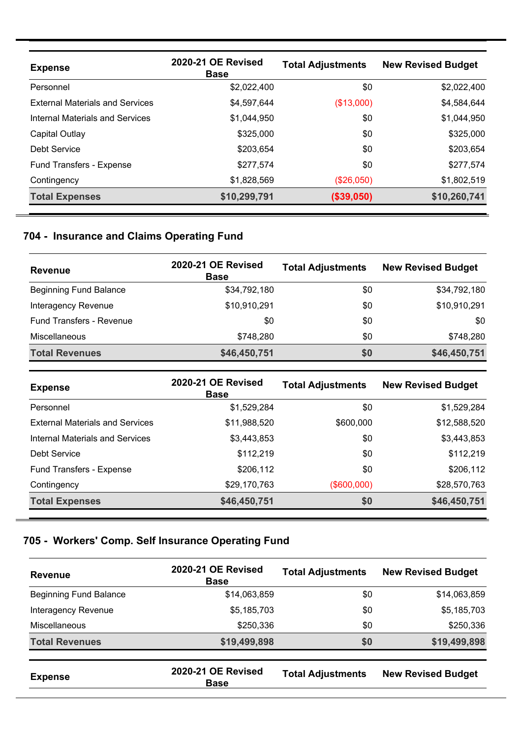| Expense | 2020-21 OE Revised Base | Total Adjustments | New Revised Budget |
|---|---|---|---|
| Personnel | $2,022,400 | $0 | $2,022,400 |
| External Materials and Services | $4,597,644 | ($13,000) | $4,584,644 |
| Internal Materials and Services | $1,044,950 | $0 | $1,044,950 |
| Capital Outlay | $325,000 | $0 | $325,000 |
| Debt Service | $203,654 | $0 | $203,654 |
| Fund Transfers - Expense | $277,574 | $0 | $277,574 |
| Contingency | $1,828,569 | ($26,050) | $1,802,519 |
| **Total Expenses** | **$10,299,791** | **($39,050)** | **$10,260,741** |

## 704 - Insurance and Claims Operating Fund

| Revenue | 2020-21 OE Revised Base | Total Adjustments | New Revised Budget |
|---|---|---|---|
| Beginning Fund Balance | $34,792,180 | $0 | $34,792,180 |
| Interagency Revenue | $10,910,291 | $0 | $10,910,291 |
| Fund Transfers - Revenue | $0 | $0 | $0 |
| Miscellaneous | $748,280 | $0 | $748,280 |
| **Total Revenues** | **$46,450,751** | **$0** | **$46,450,751** |

| Expense | 2020-21 OE Revised Base | Total Adjustments | New Revised Budget |
|---|---|---|---|
| Personnel | $1,529,284 | $0 | $1,529,284 |
| External Materials and Services | $11,988,520 | $600,000 | $12,588,520 |
| Internal Materials and Services | $3,443,853 | $0 | $3,443,853 |
| Debt Service | $112,219 | $0 | $112,219 |
| Fund Transfers - Expense | $206,112 | $0 | $206,112 |
| Contingency | $29,170,763 | ($600,000) | $28,570,763 |
| **Total Expenses** | **$46,450,751** | **$0** | **$46,450,751** |

## 705 - Workers' Comp. Self Insurance Operating Fund

| Revenue | 2020-21 OE Revised Base | Total Adjustments | New Revised Budget |
|---|---|---|---|
| Beginning Fund Balance | $14,063,859 | $0 | $14,063,859 |
| Interagency Revenue | $5,185,703 | $0 | $5,185,703 |
| Miscellaneous | $250,336 | $0 | $250,336 |
| **Total Revenues** | **$19,499,898** | **$0** | **$19,499,898** |

| Expense | 2020-21 OE Revised Base | Total Adjustments | New Revised Budget |
|---|---|---|---|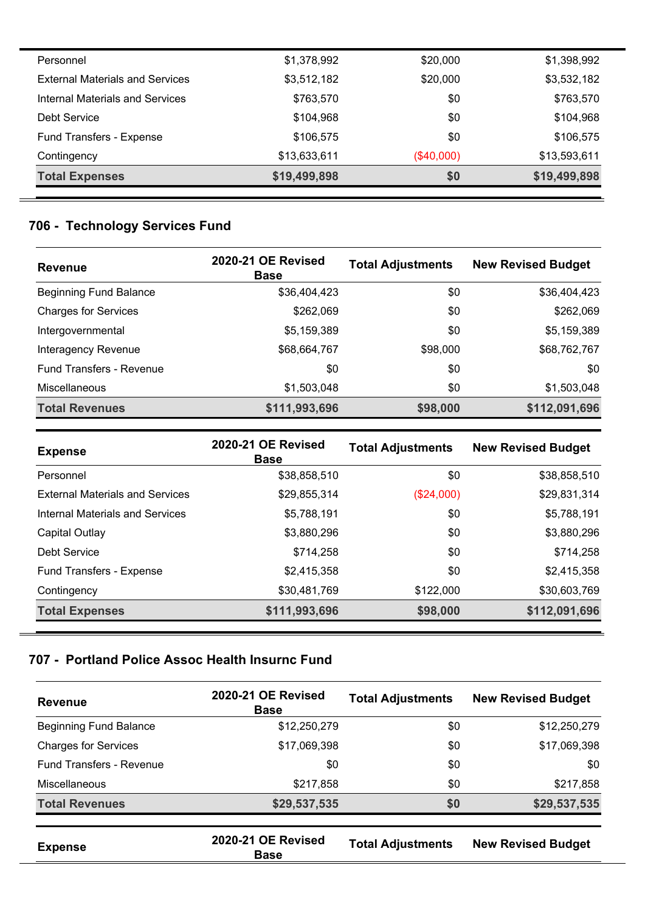| | | | |
|---|---|---|---|
| Personnel | $1,378,992 | $20,000 | $1,398,992 |
| External Materials and Services | $3,512,182 | $20,000 | $3,532,182 |
| Internal Materials and Services | $763,570 | $0 | $763,570 |
| Debt Service | $104,968 | $0 | $104,968 |
| Fund Transfers - Expense | $106,575 | $0 | $106,575 |
| Contingency | $13,633,611 | ($40,000) | $13,593,611 |
| **Total Expenses** | **$19,499,898** | **$0** | **$19,499,898** |

## 706 - Technology Services Fund

| Revenue | 2020-21 OE Revised Base | Total Adjustments | New Revised Budget |
|---|---|---|---|
| Beginning Fund Balance | $36,404,423 | $0 | $36,404,423 |
| Charges for Services | $262,069 | $0 | $262,069 |
| Intergovernmental | $5,159,389 | $0 | $5,159,389 |
| Interagency Revenue | $68,664,767 | $98,000 | $68,762,767 |
| Fund Transfers - Revenue | $0 | $0 | $0 |
| Miscellaneous | $1,503,048 | $0 | $1,503,048 |
| **Total Revenues** | **$111,993,696** | **$98,000** | **$112,091,696** |

| Expense | 2020-21 OE Revised Base | Total Adjustments | New Revised Budget |
|---|---|---|---|
| Personnel | $38,858,510 | $0 | $38,858,510 |
| External Materials and Services | $29,855,314 | ($24,000) | $29,831,314 |
| Internal Materials and Services | $5,788,191 | $0 | $5,788,191 |
| Capital Outlay | $3,880,296 | $0 | $3,880,296 |
| Debt Service | $714,258 | $0 | $714,258 |
| Fund Transfers - Expense | $2,415,358 | $0 | $2,415,358 |
| Contingency | $30,481,769 | $122,000 | $30,603,769 |
| **Total Expenses** | **$111,993,696** | **$98,000** | **$112,091,696** |

## 707 - Portland Police Assoc Health Insurnc Fund

| Revenue | 2020-21 OE Revised Base | Total Adjustments | New Revised Budget |
|---|---|---|---|
| Beginning Fund Balance | $12,250,279 | $0 | $12,250,279 |
| Charges for Services | $17,069,398 | $0 | $17,069,398 |
| Fund Transfers - Revenue | $0 | $0 | $0 |
| Miscellaneous | $217,858 | $0 | $217,858 |
| **Total Revenues** | **$29,537,535** | **$0** | **$29,537,535** |

| Expense | 2020-21 OE Revised Base | Total Adjustments | New Revised Budget |
|---|---|---|---|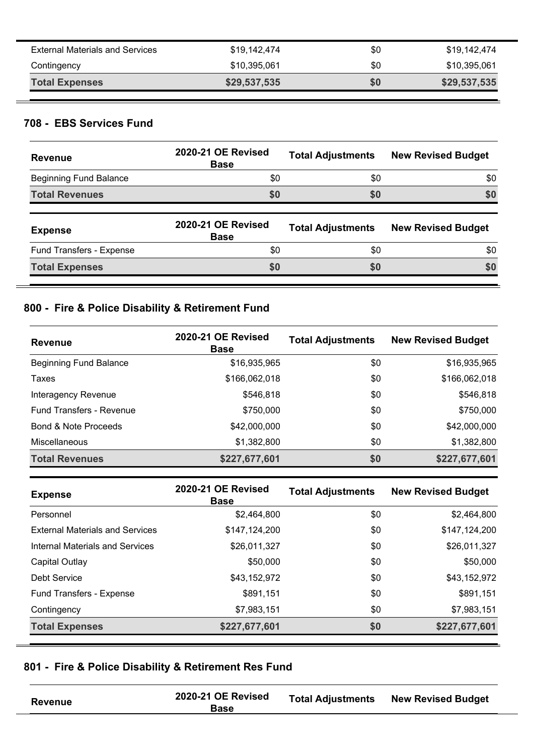| | | | |
|---|---|---|---|
| External Materials and Services | $19,142,474 | $0 | $19,142,474 |
| Contingency | $10,395,061 | $0 | $10,395,061 |
| **Total Expenses** | **$29,537,535** | **$0** | **$29,537,535** |

### 708 - EBS Services Fund

| Revenue | 2020-21 OE Revised Base | Total Adjustments | New Revised Budget |
|---|---|---|---|
| Beginning Fund Balance | $0 | $0 | $0 |
| **Total Revenues** | **$0** | **$0** | **$0** |

| Expense | 2020-21 OE Revised Base | Total Adjustments | New Revised Budget |
|---|---|---|---|
| Fund Transfers - Expense | $0 | $0 | $0 |
| **Total Expenses** | **$0** | **$0** | **$0** |

### 800 - Fire & Police Disability & Retirement Fund

| Revenue | 2020-21 OE Revised Base | Total Adjustments | New Revised Budget |
|---|---|---|---|
| Beginning Fund Balance | $16,935,965 | $0 | $16,935,965 |
| Taxes | $166,062,018 | $0 | $166,062,018 |
| Interagency Revenue | $546,818 | $0 | $546,818 |
| Fund Transfers - Revenue | $750,000 | $0 | $750,000 |
| Bond & Note Proceeds | $42,000,000 | $0 | $42,000,000 |
| Miscellaneous | $1,382,800 | $0 | $1,382,800 |
| **Total Revenues** | **$227,677,601** | **$0** | **$227,677,601** |

| Expense | 2020-21 OE Revised Base | Total Adjustments | New Revised Budget |
|---|---|---|---|
| Personnel | $2,464,800 | $0 | $2,464,800 |
| External Materials and Services | $147,124,200 | $0 | $147,124,200 |
| Internal Materials and Services | $26,011,327 | $0 | $26,011,327 |
| Capital Outlay | $50,000 | $0 | $50,000 |
| Debt Service | $43,152,972 | $0 | $43,152,972 |
| Fund Transfers - Expense | $891,151 | $0 | $891,151 |
| Contingency | $7,983,151 | $0 | $7,983,151 |
| **Total Expenses** | **$227,677,601** | **$0** | **$227,677,601** |

### 801 - Fire & Police Disability & Retirement Res Fund

| Revenue | 2020-21 OE Revised Base | Total Adjustments | New Revised Budget |
|---|---|---|---|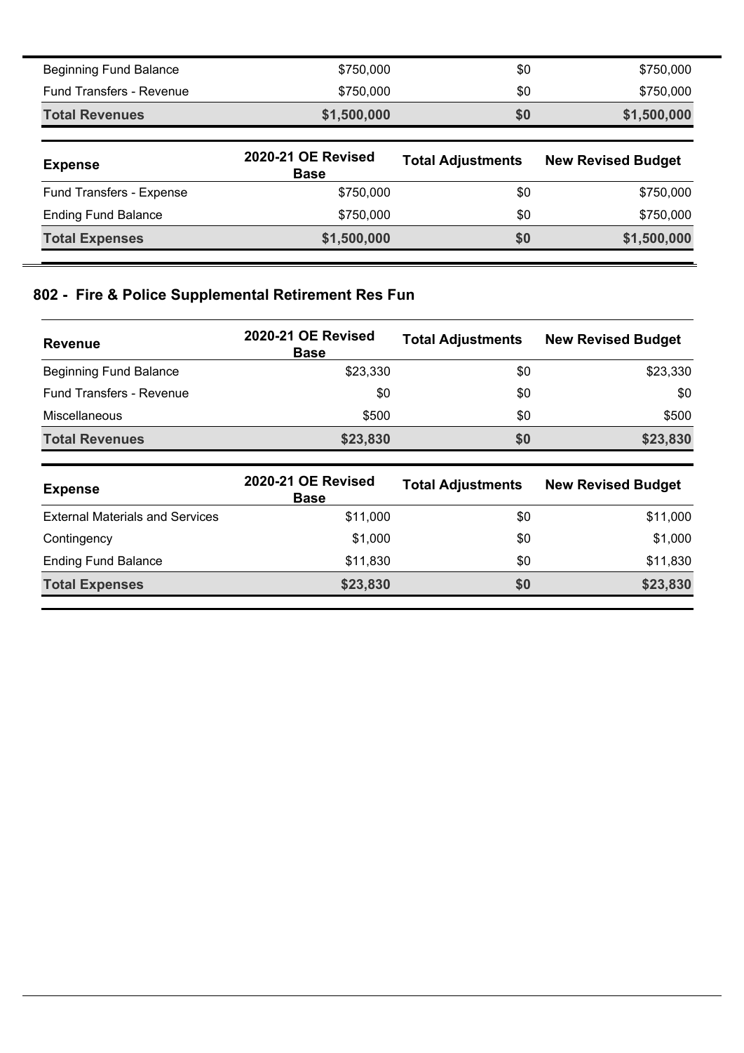| Revenue | 2020-21 OE Revised Base | Total Adjustments | New Revised Budget |
|---|---|---|---|
| Beginning Fund Balance | $750,000 | $0 | $750,000 |
| Fund Transfers - Revenue | $750,000 | $0 | $750,000 |
| **Total Revenues** | **$1,500,000** | **$0** | **$1,500,000** |

| Expense | 2020-21 OE Revised Base | Total Adjustments | New Revised Budget |
|---|---|---|---|
| Fund Transfers - Expense | $750,000 | $0 | $750,000 |
| Ending Fund Balance | $750,000 | $0 | $750,000 |
| **Total Expenses** | **$1,500,000** | **$0** | **$1,500,000** |

## 802 - Fire & Police Supplemental Retirement Res Fun

| Revenue | 2020-21 OE Revised Base | Total Adjustments | New Revised Budget |
|---|---|---|---|
| Beginning Fund Balance | $23,330 | $0 | $23,330 |
| Fund Transfers - Revenue | $0 | $0 | $0 |
| Miscellaneous | $500 | $0 | $500 |
| **Total Revenues** | **$23,830** | **$0** | **$23,830** |

| Expense | 2020-21 OE Revised Base | Total Adjustments | New Revised Budget |
|---|---|---|---|
| External Materials and Services | $11,000 | $0 | $11,000 |
| Contingency | $1,000 | $0 | $1,000 |
| Ending Fund Balance | $11,830 | $0 | $11,830 |
| **Total Expenses** | **$23,830** | **$0** | **$23,830** |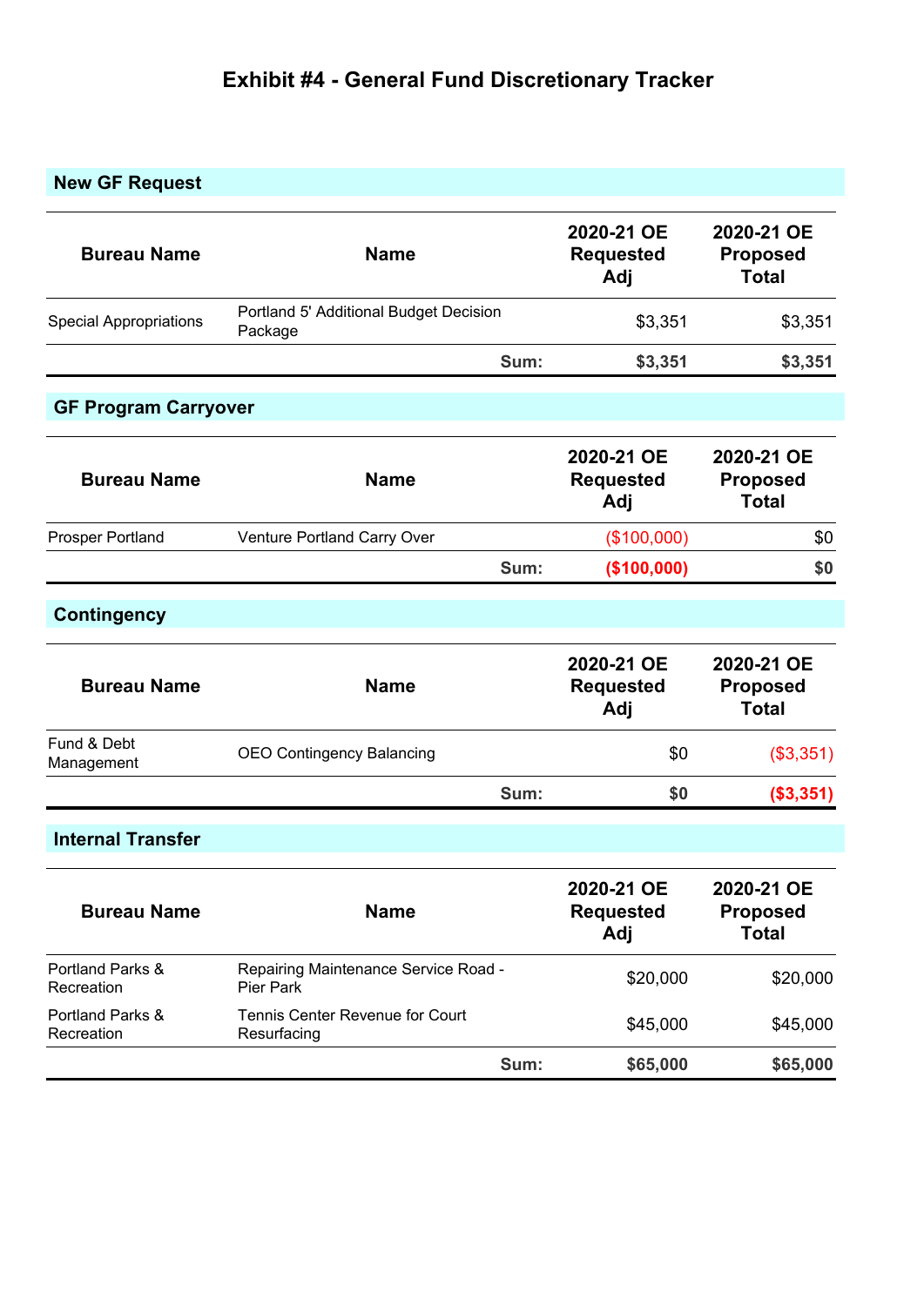# Exhibit #4 - General Fund Discretionary Tracker

## New GF Request

| Bureau Name | Name | 2020-21 OE Requested Adj | 2020-21 OE Proposed Total |
|---|---|---|---|
| Special Appropriations | Portland 5' Additional Budget Decision Package | $3,351 | $3,351 |
| | **Sum:** | **$3,351** | **$3,351** |

## GF Program Carryover

| Bureau Name | Name | 2020-21 OE Requested Adj | 2020-21 OE Proposed Total |
|---|---|---|---|
| Prosper Portland | Venture Portland Carry Over | ($100,000) | $0 |
| | **Sum:** | **($100,000)** | **$0** |

## Contingency

| Bureau Name | Name | 2020-21 OE Requested Adj | 2020-21 OE Proposed Total |
|---|---|---|---|
| Fund & Debt Management | OEO Contingency Balancing | $0 | ($3,351) |
| | **Sum:** | **$0** | **($3,351)** |

## Internal Transfer

| Bureau Name | Name | 2020-21 OE Requested Adj | 2020-21 OE Proposed Total |
|---|---|---|---|
| Portland Parks & Recreation | Repairing Maintenance Service Road - Pier Park | $20,000 | $20,000 |
| Portland Parks & Recreation | Tennis Center Revenue for Court Resurfacing | $45,000 | $45,000 |
| | **Sum:** | **$65,000** | **$65,000** |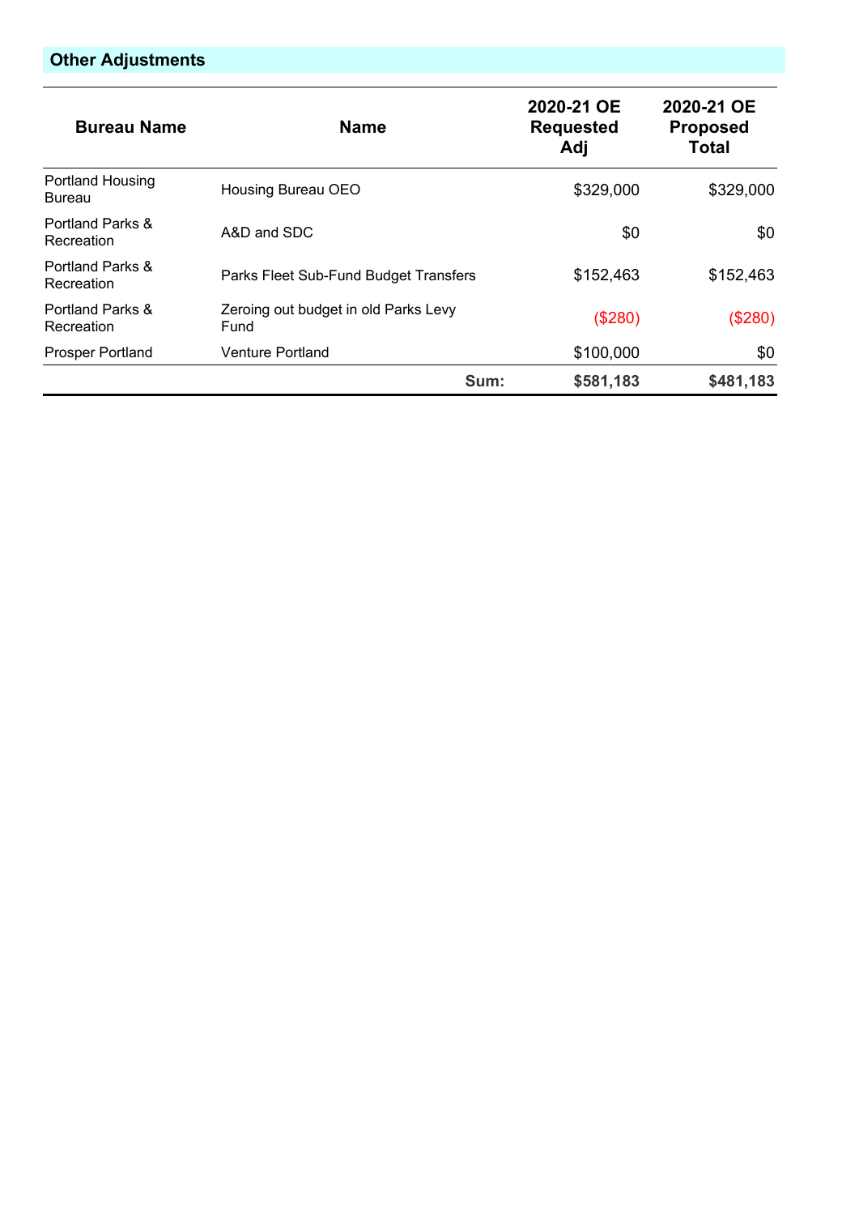## Other Adjustments

| Bureau Name | Name | 2020-21 OE Requested Adj | 2020-21 OE Proposed Total |
|---|---|---|---|
| Portland Housing Bureau | Housing Bureau OEO | $329,000 | $329,000 |
| Portland Parks & Recreation | A&D and SDC | $0 | $0 |
| Portland Parks & Recreation | Parks Fleet Sub-Fund Budget Transfers | $152,463 | $152,463 |
| Portland Parks & Recreation | Zeroing out budget in old Parks Levy Fund | ($280) | ($280) |
| Prosper Portland | Venture Portland | $100,000 | $0 |
| | **Sum:** | **$581,183** | **$481,183** |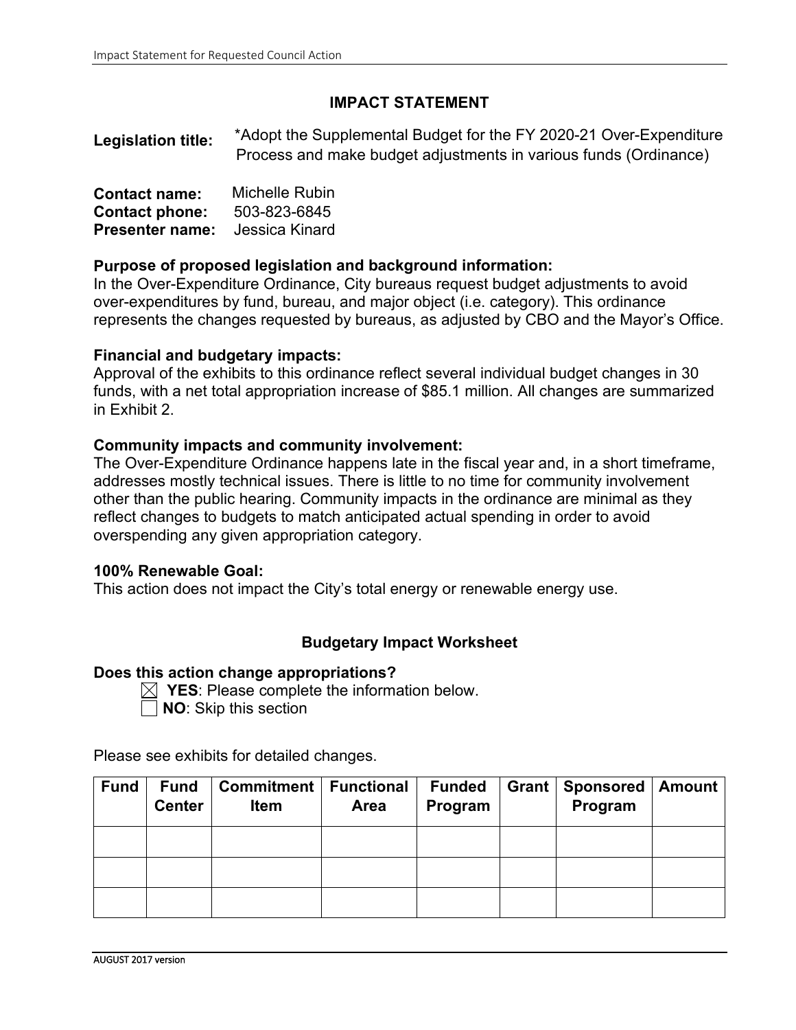# IMPACT STATEMENT

**Legislation title:** *Adopt the Supplemental Budget for the FY 2020-21 Over-Expenditure Process and make budget adjustments in various funds (Ordinance)

**Contact name:** Michelle Rubin
**Contact phone:** 503-823-6845
**Presenter name:** Jessica Kinard

### Purpose of proposed legislation and background information:

In the Over-Expenditure Ordinance, City bureaus request budget adjustments to avoid over-expenditures by fund, bureau, and major object (i.e. category). This ordinance represents the changes requested by bureaus, as adjusted by CBO and the Mayor's Office.

### Financial and budgetary impacts:

Approval of the exhibits to this ordinance reflect several individual budget changes in 30 funds, with a net total appropriation increase of $85.1 million. All changes are summarized in Exhibit 2.

### Community impacts and community involvement:

The Over-Expenditure Ordinance happens late in the fiscal year and, in a short timeframe, addresses mostly technical issues. There is little to no time for community involvement other than the public hearing. Community impacts in the ordinance are minimal as they reflect changes to budgets to match anticipated actual spending in order to avoid overspending any given appropriation category.

### 100% Renewable Goal:

This action does not impact the City's total energy or renewable energy use.

## Budgetary Impact Worksheet

**Does this action change appropriations?**

- ☒ **YES**: Please complete the information below.
- ☐ **NO**: Skip this section

Please see exhibits for detailed changes.

| Fund | Fund Center | Commitment Item | Functional Area | Funded Program | Grant | Sponsored Program | Amount |
|---|---|---|---|---|---|---|---|
| | | | | | | | |
| | | | | | | | |
| | | | | | | | |